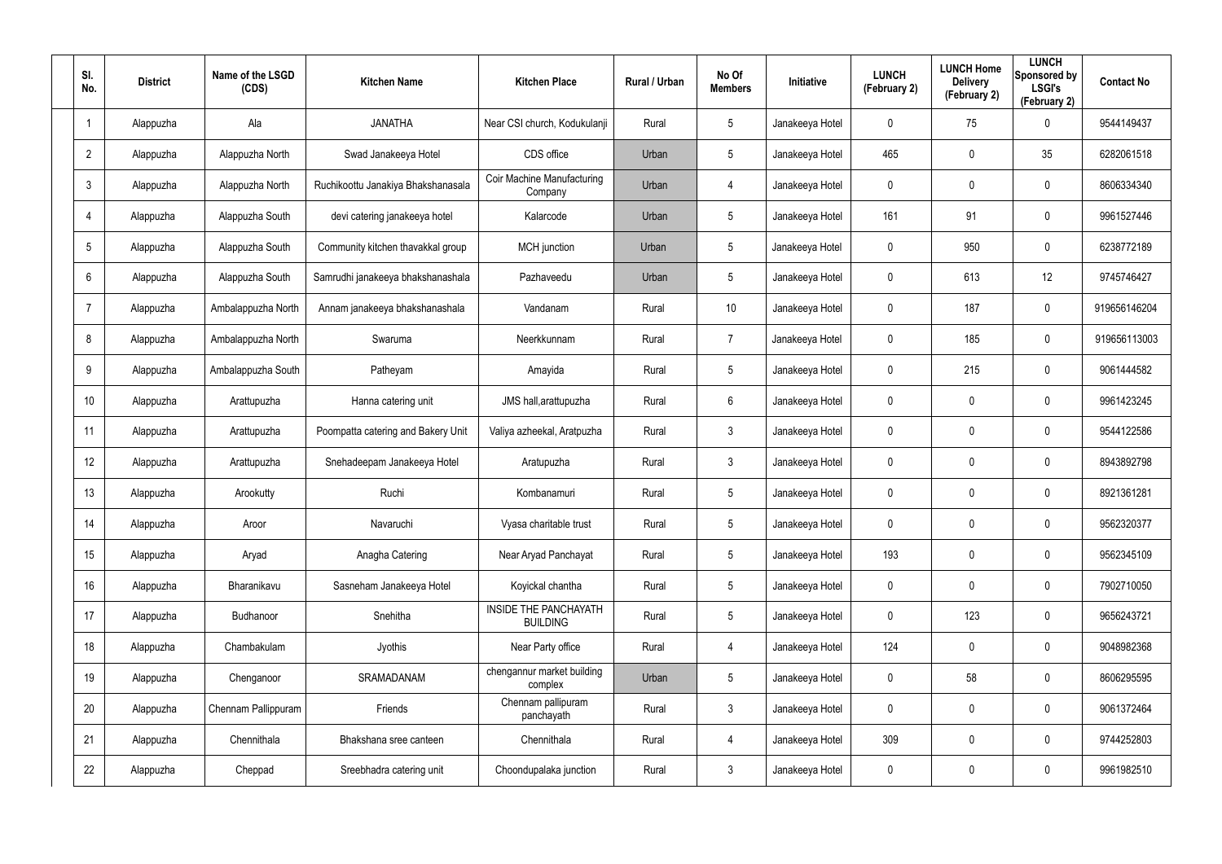| Sl. No. | District | Name of the LSGD (CDS) | Kitchen Name | Kitchen Place | Rural / Urban | No Of Members | Initiative | LUNCH (February 2) | LUNCH Home Delivery (February 2) | LUNCH Sponsored by LSGI's (February 2) | Contact No |
|---|---|---|---|---|---|---|---|---|---|---|---|
| 1 | Alappuzha | Ala | JANATHA | Near CSI church, Kodukulanji | Rural | 5 | Janakeeya Hotel | 0 | 75 | 0 | 9544149437 |
| 2 | Alappuzha | Alappuzha North | Swad Janakeeya Hotel | CDS office | Urban | 5 | Janakeeya Hotel | 465 | 0 | 35 | 6282061518 |
| 3 | Alappuzha | Alappuzha North | Ruchikoottu Janakiya Bhakshanasala | Coir Machine Manufacturing Company | Urban | 4 | Janakeeya Hotel | 0 | 0 | 0 | 8606334340 |
| 4 | Alappuzha | Alappuzha South | devi catering janakeeya hotel | Kalarcode | Urban | 5 | Janakeeya Hotel | 161 | 91 | 0 | 9961527446 |
| 5 | Alappuzha | Alappuzha South | Community kitchen thavakkal group | MCH junction | Urban | 5 | Janakeeya Hotel | 0 | 950 | 0 | 6238772189 |
| 6 | Alappuzha | Alappuzha South | Samrudhi janakeeya bhakshanashala | Pazhaveedu | Urban | 5 | Janakeeya Hotel | 0 | 613 | 12 | 9745746427 |
| 7 | Alappuzha | Ambalappuzha North | Annam janakeeya bhakshanashala | Vandanam | Rural | 10 | Janakeeya Hotel | 0 | 187 | 0 | 919656146204 |
| 8 | Alappuzha | Ambalappuzha North | Swaruma | Neerkkunnam | Rural | 7 | Janakeeya Hotel | 0 | 185 | 0 | 919656113003 |
| 9 | Alappuzha | Ambalappuzha South | Patheyam | Amayida | Rural | 5 | Janakeeya Hotel | 0 | 215 | 0 | 9061444582 |
| 10 | Alappuzha | Arattupuzha | Hanna catering unit | JMS hall,arattupuzha | Rural | 6 | Janakeeya Hotel | 0 | 0 | 0 | 9961423245 |
| 11 | Alappuzha | Arattupuzha | Poompatta catering and Bakery Unit | Valiya azheekal, Aratpuzha | Rural | 3 | Janakeeya Hotel | 0 | 0 | 0 | 9544122586 |
| 12 | Alappuzha | Arattupuzha | Snehadeepam Janakeeya Hotel | Aratupuzha | Rural | 3 | Janakeeya Hotel | 0 | 0 | 0 | 8943892798 |
| 13 | Alappuzha | Arookutty | Ruchi | Kombanamuri | Rural | 5 | Janakeeya Hotel | 0 | 0 | 0 | 8921361281 |
| 14 | Alappuzha | Aroor | Navaruchi | Vyasa charitable trust | Rural | 5 | Janakeeya Hotel | 0 | 0 | 0 | 9562320377 |
| 15 | Alappuzha | Aryad | Anagha Catering | Near Aryad Panchayat | Rural | 5 | Janakeeya Hotel | 193 | 0 | 0 | 9562345109 |
| 16 | Alappuzha | Bharanikavu | Sasneham Janakeeya Hotel | Koyickal chantha | Rural | 5 | Janakeeya Hotel | 0 | 0 | 0 | 7902710050 |
| 17 | Alappuzha | Budhanoor | Snehitha | INSIDE THE PANCHAYATH BUILDING | Rural | 5 | Janakeeya Hotel | 0 | 123 | 0 | 9656243721 |
| 18 | Alappuzha | Chambakulam | Jyothis | Near Party office | Rural | 4 | Janakeeya Hotel | 124 | 0 | 0 | 9048982368 |
| 19 | Alappuzha | Chenganoor | SRAMADANAM | chengannur market building complex | Urban | 5 | Janakeeya Hotel | 0 | 58 | 0 | 8606295595 |
| 20 | Alappuzha | Chennam Pallippuram | Friends | Chennam pallipuram panchayath | Rural | 3 | Janakeeya Hotel | 0 | 0 | 0 | 9061372464 |
| 21 | Alappuzha | Chennithala | Bhakshana sree canteen | Chennithala | Rural | 4 | Janakeeya Hotel | 309 | 0 | 0 | 9744252803 |
| 22 | Alappuzha | Cheppad | Sreebhadra catering unit | Choondupalaka junction | Rural | 3 | Janakeeya Hotel | 0 | 0 | 0 | 9961982510 |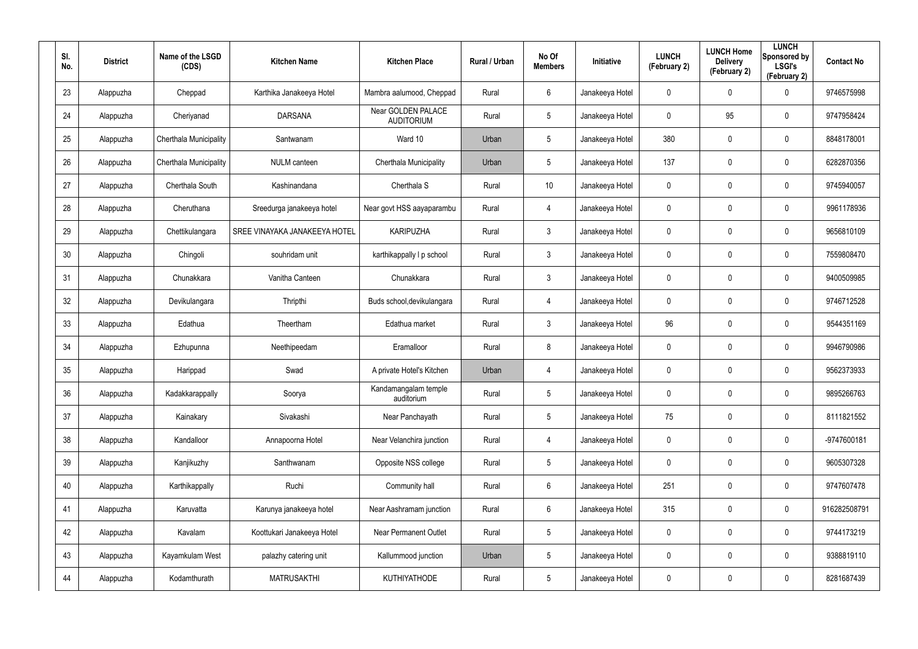| Sl. No. | District | Name of the LSGD (CDS) | Kitchen Name | Kitchen Place | Rural / Urban | No Of Members | Initiative | LUNCH (February 2) | LUNCH Home Delivery (February 2) | LUNCH Sponsored by LSGI's (February 2) | Contact No |
|---|---|---|---|---|---|---|---|---|---|---|---|
| 23 | Alappuzha | Cheppad | Karthika Janakeeya Hotel | Mambra aalumood, Cheppad | Rural | 6 | Janakeeya Hotel | 0 | 0 | 0 | 9746575998 |
| 24 | Alappuzha | Cheriyanad | DARSANA | Near GOLDEN PALACE AUDITORIUM | Rural | 5 | Janakeeya Hotel | 0 | 95 | 0 | 9747958424 |
| 25 | Alappuzha | Cherthala Municipality | Santwanam | Ward 10 | Urban | 5 | Janakeeya Hotel | 380 | 0 | 0 | 8848178001 |
| 26 | Alappuzha | Cherthala Municipality | NULM canteen | Cherthala Municipality | Urban | 5 | Janakeeya Hotel | 137 | 0 | 0 | 6282870356 |
| 27 | Alappuzha | Cherthala South | Kashinandana | Cherthala S | Rural | 10 | Janakeeya Hotel | 0 | 0 | 0 | 9745940057 |
| 28 | Alappuzha | Cheruthana | Sreedurga janakeeya hotel | Near govt HSS aayaparambu | Rural | 4 | Janakeeya Hotel | 0 | 0 | 0 | 9961178936 |
| 29 | Alappuzha | Chettikulangara | SREE VINAYAKA JANAKEEYA HOTEL | KARIPUZHA | Rural | 3 | Janakeeya Hotel | 0 | 0 | 0 | 9656810109 |
| 30 | Alappuzha | Chingoli | souhridam unit | karthikappally l p school | Rural | 3 | Janakeeya Hotel | 0 | 0 | 0 | 7559808470 |
| 31 | Alappuzha | Chunakkara | Vanitha Canteen | Chunakkara | Rural | 3 | Janakeeya Hotel | 0 | 0 | 0 | 9400509985 |
| 32 | Alappuzha | Devikulangara | Thripthi | Buds school,devikulangara | Rural | 4 | Janakeeya Hotel | 0 | 0 | 0 | 9746712528 |
| 33 | Alappuzha | Edathua | Theertham | Edathua market | Rural | 3 | Janakeeya Hotel | 96 | 0 | 0 | 9544351169 |
| 34 | Alappuzha | Ezhupunna | Neethipeedam | Eramalloor | Rural | 8 | Janakeeya Hotel | 0 | 0 | 0 | 9946790986 |
| 35 | Alappuzha | Harippad | Swad | A private Hotel's Kitchen | Urban | 4 | Janakeeya Hotel | 0 | 0 | 0 | 9562373933 |
| 36 | Alappuzha | Kadakkarappally | Soorya | Kandamangalam temple auditorium | Rural | 5 | Janakeeya Hotel | 0 | 0 | 0 | 9895266763 |
| 37 | Alappuzha | Kainakary | Sivakashi | Near Panchayath | Rural | 5 | Janakeeya Hotel | 75 | 0 | 0 | 8111821552 |
| 38 | Alappuzha | Kandalloor | Annapoorna Hotel | Near Velanchira junction | Rural | 4 | Janakeeya Hotel | 0 | 0 | 0 | -9747600181 |
| 39 | Alappuzha | Kanjikuzhy | Santhwanam | Opposite NSS college | Rural | 5 | Janakeeya Hotel | 0 | 0 | 0 | 9605307328 |
| 40 | Alappuzha | Karthikappally | Ruchi | Community hall | Rural | 6 | Janakeeya Hotel | 251 | 0 | 0 | 9747607478 |
| 41 | Alappuzha | Karuvatta | Karunya janakeeya hotel | Near Aashramam junction | Rural | 6 | Janakeeya Hotel | 315 | 0 | 0 | 916282508791 |
| 42 | Alappuzha | Kavalam | Koottukari Janakeeya Hotel | Near Permanent Outlet | Rural | 5 | Janakeeya Hotel | 0 | 0 | 0 | 9744173219 |
| 43 | Alappuzha | Kayamkulam West | palazhy catering unit | Kallummood junction | Urban | 5 | Janakeeya Hotel | 0 | 0 | 0 | 9388819110 |
| 44 | Alappuzha | Kodamthurath | MATRUSAKTHI | KUTHIYATHODE | Rural | 5 | Janakeeya Hotel | 0 | 0 | 0 | 8281687439 |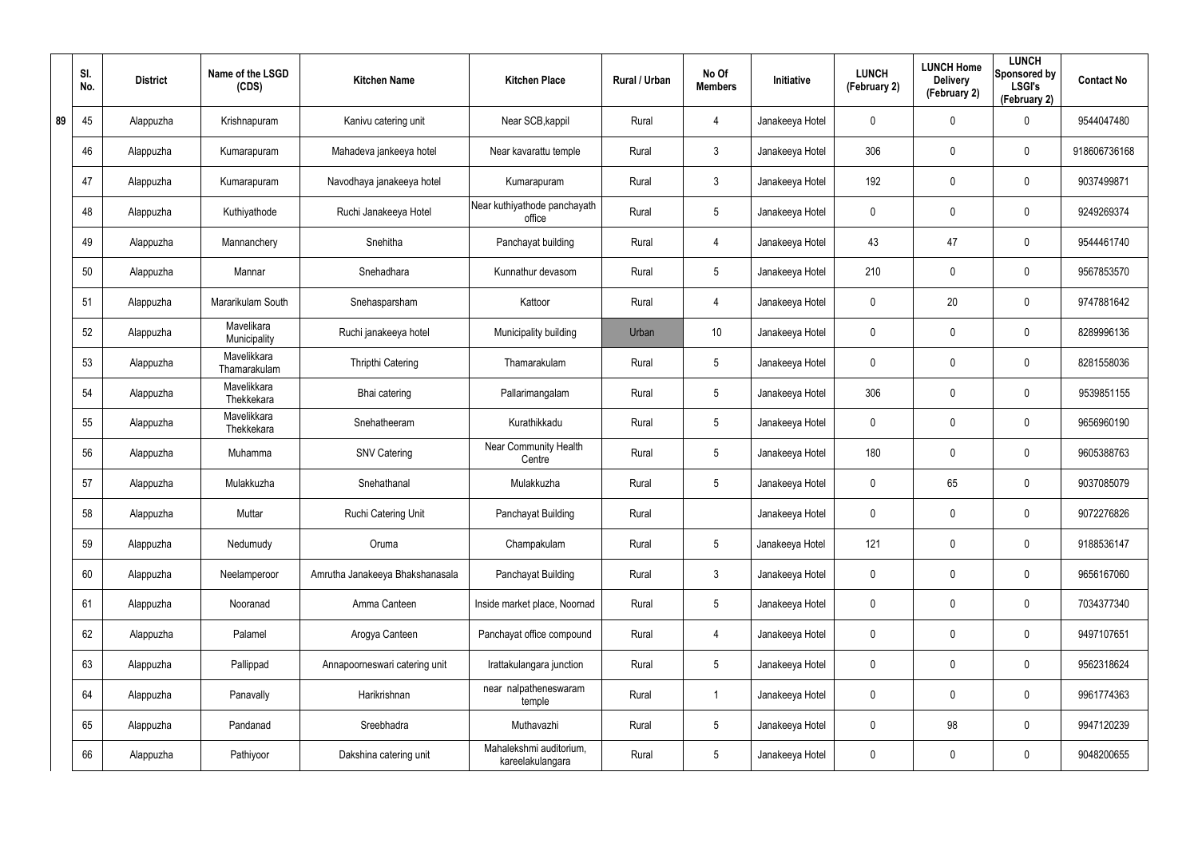| | Sl. No. | District | Name of the LSGD (CDS) | Kitchen Name | Kitchen Place | Rural / Urban | No Of Members | Initiative | LUNCH (February 2) | LUNCH Home Delivery (February 2) | LUNCH Sponsored by LSGI's (February 2) | Contact No |
|---|---|---|---|---|---|---|---|---|---|---|---|---|
| 89 | 45 | Alappuzha | Krishnapuram | Kanivu catering unit | Near SCB,kappil | Rural | 4 | Janakeeya Hotel | 0 | 0 | 0 | 9544047480 |
| | 46 | Alappuzha | Kumarapuram | Mahadeva jankeeya hotel | Near kavarattu temple | Rural | 3 | Janakeeya Hotel | 306 | 0 | 0 | 918606736168 |
| | 47 | Alappuzha | Kumarapuram | Navodhaya janakeeya hotel | Kumarapuram | Rural | 3 | Janakeeya Hotel | 192 | 0 | 0 | 9037499871 |
| | 48 | Alappuzha | Kuthiyathode | Ruchi Janakeeya Hotel | Near kuthiyathode panchayath office | Rural | 5 | Janakeeya Hotel | 0 | 0 | 0 | 9249269374 |
| | 49 | Alappuzha | Mannanchery | Snehitha | Panchayat building | Rural | 4 | Janakeeya Hotel | 43 | 47 | 0 | 9544461740 |
| | 50 | Alappuzha | Mannar | Snehadhara | Kunnathur devasom | Rural | 5 | Janakeeya Hotel | 210 | 0 | 0 | 9567853570 |
| | 51 | Alappuzha | Mararikulam South | Snehasparsham | Kattoor | Rural | 4 | Janakeeya Hotel | 0 | 20 | 0 | 9747881642 |
| | 52 | Alappuzha | Mavelikara Municipality | Ruchi janakeeya hotel | Municipality building | Urban | 10 | Janakeeya Hotel | 0 | 0 | 0 | 8289996136 |
| | 53 | Alappuzha | Mavelikkara Thamarakulam | Thripthi Catering | Thamarakulam | Rural | 5 | Janakeeya Hotel | 0 | 0 | 0 | 8281558036 |
| | 54 | Alappuzha | Mavelikkara Thekkekara | Bhai catering | Pallarimangalam | Rural | 5 | Janakeeya Hotel | 306 | 0 | 0 | 9539851155 |
| | 55 | Alappuzha | Mavelikkara Thekkekara | Snehatheeram | Kurathikkadu | Rural | 5 | Janakeeya Hotel | 0 | 0 | 0 | 9656960190 |
| | 56 | Alappuzha | Muhamma | SNV Catering | Near Community Health Centre | Rural | 5 | Janakeeya Hotel | 180 | 0 | 0 | 9605388763 |
| | 57 | Alappuzha | Mulakkuzha | Snehathanal | Mulakkuzha | Rural | 5 | Janakeeya Hotel | 0 | 65 | 0 | 9037085079 |
| | 58 | Alappuzha | Muttar | Ruchi Catering Unit | Panchayat Building | Rural | | Janakeeya Hotel | 0 | 0 | 0 | 9072276826 |
| | 59 | Alappuzha | Nedumudy | Oruma | Champakulam | Rural | 5 | Janakeeya Hotel | 121 | 0 | 0 | 9188536147 |
| | 60 | Alappuzha | Neelamperoor | Amrutha Janakeeya Bhakshanasala | Panchayat Building | Rural | 3 | Janakeeya Hotel | 0 | 0 | 0 | 9656167060 |
| | 61 | Alappuzha | Nooranad | Amma Canteen | Inside market place, Noornad | Rural | 5 | Janakeeya Hotel | 0 | 0 | 0 | 7034377340 |
| | 62 | Alappuzha | Palamel | Arogya Canteen | Panchayat office compound | Rural | 4 | Janakeeya Hotel | 0 | 0 | 0 | 9497107651 |
| | 63 | Alappuzha | Pallippad | Annapoorneswari catering unit | Irattakulangara junction | Rural | 5 | Janakeeya Hotel | 0 | 0 | 0 | 9562318624 |
| | 64 | Alappuzha | Panavally | Harikrishnan | near nalpatheneswaram temple | Rural | 1 | Janakeeya Hotel | 0 | 0 | 0 | 9961774363 |
| | 65 | Alappuzha | Pandanad | Sreebhadra | Muthavazhi | Rural | 5 | Janakeeya Hotel | 0 | 98 | 0 | 9947120239 |
| | 66 | Alappuzha | Pathiyoor | Dakshina catering unit | Mahalekshmi auditorium, kareelakulangara | Rural | 5 | Janakeeya Hotel | 0 | 0 | 0 | 9048200655 |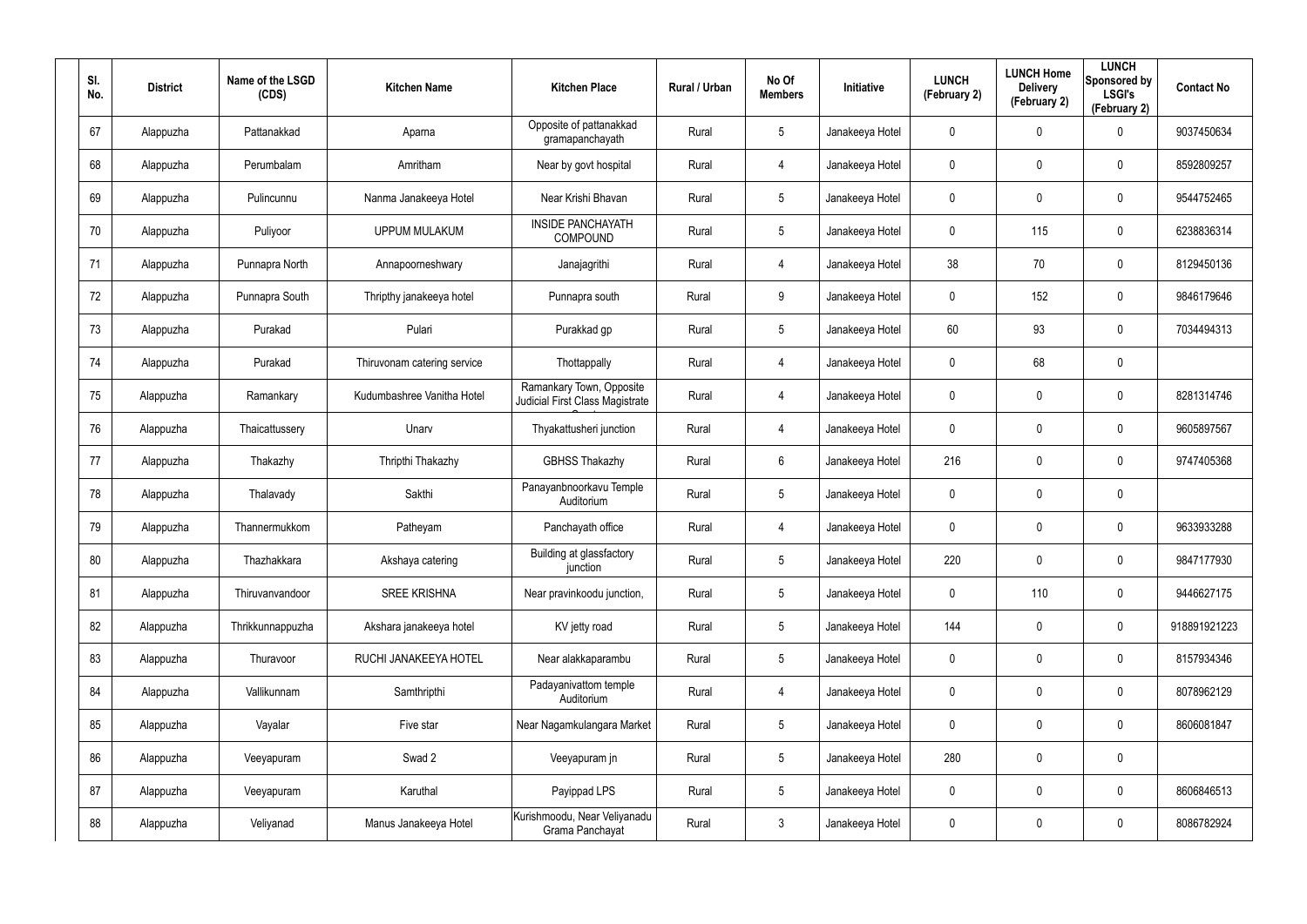| Sl. No. | District | Name of the LSGD (CDS) | Kitchen Name | Kitchen Place | Rural / Urban | No Of Members | Initiative | LUNCH (February 2) | LUNCH Home Delivery (February 2) | LUNCH Sponsored by LSGI's (February 2) | Contact No |
|---|---|---|---|---|---|---|---|---|---|---|---|
| 67 | Alappuzha | Pattanakkad | Aparna | Opposite of pattanakkad gramapanchayath | Rural | 5 | Janakeeya Hotel | 0 | 0 | 0 | 9037450634 |
| 68 | Alappuzha | Perumbalam | Amritham | Near by govt hospital | Rural | 4 | Janakeeya Hotel | 0 | 0 | 0 | 8592809257 |
| 69 | Alappuzha | Pulincunnu | Nanma Janakeeya Hotel | Near Krishi Bhavan | Rural | 5 | Janakeeya Hotel | 0 | 0 | 0 | 9544752465 |
| 70 | Alappuzha | Puliyoor | UPPUM MULAKUM | INSIDE PANCHAYATH COMPOUND | Rural | 5 | Janakeeya Hotel | 0 | 115 | 0 | 6238836314 |
| 71 | Alappuzha | Punnapra North | Annapoorneshwary | Janajagrithi | Rural | 4 | Janakeeya Hotel | 38 | 70 | 0 | 8129450136 |
| 72 | Alappuzha | Punnapra South | Thripthy janakeeya hotel | Punnapra south | Rural | 9 | Janakeeya Hotel | 0 | 152 | 0 | 9846179646 |
| 73 | Alappuzha | Purakad | Pulari | Purakkad gp | Rural | 5 | Janakeeya Hotel | 60 | 93 | 0 | 7034494313 |
| 74 | Alappuzha | Purakad | Thiruvonam catering service | Thottappally | Rural | 4 | Janakeeya Hotel | 0 | 68 | 0 | |
| 75 | Alappuzha | Ramankary | Kudumbashree Vanitha Hotel | Ramankary Town, Opposite Judicial First Class Magistrate Court | Rural | 4 | Janakeeya Hotel | 0 | 0 | 0 | 8281314746 |
| 76 | Alappuzha | Thaicattussery | Unarv | Thyakattusheri junction | Rural | 4 | Janakeeya Hotel | 0 | 0 | 0 | 9605897567 |
| 77 | Alappuzha | Thakazhy | Thripthi Thakazhy | GBHSS Thakazhy | Rural | 6 | Janakeeya Hotel | 216 | 0 | 0 | 9747405368 |
| 78 | Alappuzha | Thalavady | Sakthi | Panayanbnoorkavu Temple Auditorium | Rural | 5 | Janakeeya Hotel | 0 | 0 | 0 | |
| 79 | Alappuzha | Thannermukkom | Patheyam | Panchayath office | Rural | 4 | Janakeeya Hotel | 0 | 0 | 0 | 9633933288 |
| 80 | Alappuzha | Thazhakkara | Akshaya catering | Building at glassfactory junction | Rural | 5 | Janakeeya Hotel | 220 | 0 | 0 | 9847177930 |
| 81 | Alappuzha | Thiruvanvandoor | SREE KRISHNA | Near pravinkoodu junction, | Rural | 5 | Janakeeya Hotel | 0 | 110 | 0 | 9446627175 |
| 82 | Alappuzha | Thrikkunnappuzha | Akshara janakeeya hotel | KV jetty road | Rural | 5 | Janakeeya Hotel | 144 | 0 | 0 | 918891921223 |
| 83 | Alappuzha | Thuravoor | RUCHI JANAKEEYA HOTEL | Near alakkaparambu | Rural | 5 | Janakeeya Hotel | 0 | 0 | 0 | 8157934346 |
| 84 | Alappuzha | Vallikunnam | Samthripthi | Padayanivattom temple Auditorium | Rural | 4 | Janakeeya Hotel | 0 | 0 | 0 | 8078962129 |
| 85 | Alappuzha | Vayalar | Five star | Near Nagamkulangara Market | Rural | 5 | Janakeeya Hotel | 0 | 0 | 0 | 8606081847 |
| 86 | Alappuzha | Veeyapuram | Swad 2 | Veeyapuram jn | Rural | 5 | Janakeeya Hotel | 280 | 0 | 0 | |
| 87 | Alappuzha | Veeyapuram | Karuthal | Payippad LPS | Rural | 5 | Janakeeya Hotel | 0 | 0 | 0 | 8606846513 |
| 88 | Alappuzha | Veliyanad | Manus Janakeeya Hotel | Kurishmoodu, Near Veliyanadu Grama Panchayat | Rural | 3 | Janakeeya Hotel | 0 | 0 | 0 | 8086782924 |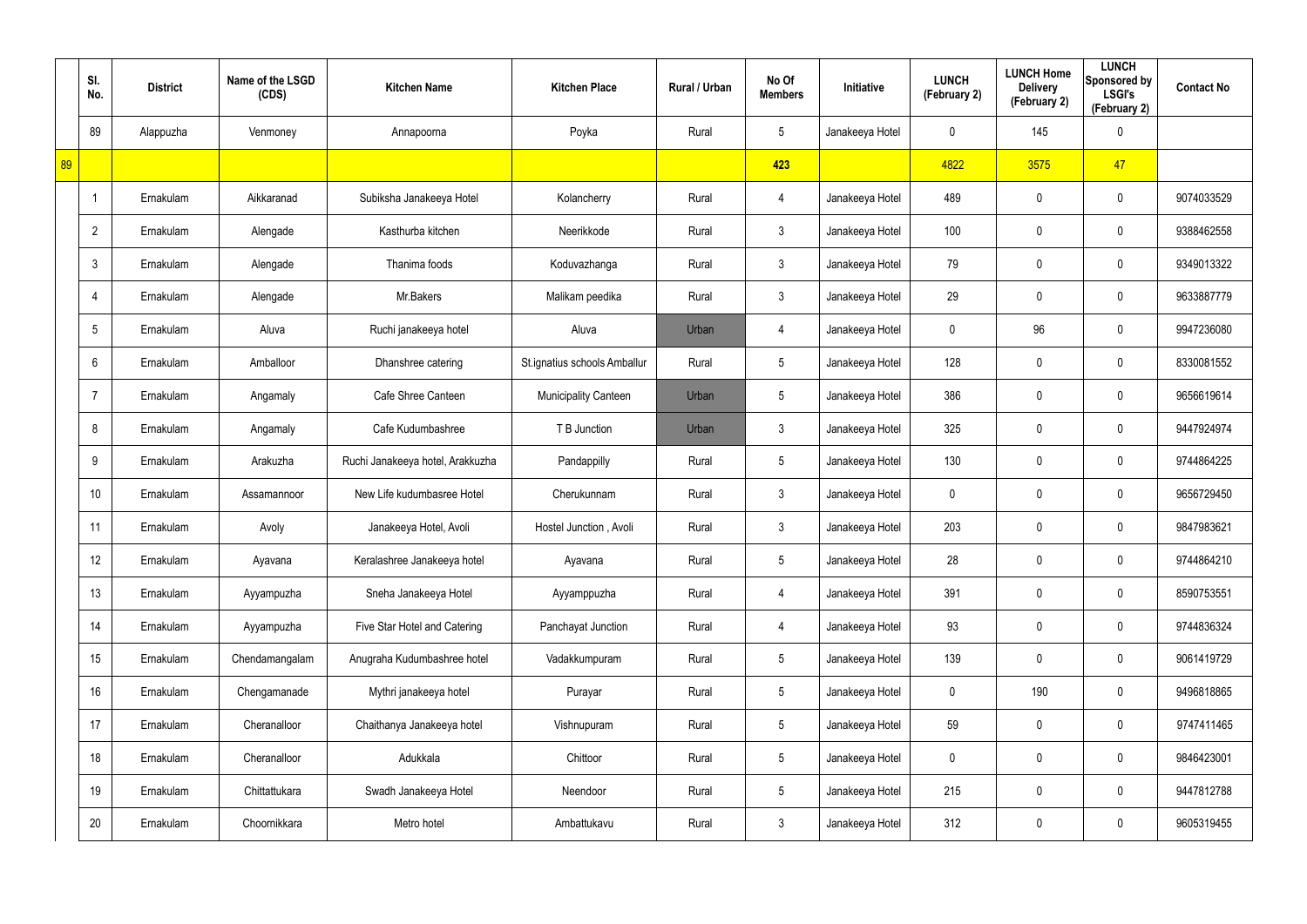| | Sl. No. | District | Name of the LSGD (CDS) | Kitchen Name | Kitchen Place | Rural / Urban | No Of Members | Initiative | LUNCH (February 2) | LUNCH Home Delivery (February 2) | LUNCH Sponsored by LSGI's (February 2) | Contact No |
|---|---|---|---|---|---|---|---|---|---|---|---|---|
| | 89 | Alappuzha | Venmoney | Annapoorna | Poyka | Rural | 5 | Janakeeya Hotel | 0 | 145 | 0 | |
| 89 | | | | | | | 423 | | 4822 | 3575 | 47 | |
| | 1 | Ernakulam | Aikkaranad | Subiksha Janakeeya Hotel | Kolancherry | Rural | 4 | Janakeeya Hotel | 489 | 0 | 0 | 9074033529 |
| | 2 | Ernakulam | Alengade | Kasthurba kitchen | Neerikkode | Rural | 3 | Janakeeya Hotel | 100 | 0 | 0 | 9388462558 |
| | 3 | Ernakulam | Alengade | Thanima foods | Koduvazhanga | Rural | 3 | Janakeeya Hotel | 79 | 0 | 0 | 9349013322 |
| | 4 | Ernakulam | Alengade | Mr.Bakers | Malikam peedika | Rural | 3 | Janakeeya Hotel | 29 | 0 | 0 | 9633887779 |
| | 5 | Ernakulam | Aluva | Ruchi janakeeya hotel | Aluva | Urban | 4 | Janakeeya Hotel | 0 | 96 | 0 | 9947236080 |
| | 6 | Ernakulam | Amballoor | Dhanshree catering | St.ignatius schools Amballur | Rural | 5 | Janakeeya Hotel | 128 | 0 | 0 | 8330081552 |
| | 7 | Ernakulam | Angamaly | Cafe Shree Canteen | Municipality Canteen | Urban | 5 | Janakeeya Hotel | 386 | 0 | 0 | 9656619614 |
| | 8 | Ernakulam | Angamaly | Cafe Kudumbashree | T B Junction | Urban | 3 | Janakeeya Hotel | 325 | 0 | 0 | 9447924974 |
| | 9 | Ernakulam | Arakuzha | Ruchi Janakeeya hotel, Arakkuzha | Pandappilly | Rural | 5 | Janakeeya Hotel | 130 | 0 | 0 | 9744864225 |
| | 10 | Ernakulam | Assamannoor | New Life kudumbasree Hotel | Cherukunnam | Rural | 3 | Janakeeya Hotel | 0 | 0 | 0 | 9656729450 |
| | 11 | Ernakulam | Avoly | Janakeeya Hotel, Avoli | Hostel Junction , Avoli | Rural | 3 | Janakeeya Hotel | 203 | 0 | 0 | 9847983621 |
| | 12 | Ernakulam | Ayavana | Keralashree Janakeeya hotel | Ayavana | Rural | 5 | Janakeeya Hotel | 28 | 0 | 0 | 9744864210 |
| | 13 | Ernakulam | Ayyampuzha | Sneha Janakeeya Hotel | Ayyamppuzha | Rural | 4 | Janakeeya Hotel | 391 | 0 | 0 | 8590753551 |
| | 14 | Ernakulam | Ayyampuzha | Five Star Hotel and Catering | Panchayat Junction | Rural | 4 | Janakeeya Hotel | 93 | 0 | 0 | 9744836324 |
| | 15 | Ernakulam | Chendamangalam | Anugraha Kudumbashree hotel | Vadakkumpuram | Rural | 5 | Janakeeya Hotel | 139 | 0 | 0 | 9061419729 |
| | 16 | Ernakulam | Chengamanade | Mythri janakeeya hotel | Purayar | Rural | 5 | Janakeeya Hotel | 0 | 190 | 0 | 9496818865 |
| | 17 | Ernakulam | Cheranalloor | Chaithanya Janakeeya hotel | Vishnupuram | Rural | 5 | Janakeeya Hotel | 59 | 0 | 0 | 9747411465 |
| | 18 | Ernakulam | Cheranalloor | Adukkala | Chittoor | Rural | 5 | Janakeeya Hotel | 0 | 0 | 0 | 9846423001 |
| | 19 | Ernakulam | Chittattukara | Swadh Janakeeya Hotel | Neendoor | Rural | 5 | Janakeeya Hotel | 215 | 0 | 0 | 9447812788 |
| | 20 | Ernakulam | Choornikkara | Metro hotel | Ambattukavu | Rural | 3 | Janakeeya Hotel | 312 | 0 | 0 | 9605319455 |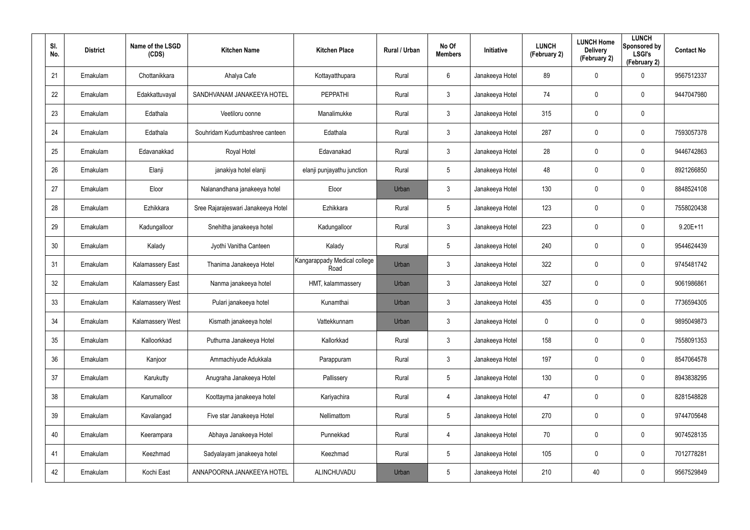| Sl. No. | District | Name of the LSGD (CDS) | Kitchen Name | Kitchen Place | Rural / Urban | No Of Members | Initiative | LUNCH (February 2) | LUNCH Home Delivery (February 2) | LUNCH Sponsored by LSGI's (February 2) | Contact No |
|---|---|---|---|---|---|---|---|---|---|---|---|
| 21 | Ernakulam | Chottanikkara | Ahalya Cafe | Kottayatthupara | Rural | 6 | Janakeeya Hotel | 89 | 0 | 0 | 9567512337 |
| 22 | Ernakulam | Edakkattuvayal | SANDHVANAM JANAKEEYA HOTEL | PEPPATHI | Rural | 3 | Janakeeya Hotel | 74 | 0 | 0 | 9447047980 |
| 23 | Ernakulam | Edathala | Veetiloru oonne | Manalimukke | Rural | 3 | Janakeeya Hotel | 315 | 0 | 0 | |
| 24 | Ernakulam | Edathala | Souhridam Kudumbashree canteen | Edathala | Rural | 3 | Janakeeya Hotel | 287 | 0 | 0 | 7593057378 |
| 25 | Ernakulam | Edavanakkad | Royal Hotel | Edavanakad | Rural | 3 | Janakeeya Hotel | 28 | 0 | 0 | 9446742863 |
| 26 | Ernakulam | Elanji | janakiya hotel elanji | elanji punjayathu junction | Rural | 5 | Janakeeya Hotel | 48 | 0 | 0 | 8921266850 |
| 27 | Ernakulam | Eloor | Nalanandhana janakeeya hotel | Eloor | Urban | 3 | Janakeeya Hotel | 130 | 0 | 0 | 8848524108 |
| 28 | Ernakulam | Ezhikkara | Sree Rajarajeswari Janakeeya Hotel | Ezhikkara | Rural | 5 | Janakeeya Hotel | 123 | 0 | 0 | 7558020438 |
| 29 | Ernakulam | Kadungalloor | Snehitha janakeeya hotel | Kadungalloor | Rural | 3 | Janakeeya Hotel | 223 | 0 | 0 | 9.20E+11 |
| 30 | Ernakulam | Kalady | Jyothi Vanitha Canteen | Kalady | Rural | 5 | Janakeeya Hotel | 240 | 0 | 0 | 9544624439 |
| 31 | Ernakulam | Kalamassery East | Thanima Janakeeya Hotel | Kangarappady Medical college Road | Urban | 3 | Janakeeya Hotel | 322 | 0 | 0 | 9745481742 |
| 32 | Ernakulam | Kalamassery East | Nanma janakeeya hotel | HMT, kalammassery | Urban | 3 | Janakeeya Hotel | 327 | 0 | 0 | 9061986861 |
| 33 | Ernakulam | Kalamassery West | Pulari janakeeya hotel | Kunamthai | Urban | 3 | Janakeeya Hotel | 435 | 0 | 0 | 7736594305 |
| 34 | Ernakulam | Kalamassery West | Kismath janakeeya hotel | Vattekkunnam | Urban | 3 | Janakeeya Hotel | 0 | 0 | 0 | 9895049873 |
| 35 | Ernakulam | Kalloorkkad | Puthuma Janakeeya Hotel | Kallorkkad | Rural | 3 | Janakeeya Hotel | 158 | 0 | 0 | 7558091353 |
| 36 | Ernakulam | Kanjoor | Ammachiyude Adukkala | Parappuram | Rural | 3 | Janakeeya Hotel | 197 | 0 | 0 | 8547064578 |
| 37 | Ernakulam | Karukutty | Anugraha Janakeeya Hotel | Pallissery | Rural | 5 | Janakeeya Hotel | 130 | 0 | 0 | 8943838295 |
| 38 | Ernakulam | Karumalloor | Koottayma janakeeya hotel | Kariyachira | Rural | 4 | Janakeeya Hotel | 47 | 0 | 0 | 8281548828 |
| 39 | Ernakulam | Kavalangad | Five star Janakeeya Hotel | Nellimattom | Rural | 5 | Janakeeya Hotel | 270 | 0 | 0 | 9744705648 |
| 40 | Ernakulam | Keerampara | Abhaya Janakeeya Hotel | Punnekkad | Rural | 4 | Janakeeya Hotel | 70 | 0 | 0 | 9074528135 |
| 41 | Ernakulam | Keezhmad | Sadyalayam janakeeya hotel | Keezhmad | Rural | 5 | Janakeeya Hotel | 105 | 0 | 0 | 7012778281 |
| 42 | Ernakulam | Kochi East | ANNAPOORNA JANAKEEYA HOTEL | ALINCHUVADU | Urban | 5 | Janakeeya Hotel | 210 | 40 | 0 | 9567529849 |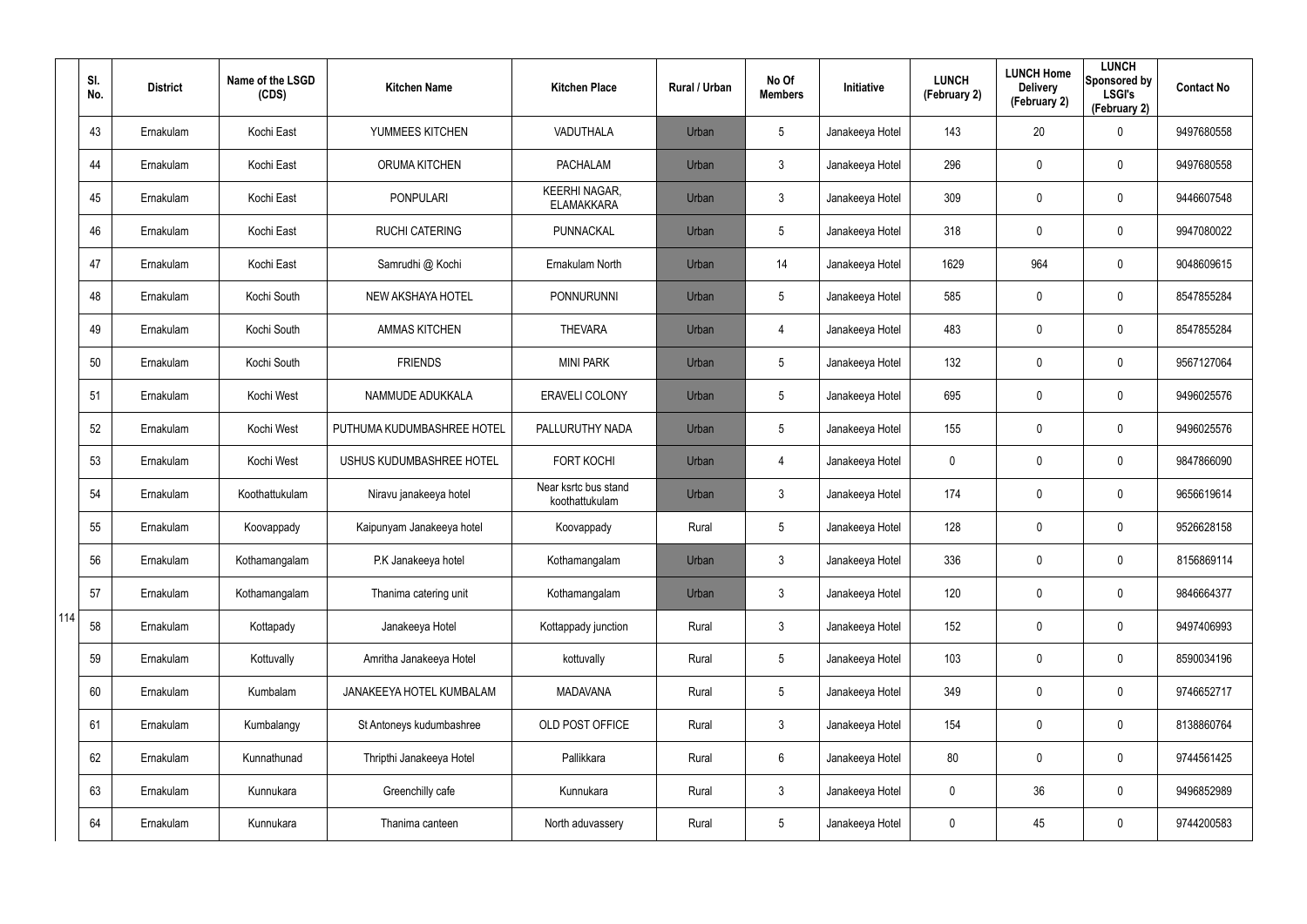| Sl. No. | District | Name of the LSGD (CDS) | Kitchen Name | Kitchen Place | Rural / Urban | No Of Members | Initiative | LUNCH (February 2) | LUNCH Home Delivery (February 2) | LUNCH Sponsored by LSGI's (February 2) | Contact No |
|---|---|---|---|---|---|---|---|---|---|---|---|
| 43 | Ernakulam | Kochi East | YUMMEES KITCHEN | VADUTHALA | Urban | 5 | Janakeeya Hotel | 143 | 20 | 0 | 9497680558 |
| 44 | Ernakulam | Kochi East | ORUMA KITCHEN | PACHALAM | Urban | 3 | Janakeeya Hotel | 296 | 0 | 0 | 9497680558 |
| 45 | Ernakulam | Kochi East | PONPULARI | KEERHI NAGAR, ELAMAKKARA | Urban | 3 | Janakeeya Hotel | 309 | 0 | 0 | 9446607548 |
| 46 | Ernakulam | Kochi East | RUCHI CATERING | PUNNACKAL | Urban | 5 | Janakeeya Hotel | 318 | 0 | 0 | 9947080022 |
| 47 | Ernakulam | Kochi East | Samrudhi @ Kochi | Ernakulam North | Urban | 14 | Janakeeya Hotel | 1629 | 964 | 0 | 9048609615 |
| 48 | Ernakulam | Kochi South | NEW AKSHAYA HOTEL | PONNURUNNI | Urban | 5 | Janakeeya Hotel | 585 | 0 | 0 | 8547855284 |
| 49 | Ernakulam | Kochi South | AMMAS KITCHEN | THEVARA | Urban | 4 | Janakeeya Hotel | 483 | 0 | 0 | 8547855284 |
| 50 | Ernakulam | Kochi South | FRIENDS | MINI PARK | Urban | 5 | Janakeeya Hotel | 132 | 0 | 0 | 9567127064 |
| 51 | Ernakulam | Kochi West | NAMMUDE ADUKKALA | ERAVELI COLONY | Urban | 5 | Janakeeya Hotel | 695 | 0 | 0 | 9496025576 |
| 52 | Ernakulam | Kochi West | PUTHUMA KUDUMBASHREE HOTEL | PALLURUTHY NADA | Urban | 5 | Janakeeya Hotel | 155 | 0 | 0 | 9496025576 |
| 53 | Ernakulam | Kochi West | USHUS KUDUMBASHREE HOTEL | FORT KOCHI | Urban | 4 | Janakeeya Hotel | 0 | 0 | 0 | 9847866090 |
| 54 | Ernakulam | Koothattukulam | Niravu janakeeya hotel | Near ksrtc bus stand koothattukulam | Urban | 3 | Janakeeya Hotel | 174 | 0 | 0 | 9656619614 |
| 55 | Ernakulam | Koovappady | Kaipunyam Janakeeya hotel | Koovappady | Rural | 5 | Janakeeya Hotel | 128 | 0 | 0 | 9526628158 |
| 56 | Ernakulam | Kothamangalam | P.K Janakeeya hotel | Kothamangalam | Urban | 3 | Janakeeya Hotel | 336 | 0 | 0 | 8156869114 |
| 57 | Ernakulam | Kothamangalam | Thanima catering unit | Kothamangalam | Urban | 3 | Janakeeya Hotel | 120 | 0 | 0 | 9846664377 |
| 58 | Ernakulam | Kottapady | Janakeeya Hotel | Kottappady junction | Rural | 3 | Janakeeya Hotel | 152 | 0 | 0 | 9497406993 |
| 59 | Ernakulam | Kottuvally | Amritha Janakeeya Hotel | kottuvally | Rural | 5 | Janakeeya Hotel | 103 | 0 | 0 | 8590034196 |
| 60 | Ernakulam | Kumbalam | JANAKEEYA HOTEL KUMBALAM | MADAVANA | Rural | 5 | Janakeeya Hotel | 349 | 0 | 0 | 9746652717 |
| 61 | Ernakulam | Kumbalangy | St Antoneys kudumbashree | OLD POST OFFICE | Rural | 3 | Janakeeya Hotel | 154 | 0 | 0 | 8138860764 |
| 62 | Ernakulam | Kunnathunad | Thripthi Janakeeya Hotel | Pallikkara | Rural | 6 | Janakeeya Hotel | 80 | 0 | 0 | 9744561425 |
| 63 | Ernakulam | Kunnukara | Greenchilly cafe | Kunnukara | Rural | 3 | Janakeeya Hotel | 0 | 36 | 0 | 9496852989 |
| 64 | Ernakulam | Kunnukara | Thanima canteen | North aduvassery | Rural | 5 | Janakeeya Hotel | 0 | 45 | 0 | 9744200583 |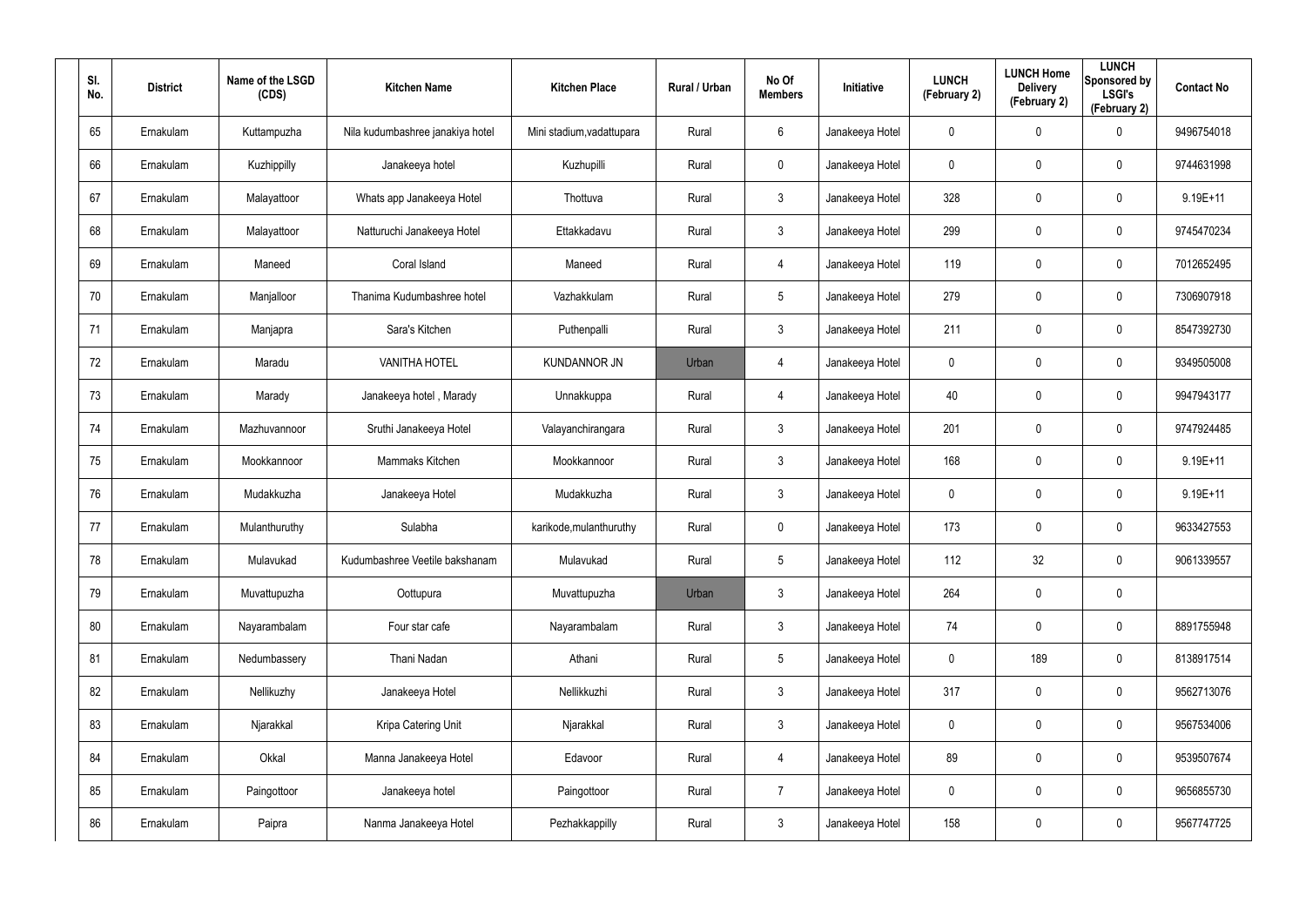| Sl. No. | District | Name of the LSGD (CDS) | Kitchen Name | Kitchen Place | Rural / Urban | No Of Members | Initiative | LUNCH (February 2) | LUNCH Home Delivery (February 2) | LUNCH Sponsored by LSGI's (February 2) | Contact No |
|---|---|---|---|---|---|---|---|---|---|---|---|
| 65 | Ernakulam | Kuttampuzha | Nila kudumbashree janakiya hotel | Mini stadium,vadattupara | Rural | 6 | Janakeeya Hotel | 0 | 0 | 0 | 9496754018 |
| 66 | Ernakulam | Kuzhippilly | Janakeeya hotel | Kuzhupilli | Rural | 0 | Janakeeya Hotel | 0 | 0 | 0 | 9744631998 |
| 67 | Ernakulam | Malayattoor | Whats app Janakeeya Hotel | Thottuva | Rural | 3 | Janakeeya Hotel | 328 | 0 | 0 | 9.19E+11 |
| 68 | Ernakulam | Malayattoor | Natturuchi Janakeeya Hotel | Ettakkadavu | Rural | 3 | Janakeeya Hotel | 299 | 0 | 0 | 9745470234 |
| 69 | Ernakulam | Maneed | Coral Island | Maneed | Rural | 4 | Janakeeya Hotel | 119 | 0 | 0 | 7012652495 |
| 70 | Ernakulam | Manjalloor | Thanima Kudumbashree hotel | Vazhakkulam | Rural | 5 | Janakeeya Hotel | 279 | 0 | 0 | 7306907918 |
| 71 | Ernakulam | Manjapra | Sara's Kitchen | Puthenpalli | Rural | 3 | Janakeeya Hotel | 211 | 0 | 0 | 8547392730 |
| 72 | Ernakulam | Maradu | VANITHA HOTEL | KUNDANNOR JN | Urban | 4 | Janakeeya Hotel | 0 | 0 | 0 | 9349505008 |
| 73 | Ernakulam | Marady | Janakeeya hotel , Marady | Unnakkuppa | Rural | 4 | Janakeeya Hotel | 40 | 0 | 0 | 9947943177 |
| 74 | Ernakulam | Mazhuvannoor | Sruthi Janakeeya Hotel | Valayanchirangara | Rural | 3 | Janakeeya Hotel | 201 | 0 | 0 | 9747924485 |
| 75 | Ernakulam | Mookkannoor | Mammaks Kitchen | Mookkannoor | Rural | 3 | Janakeeya Hotel | 168 | 0 | 0 | 9.19E+11 |
| 76 | Ernakulam | Mudakkuzha | Janakeeya Hotel | Mudakkuzha | Rural | 3 | Janakeeya Hotel | 0 | 0 | 0 | 9.19E+11 |
| 77 | Ernakulam | Mulanthuruthy | Sulabha | karikode,mulanthuruthy | Rural | 0 | Janakeeya Hotel | 173 | 0 | 0 | 9633427553 |
| 78 | Ernakulam | Mulavukad | Kudumbashree Veetile bakshanam | Mulavukad | Rural | 5 | Janakeeya Hotel | 112 | 32 | 0 | 9061339557 |
| 79 | Ernakulam | Muvattupuzha | Oottupura | Muvattupuzha | Urban | 3 | Janakeeya Hotel | 264 | 0 | 0 | |
| 80 | Ernakulam | Nayarambalam | Four star cafe | Nayarambalam | Rural | 3 | Janakeeya Hotel | 74 | 0 | 0 | 8891755948 |
| 81 | Ernakulam | Nedumbassery | Thani Nadan | Athani | Rural | 5 | Janakeeya Hotel | 0 | 189 | 0 | 8138917514 |
| 82 | Ernakulam | Nellikuzhy | Janakeeya Hotel | Nellikkuzhi | Rural | 3 | Janakeeya Hotel | 317 | 0 | 0 | 9562713076 |
| 83 | Ernakulam | Njarakkal | Kripa Catering Unit | Njarakkal | Rural | 3 | Janakeeya Hotel | 0 | 0 | 0 | 9567534006 |
| 84 | Ernakulam | Okkal | Manna Janakeeya Hotel | Edavoor | Rural | 4 | Janakeeya Hotel | 89 | 0 | 0 | 9539507674 |
| 85 | Ernakulam | Paingottoor | Janakeeya hotel | Paingottoor | Rural | 7 | Janakeeya Hotel | 0 | 0 | 0 | 9656855730 |
| 86 | Ernakulam | Paipra | Nanma Janakeeya Hotel | Pezhakkappilly | Rural | 3 | Janakeeya Hotel | 158 | 0 | 0 | 9567747725 |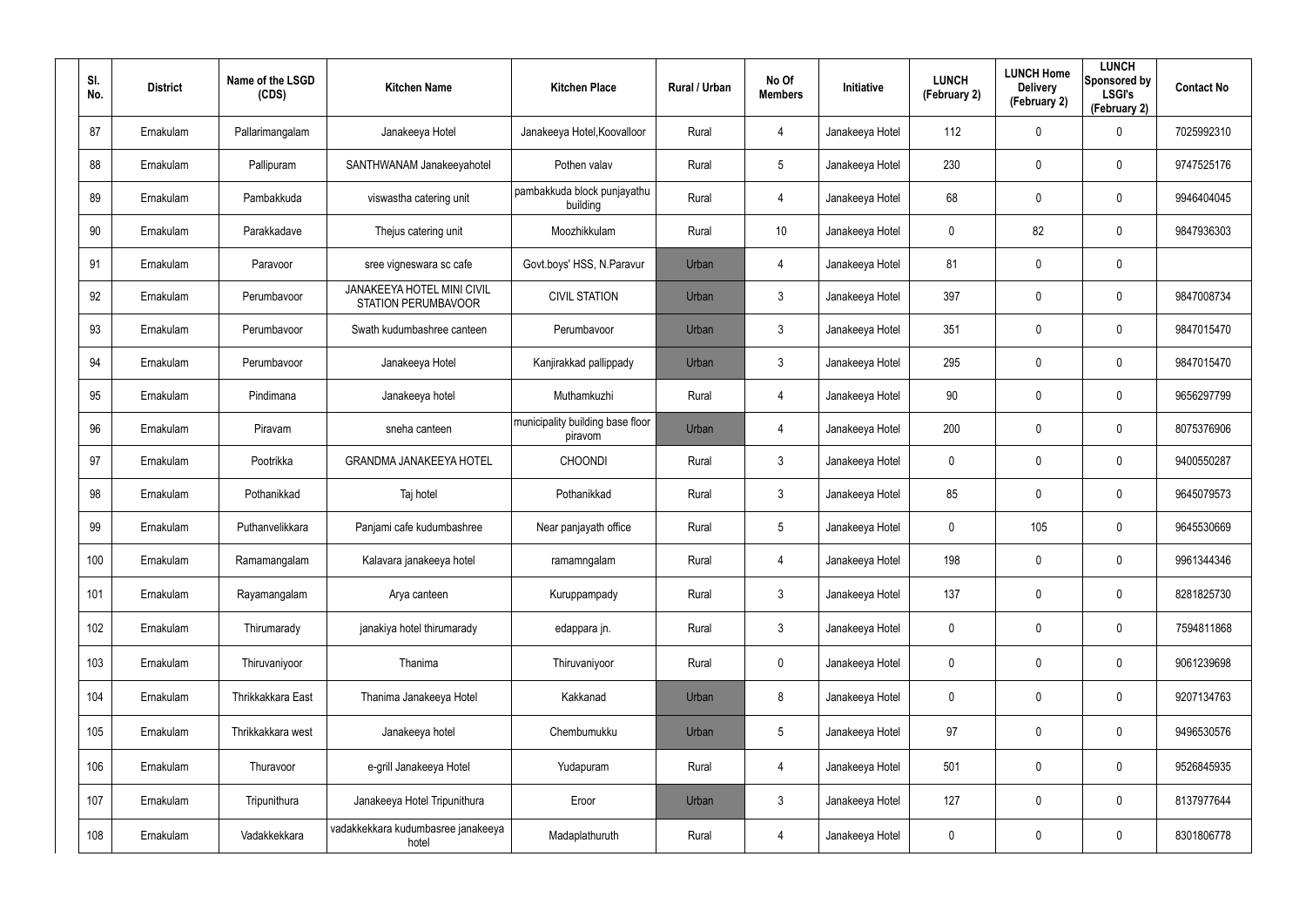| Sl. No. | District | Name of the LSGD (CDS) | Kitchen Name | Kitchen Place | Rural / Urban | No Of Members | Initiative | LUNCH (February 2) | LUNCH Home Delivery (February 2) | LUNCH Sponsored by LSGI's (February 2) | Contact No |
|---|---|---|---|---|---|---|---|---|---|---|---|
| 87 | Ernakulam | Pallarimangalam | Janakeeya Hotel | Janakeeya Hotel,Koovalloor | Rural | 4 | Janakeeya Hotel | 112 | 0 | 0 | 7025992310 |
| 88 | Ernakulam | Pallipuram | SANTHWANAM Janakeeyahotel | Pothen valav | Rural | 5 | Janakeeya Hotel | 230 | 0 | 0 | 9747525176 |
| 89 | Ernakulam | Pambakkuda | viswastha catering unit | pambakkuda block punjayathu building | Rural | 4 | Janakeeya Hotel | 68 | 0 | 0 | 9946404045 |
| 90 | Ernakulam | Parakkadave | Thejus catering unit | Moozhikkulam | Rural | 10 | Janakeeya Hotel | 0 | 82 | 0 | 9847936303 |
| 91 | Ernakulam | Paravoor | sree vigneswara sc cafe | Govt.boys' HSS, N.Paravur | Urban | 4 | Janakeeya Hotel | 81 | 0 | 0 | |
| 92 | Ernakulam | Perumbavoor | JANAKEEYA HOTEL MINI CIVIL STATION PERUMBAVOOR | CIVIL STATION | Urban | 3 | Janakeeya Hotel | 397 | 0 | 0 | 9847008734 |
| 93 | Ernakulam | Perumbavoor | Swath kudumbashree canteen | Perumbavoor | Urban | 3 | Janakeeya Hotel | 351 | 0 | 0 | 9847015470 |
| 94 | Ernakulam | Perumbavoor | Janakeeya Hotel | Kanjirakkad pallippady | Urban | 3 | Janakeeya Hotel | 295 | 0 | 0 | 9847015470 |
| 95 | Ernakulam | Pindimana | Janakeeya hotel | Muthamkuzhi | Rural | 4 | Janakeeya Hotel | 90 | 0 | 0 | 9656297799 |
| 96 | Ernakulam | Piravam | sneha canteen | municipality building base floor piravom | Urban | 4 | Janakeeya Hotel | 200 | 0 | 0 | 8075376906 |
| 97 | Ernakulam | Pootrikka | GRANDMA JANAKEEYA HOTEL | CHOONDI | Rural | 3 | Janakeeya Hotel | 0 | 0 | 0 | 9400550287 |
| 98 | Ernakulam | Pothanikkad | Taj hotel | Pothanikkad | Rural | 3 | Janakeeya Hotel | 85 | 0 | 0 | 9645079573 |
| 99 | Ernakulam | Puthanvelikkara | Panjami cafe kudumbashree | Near panjayath office | Rural | 5 | Janakeeya Hotel | 0 | 105 | 0 | 9645530669 |
| 100 | Ernakulam | Ramamangalam | Kalavara janakeeya hotel | ramamngalam | Rural | 4 | Janakeeya Hotel | 198 | 0 | 0 | 9961344346 |
| 101 | Ernakulam | Rayamangalam | Arya canteen | Kuruppampady | Rural | 3 | Janakeeya Hotel | 137 | 0 | 0 | 8281825730 |
| 102 | Ernakulam | Thirumarady | janakiya hotel thirumarady | edappara jn. | Rural | 3 | Janakeeya Hotel | 0 | 0 | 0 | 7594811868 |
| 103 | Ernakulam | Thiruvaniyoor | Thanima | Thiruvaniyoor | Rural | 0 | Janakeeya Hotel | 0 | 0 | 0 | 9061239698 |
| 104 | Ernakulam | Thrikkakkara East | Thanima Janakeeya Hotel | Kakkanad | Urban | 8 | Janakeeya Hotel | 0 | 0 | 0 | 9207134763 |
| 105 | Ernakulam | Thrikkakkara west | Janakeeya hotel | Chembumukku | Urban | 5 | Janakeeya Hotel | 97 | 0 | 0 | 9496530576 |
| 106 | Ernakulam | Thuravoor | e-grill Janakeeya Hotel | Yudapuram | Rural | 4 | Janakeeya Hotel | 501 | 0 | 0 | 9526845935 |
| 107 | Ernakulam | Tripunithura | Janakeeya Hotel Tripunithura | Eroor | Urban | 3 | Janakeeya Hotel | 127 | 0 | 0 | 8137977644 |
| 108 | Ernakulam | Vadakkekkara | vadakkekkara kudumbasree janakeeya hotel | Madaplathuruth | Rural | 4 | Janakeeya Hotel | 0 | 0 | 0 | 8301806778 |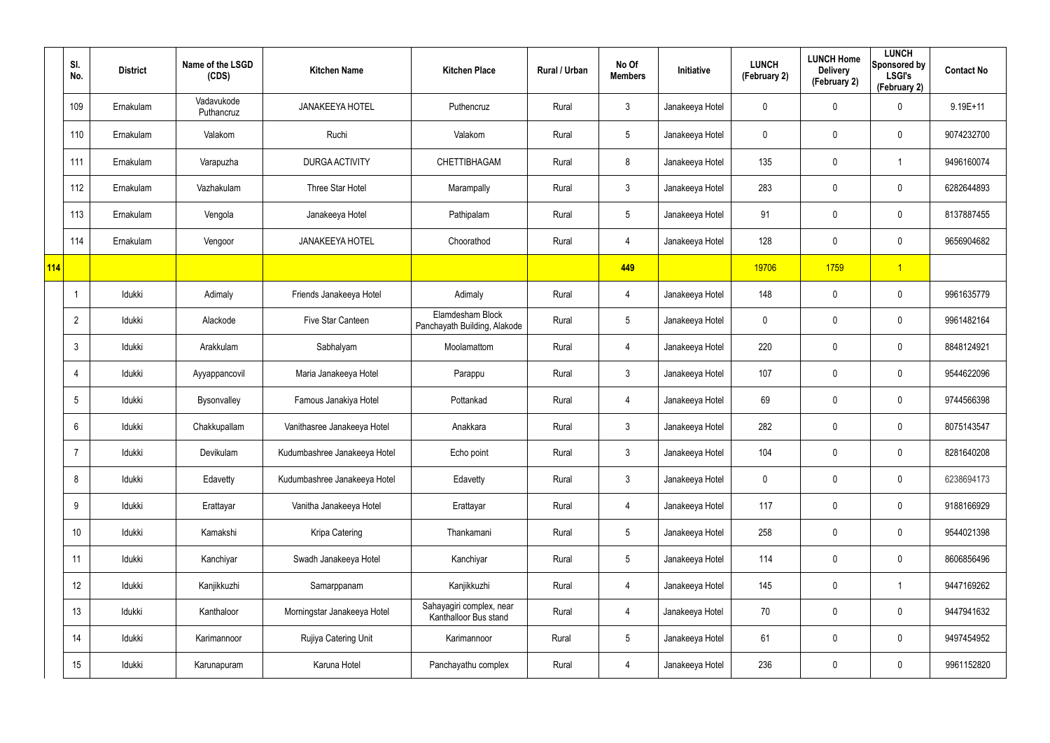| | Sl. No. | District | Name of the LSGD (CDS) | Kitchen Name | Kitchen Place | Rural / Urban | No Of Members | Initiative | LUNCH (February 2) | LUNCH Home Delivery (February 2) | LUNCH Sponsored by LSGI's (February 2) | Contact No |
|---|---|---|---|---|---|---|---|---|---|---|---|---|
| | 109 | Ernakulam | Vadavukode Puthancruz | JANAKEEYA HOTEL | Puthencruz | Rural | 3 | Janakeeya Hotel | 0 | 0 | 0 | 9.19E+11 |
| | 110 | Ernakulam | Valakom | Ruchi | Valakom | Rural | 5 | Janakeeya Hotel | 0 | 0 | 0 | 9074232700 |
| | 111 | Ernakulam | Varapuzha | DURGA ACTIVITY | CHETTIBHAGAM | Rural | 8 | Janakeeya Hotel | 135 | 0 | 1 | 9496160074 |
| | 112 | Ernakulam | Vazhakulam | Three Star Hotel | Marampally | Rural | 3 | Janakeeya Hotel | 283 | 0 | 0 | 6282644893 |
| | 113 | Ernakulam | Vengola | Janakeeya Hotel | Pathipalam | Rural | 5 | Janakeeya Hotel | 91 | 0 | 0 | 8137887455 |
| | 114 | Ernakulam | Vengoor | JANAKEEYA HOTEL | Choorathod | Rural | 4 | Janakeeya Hotel | 128 | 0 | 0 | 9656904682 |
| 114 | | | | | | | 449 | | 19706 | 1759 | 1 | |
| | 1 | Idukki | Adimaly | Friends Janakeeya Hotel | Adimaly | Rural | 4 | Janakeeya Hotel | 148 | 0 | 0 | 9961635779 |
| | 2 | Idukki | Alackode | Five Star Canteen | Elamdesham Block Panchayath Building, Alakode | Rural | 5 | Janakeeya Hotel | 0 | 0 | 0 | 9961482164 |
| | 3 | Idukki | Arakkulam | Sabhalyam | Moolamattom | Rural | 4 | Janakeeya Hotel | 220 | 0 | 0 | 8848124921 |
| | 4 | Idukki | Ayyappancovil | Maria Janakeeya Hotel | Parappu | Rural | 3 | Janakeeya Hotel | 107 | 0 | 0 | 9544622096 |
| | 5 | Idukki | Bysonvalley | Famous Janakiya Hotel | Pottankad | Rural | 4 | Janakeeya Hotel | 69 | 0 | 0 | 9744566398 |
| | 6 | Idukki | Chakkupallam | Vanithasree Janakeeya Hotel | Anakkara | Rural | 3 | Janakeeya Hotel | 282 | 0 | 0 | 8075143547 |
| | 7 | Idukki | Devikulam | Kudumbashree Janakeeya Hotel | Echo point | Rural | 3 | Janakeeya Hotel | 104 | 0 | 0 | 8281640208 |
| | 8 | Idukki | Edavetty | Kudumbashree Janakeeya Hotel | Edavetty | Rural | 3 | Janakeeya Hotel | 0 | 0 | 0 | 6238694173 |
| | 9 | Idukki | Erattayar | Vanitha Janakeeya Hotel | Erattayar | Rural | 4 | Janakeeya Hotel | 117 | 0 | 0 | 9188166929 |
| | 10 | Idukki | Kamakshi | Kripa Catering | Thankamani | Rural | 5 | Janakeeya Hotel | 258 | 0 | 0 | 9544021398 |
| | 11 | Idukki | Kanchiyar | Swadh Janakeeya Hotel | Kanchiyar | Rural | 5 | Janakeeya Hotel | 114 | 0 | 0 | 8606856496 |
| | 12 | Idukki | Kanjikkuzhi | Samarppanam | Kanjikkuzhi | Rural | 4 | Janakeeya Hotel | 145 | 0 | 1 | 9447169262 |
| | 13 | Idukki | Kanthaloor | Morningstar Janakeeya Hotel | Sahayagiri complex, near Kanthalloor Bus stand | Rural | 4 | Janakeeya Hotel | 70 | 0 | 0 | 9447941632 |
| | 14 | Idukki | Karimannoor | Rujiya Catering Unit | Karimannoor | Rural | 5 | Janakeeya Hotel | 61 | 0 | 0 | 9497454952 |
| | 15 | Idukki | Karunapuram | Karuna Hotel | Panchayathu complex | Rural | 4 | Janakeeya Hotel | 236 | 0 | 0 | 9961152820 |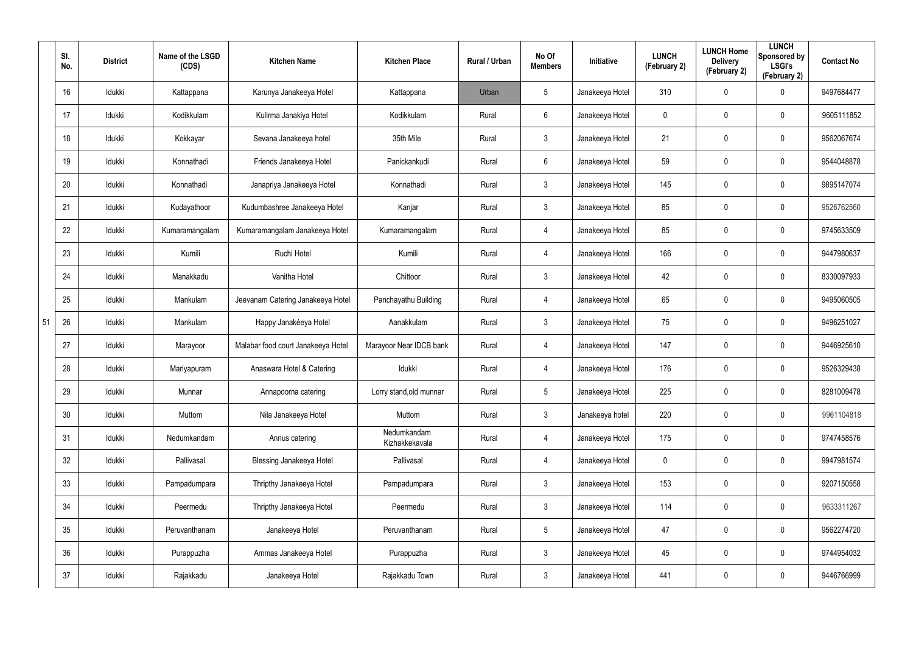| | Sl. No. | District | Name of the LSGD (CDS) | Kitchen Name | Kitchen Place | Rural / Urban | No Of Members | Initiative | LUNCH (February 2) | LUNCH Home Delivery (February 2) | LUNCH Sponsored by LSGI's (February 2) | Contact No |
|---|---|---|---|---|---|---|---|---|---|---|---|---|
| | 16 | Idukki | Kattappana | Karunya Janakeeya Hotel | Kattappana | Urban | 5 | Janakeeya Hotel | 310 | 0 | 0 | 9497684477 |
| | 17 | Idukki | Kodikkulam | Kulirma Janakiya Hotel | Kodikkulam | Rural | 6 | Janakeeya Hotel | 0 | 0 | 0 | 9605111852 |
| | 18 | Idukki | Kokkayar | Sevana Janakeeya hotel | 35th Mile | Rural | 3 | Janakeeya Hotel | 21 | 0 | 0 | 9562067674 |
| | 19 | Idukki | Konnathadi | Friends Janakeeya Hotel | Panickankudi | Rural | 6 | Janakeeya Hotel | 59 | 0 | 0 | 9544048878 |
| | 20 | Idukki | Konnathadi | Janapriya Janakeeya Hotel | Konnathadi | Rural | 3 | Janakeeya Hotel | 145 | 0 | 0 | 9895147074 |
| | 21 | Idukki | Kudayathoor | Kudumbashree Janakeeya Hotel | Kanjar | Rural | 3 | Janakeeya Hotel | 85 | 0 | 0 | 9526762560 |
| | 22 | Idukki | Kumaramangalam | Kumaramangalam Janakeeya Hotel | Kumaramangalam | Rural | 4 | Janakeeya Hotel | 85 | 0 | 0 | 9745633509 |
| | 23 | Idukki | Kumili | Ruchi Hotel | Kumili | Rural | 4 | Janakeeya Hotel | 166 | 0 | 0 | 9447980637 |
| | 24 | Idukki | Manakkadu | Vanitha Hotel | Chittoor | Rural | 3 | Janakeeya Hotel | 42 | 0 | 0 | 8330097933 |
| | 25 | Idukki | Mankulam | Jeevanam Catering Janakeeya Hotel | Panchayathu Building | Rural | 4 | Janakeeya Hotel | 65 | 0 | 0 | 9495060505 |
| 51 | 26 | Idukki | Mankulam | Happy Janakéeya Hotel | Aanakkulam | Rural | 3 | Janakeeya Hotel | 75 | 0 | 0 | 9496251027 |
| | 27 | Idukki | Marayoor | Malabar food court Janakeeya Hotel | Marayoor Near IDCB bank | Rural | 4 | Janakeeya Hotel | 147 | 0 | 0 | 9446925610 |
| | 28 | Idukki | Mariyapuram | Anaswara Hotel & Catering | Idukki | Rural | 4 | Janakeeya Hotel | 176 | 0 | 0 | 9526329438 |
| | 29 | Idukki | Munnar | Annapoorna catering | Lorry stand,old munnar | Rural | 5 | Janakeeya Hotel | 225 | 0 | 0 | 8281009478 |
| | 30 | Idukki | Muttom | Nila Janakeeya Hotel | Muttom | Rural | 3 | Janakeeya hotel | 220 | 0 | 0 | 9961104818 |
| | 31 | Idukki | Nedumkandam | Annus catering | Nedumkandam Kizhakkekavala | Rural | 4 | Janakeeya Hotel | 175 | 0 | 0 | 9747458576 |
| | 32 | Idukki | Pallivasal | Blessing Janakeeya Hotel | Pallivasal | Rural | 4 | Janakeeya Hotel | 0 | 0 | 0 | 9947981574 |
| | 33 | Idukki | Pampadumpara | Thripthy Janakeeya Hotel | Pampadumpara | Rural | 3 | Janakeeya Hotel | 153 | 0 | 0 | 9207150558 |
| | 34 | Idukki | Peermedu | Thripthy Janakeeya Hotel | Peermedu | Rural | 3 | Janakeeya Hotel | 114 | 0 | 0 | 9633311267 |
| | 35 | Idukki | Peruvanthanam | Janakeeya Hotel | Peruvanthanam | Rural | 5 | Janakeeya Hotel | 47 | 0 | 0 | 9562274720 |
| | 36 | Idukki | Purappuzha | Ammas Janakeeya Hotel | Purappuzha | Rural | 3 | Janakeeya Hotel | 45 | 0 | 0 | 9744954032 |
| | 37 | Idukki | Rajakkadu | Janakeeya Hotel | Rajakkadu Town | Rural | 3 | Janakeeya Hotel | 441 | 0 | 0 | 9446766999 |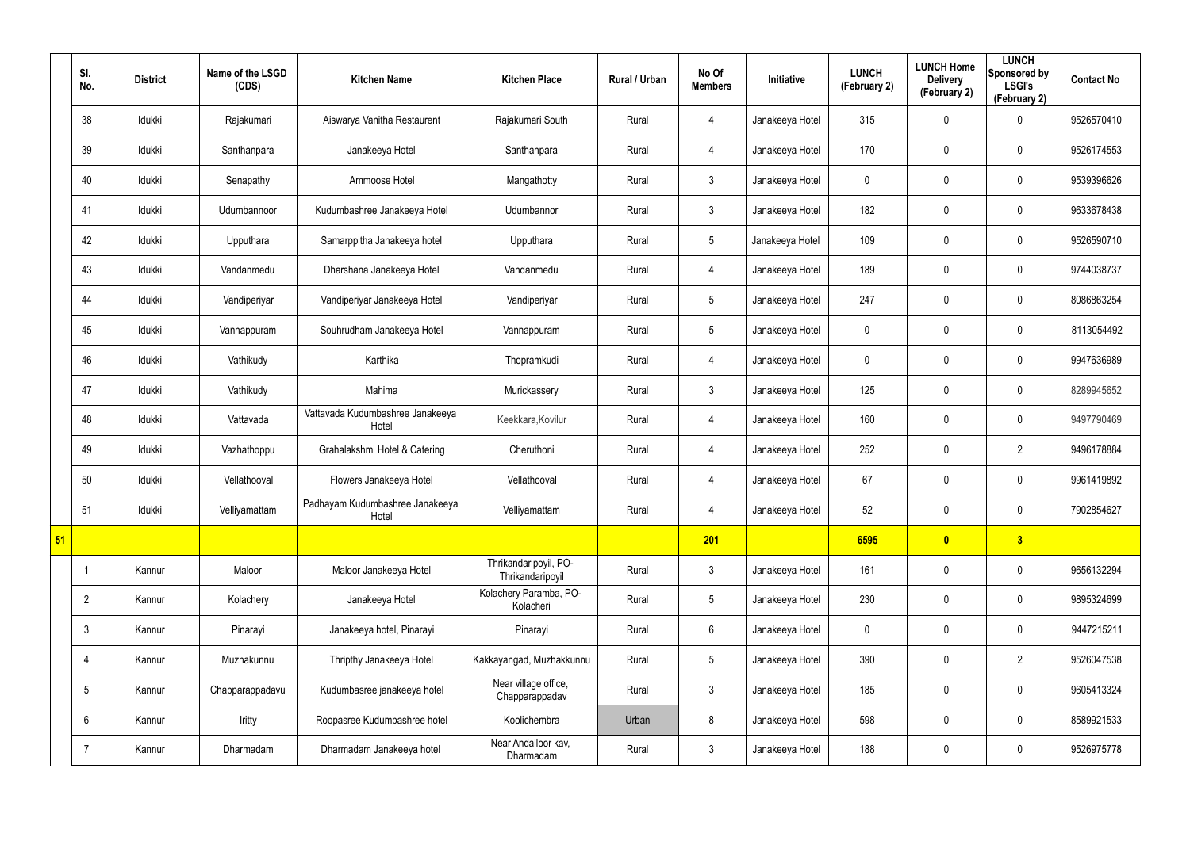| | Sl. No. | District | Name of the LSGD (CDS) | Kitchen Name | Kitchen Place | Rural / Urban | No Of Members | Initiative | LUNCH (February 2) | LUNCH Home Delivery (February 2) | LUNCH Sponsored by LSGI's (February 2) | Contact No |
|---|---|---|---|---|---|---|---|---|---|---|---|---|
| | 38 | Idukki | Rajakumari | Aiswarya Vanitha Restaurent | Rajakumari South | Rural | 4 | Janakeeya Hotel | 315 | 0 | 0 | 9526570410 |
| | 39 | Idukki | Santhanpara | Janakeeya Hotel | Santhanpara | Rural | 4 | Janakeeya Hotel | 170 | 0 | 0 | 9526174553 |
| | 40 | Idukki | Senapathy | Ammoose Hotel | Mangathotty | Rural | 3 | Janakeeya Hotel | 0 | 0 | 0 | 9539396626 |
| | 41 | Idukki | Udumbannoor | Kudumbashree Janakeeya Hotel | Udumbannor | Rural | 3 | Janakeeya Hotel | 182 | 0 | 0 | 9633678438 |
| | 42 | Idukki | Upputhara | Samarppitha Janakeeya hotel | Upputhara | Rural | 5 | Janakeeya Hotel | 109 | 0 | 0 | 9526590710 |
| | 43 | Idukki | Vandanmedu | Dharshana Janakeeya Hotel | Vandanmedu | Rural | 4 | Janakeeya Hotel | 189 | 0 | 0 | 9744038737 |
| | 44 | Idukki | Vandiperiyar | Vandiperiyar Janakeeya Hotel | Vandiperiyar | Rural | 5 | Janakeeya Hotel | 247 | 0 | 0 | 8086863254 |
| | 45 | Idukki | Vannappuram | Souhrudham Janakeeya Hotel | Vannappuram | Rural | 5 | Janakeeya Hotel | 0 | 0 | 0 | 8113054492 |
| | 46 | Idukki | Vathikudy | Karthika | Thopramkudi | Rural | 4 | Janakeeya Hotel | 0 | 0 | 0 | 9947636989 |
| | 47 | Idukki | Vathikudy | Mahima | Murickassery | Rural | 3 | Janakeeya Hotel | 125 | 0 | 0 | 8289945652 |
| | 48 | Idukki | Vattavada | Vattavada Kudumbashree Janakeeya Hotel | Keekkara,Kovilur | Rural | 4 | Janakeeya Hotel | 160 | 0 | 0 | 9497790469 |
| | 49 | Idukki | Vazhathoppu | Grahalakshmi Hotel & Catering | Cheruthoni | Rural | 4 | Janakeeya Hotel | 252 | 0 | 2 | 9496178884 |
| | 50 | Idukki | Vellathooval | Flowers Janakeeya Hotel | Vellathooval | Rural | 4 | Janakeeya Hotel | 67 | 0 | 0 | 9961419892 |
| | 51 | Idukki | Velliyamattam | Padhayam Kudumbashree Janakeeya Hotel | Velliyamattam | Rural | 4 | Janakeeya Hotel | 52 | 0 | 0 | 7902854627 |
| **51** | | | | | | | **201** | | **6595** | **0** | **3** | |
| | 1 | Kannur | Maloor | Maloor Janakeeya Hotel | Thrikandaripoyil, PO-Thrikandaripoyil | Rural | 3 | Janakeeya Hotel | 161 | 0 | 0 | 9656132294 |
| | 2 | Kannur | Kolachery | Janakeeya Hotel | Kolachery Paramba, PO-Kolacheri | Rural | 5 | Janakeeya Hotel | 230 | 0 | 0 | 9895324699 |
| | 3 | Kannur | Pinarayi | Janakeeya hotel, Pinarayi | Pinarayi | Rural | 6 | Janakeeya Hotel | 0 | 0 | 0 | 9447215211 |
| | 4 | Kannur | Muzhakunnu | Thripthy Janakeeya Hotel | Kakkayangad, Muzhakkunnu | Rural | 5 | Janakeeya Hotel | 390 | 0 | 2 | 9526047538 |
| | 5 | Kannur | Chapparappadavu | Kudumbasree janakeeya hotel | Near village office, Chapparappadav | Rural | 3 | Janakeeya Hotel | 185 | 0 | 0 | 9605413324 |
| | 6 | Kannur | Iritty | Roopasree Kudumbashree hotel | Koolichembra | Urban | 8 | Janakeeya Hotel | 598 | 0 | 0 | 8589921533 |
| | 7 | Kannur | Dharmadam | Dharmadam Janakeeya hotel | Near Andalloor kav, Dharmadam | Rural | 3 | Janakeeya Hotel | 188 | 0 | 0 | 9526975778 |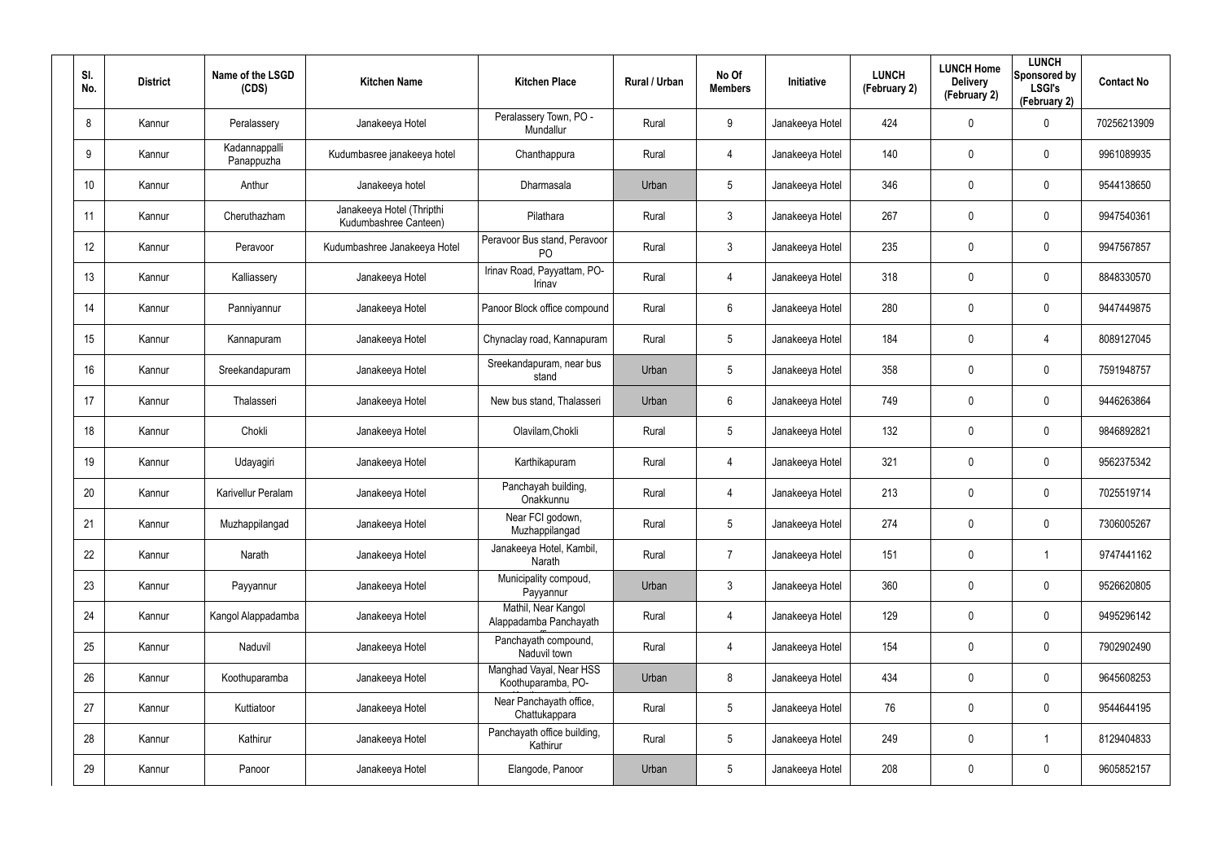| Sl. No. | District | Name of the LSGD (CDS) | Kitchen Name | Kitchen Place | Rural / Urban | No Of Members | Initiative | LUNCH (February 2) | LUNCH Home Delivery (February 2) | LUNCH Sponsored by LSGI's (February 2) | Contact No |
|---|---|---|---|---|---|---|---|---|---|---|---|
| 8 | Kannur | Peralassery | Janakeeya Hotel | Peralassery Town, PO - Mundallur | Rural | 9 | Janakeeya Hotel | 424 | 0 | 0 | 70256213909 |
| 9 | Kannur | Kadannappalli Panappuzha | Kudumbasree janakeeya hotel | Chanthappura | Rural | 4 | Janakeeya Hotel | 140 | 0 | 0 | 9961089935 |
| 10 | Kannur | Anthur | Janakeeya hotel | Dharmasala | Urban | 5 | Janakeeya Hotel | 346 | 0 | 0 | 9544138650 |
| 11 | Kannur | Cheruthazham | Janakeeya Hotel (Thripthi Kudumbashree Canteen) | Pilathara | Rural | 3 | Janakeeya Hotel | 267 | 0 | 0 | 9947540361 |
| 12 | Kannur | Peravoor | Kudumbashree Janakeeya Hotel | Peravoor Bus stand, Peravoor PO | Rural | 3 | Janakeeya Hotel | 235 | 0 | 0 | 9947567857 |
| 13 | Kannur | Kalliassery | Janakeeya Hotel | Irinav Road, Payyattam, PO-Irinav | Rural | 4 | Janakeeya Hotel | 318 | 0 | 0 | 8848330570 |
| 14 | Kannur | Panniyannur | Janakeeya Hotel | Panoor Block office compound | Rural | 6 | Janakeeya Hotel | 280 | 0 | 0 | 9447449875 |
| 15 | Kannur | Kannapuram | Janakeeya Hotel | Chynaclay road, Kannapuram | Rural | 5 | Janakeeya Hotel | 184 | 0 | 4 | 8089127045 |
| 16 | Kannur | Sreekandapuram | Janakeeya Hotel | Sreekandapuram, near bus stand | Urban | 5 | Janakeeya Hotel | 358 | 0 | 0 | 7591948757 |
| 17 | Kannur | Thalasseri | Janakeeya Hotel | New bus stand, Thalasseri | Urban | 6 | Janakeeya Hotel | 749 | 0 | 0 | 9446263864 |
| 18 | Kannur | Chokli | Janakeeya Hotel | Olavilam,Chokli | Rural | 5 | Janakeeya Hotel | 132 | 0 | 0 | 9846892821 |
| 19 | Kannur | Udayagiri | Janakeeya Hotel | Karthikapuram | Rural | 4 | Janakeeya Hotel | 321 | 0 | 0 | 9562375342 |
| 20 | Kannur | Karivellur Peralam | Janakeeya Hotel | Panchayah building, Onakkunnu | Rural | 4 | Janakeeya Hotel | 213 | 0 | 0 | 7025519714 |
| 21 | Kannur | Muzhappilangad | Janakeeya Hotel | Near FCI godown, Muzhappilangad | Rural | 5 | Janakeeya Hotel | 274 | 0 | 0 | 7306005267 |
| 22 | Kannur | Narath | Janakeeya Hotel | Janakeeya Hotel, Kambil, Narath | Rural | 7 | Janakeeya Hotel | 151 | 0 | 1 | 9747441162 |
| 23 | Kannur | Payyannur | Janakeeya Hotel | Municipality compoud, Payyannur | Urban | 3 | Janakeeya Hotel | 360 | 0 | 0 | 9526620805 |
| 24 | Kannur | Kangol Alappadamba | Janakeeya Hotel | Mathil, Near Kangol Alappadamba Panchayath | Rural | 4 | Janakeeya Hotel | 129 | 0 | 0 | 9495296142 |
| 25 | Kannur | Naduvil | Janakeeya Hotel | Panchayath compound, Naduvil town | Rural | 4 | Janakeeya Hotel | 154 | 0 | 0 | 7902902490 |
| 26 | Kannur | Koothuparamba | Janakeeya Hotel | Manghad Vayal, Near HSS Koothuparamba, PO- | Urban | 8 | Janakeeya Hotel | 434 | 0 | 0 | 9645608253 |
| 27 | Kannur | Kuttiatoor | Janakeeya Hotel | Near Panchayath office, Chattukappara | Rural | 5 | Janakeeya Hotel | 76 | 0 | 0 | 9544644195 |
| 28 | Kannur | Kathirur | Janakeeya Hotel | Panchayath office building, Kathirur | Rural | 5 | Janakeeya Hotel | 249 | 0 | 1 | 8129404833 |
| 29 | Kannur | Panoor | Janakeeya Hotel | Elangode, Panoor | Urban | 5 | Janakeeya Hotel | 208 | 0 | 0 | 9605852157 |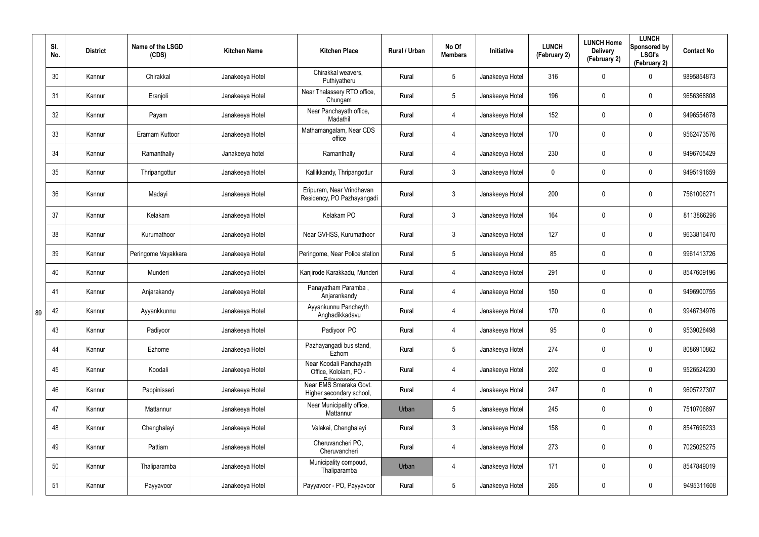| | Sl. No. | District | Name of the LSGD (CDS) | Kitchen Name | Kitchen Place | Rural / Urban | No Of Members | Initiative | LUNCH (February 2) | LUNCH Home Delivery (February 2) | LUNCH Sponsored by LSGI's (February 2) | Contact No |
|---|---|---|---|---|---|---|---|---|---|---|---|---|
| 89 | 30 | Kannur | Chirakkal | Janakeeya Hotel | Chirakkal weavers, Puthiyatheru | Rural | 5 | Janakeeya Hotel | 316 | 0 | 0 | 9895854873 |
| | 31 | Kannur | Eranjoli | Janakeeya Hotel | Near Thalassery RTO office, Chungam | Rural | 5 | Janakeeya Hotel | 196 | 0 | 0 | 9656368808 |
| | 32 | Kannur | Payam | Janakeeya Hotel | Near Panchayath office, Madathil | Rural | 4 | Janakeeya Hotel | 152 | 0 | 0 | 9496554678 |
| | 33 | Kannur | Eramam Kuttoor | Janakeeya Hotel | Mathamangalam, Near CDS office | Rural | 4 | Janakeeya Hotel | 170 | 0 | 0 | 9562473576 |
| | 34 | Kannur | Ramanthally | Janakeeya hotel | Ramanthally | Rural | 4 | Janakeeya Hotel | 230 | 0 | 0 | 9496705429 |
| | 35 | Kannur | Thripangottur | Janakeeya Hotel | Kallikkandy, Thripangottur | Rural | 3 | Janakeeya Hotel | 0 | 0 | 0 | 9495191659 |
| | 36 | Kannur | Madayi | Janakeeya Hotel | Eripuram, Near Vrindhavan Residency, PO Pazhayangadi | Rural | 3 | Janakeeya Hotel | 200 | 0 | 0 | 7561006271 |
| | 37 | Kannur | Kelakam | Janakeeya Hotel | Kelakam PO | Rural | 3 | Janakeeya Hotel | 164 | 0 | 0 | 8113866296 |
| | 38 | Kannur | Kurumathoor | Janakeeya Hotel | Near GVHSS, Kurumathoor | Rural | 3 | Janakeeya Hotel | 127 | 0 | 0 | 9633816470 |
| | 39 | Kannur | Peringome Vayakkara | Janakeeya Hotel | Peringome, Near Police station | Rural | 5 | Janakeeya Hotel | 85 | 0 | 0 | 9961413726 |
| | 40 | Kannur | Munderi | Janakeeya Hotel | Kanjirode Karakkadu, Munderi | Rural | 4 | Janakeeya Hotel | 291 | 0 | 0 | 8547609196 |
| | 41 | Kannur | Anjarakandy | Janakeeya Hotel | Panayatham Paramba , Anjarankandy | Rural | 4 | Janakeeya Hotel | 150 | 0 | 0 | 9496900755 |
| | 42 | Kannur | Ayyankkunnu | Janakeeya Hotel | Ayyankunnu Panchayth Anghadikkadavu | Rural | 4 | Janakeeya Hotel | 170 | 0 | 0 | 9946734976 |
| | 43 | Kannur | Padiyoor | Janakeeya Hotel | Padiyoor PO | Rural | 4 | Janakeeya Hotel | 95 | 0 | 0 | 9539028498 |
| | 44 | Kannur | Ezhome | Janakeeya Hotel | Pazhayangadi bus stand, Ezhom | Rural | 5 | Janakeeya Hotel | 274 | 0 | 0 | 8086910862 |
| | 45 | Kannur | Koodali | Janakeeya Hotel | Near Koodali Panchayath Office, Kololam, PO - Edayannoor | Rural | 4 | Janakeeya Hotel | 202 | 0 | 0 | 9526524230 |
| | 46 | Kannur | Pappinisseri | Janakeeya Hotel | Near EMS Smaraka Govt. Higher secondary school, Pappinisseri | Rural | 4 | Janakeeya Hotel | 247 | 0 | 0 | 9605727307 |
| | 47 | Kannur | Mattannur | Janakeeya Hotel | Near Municipality office, Mattannur | Urban | 5 | Janakeeya Hotel | 245 | 0 | 0 | 7510706897 |
| | 48 | Kannur | Chenghalayi | Janakeeya Hotel | Valakai, Chenghalayi | Rural | 3 | Janakeeya Hotel | 158 | 0 | 0 | 8547696233 |
| | 49 | Kannur | Pattiam | Janakeeya Hotel | Cheruvancheri PO, Cheruvancheri | Rural | 4 | Janakeeya Hotel | 273 | 0 | 0 | 7025025275 |
| | 50 | Kannur | Thaliparamba | Janakeeya Hotel | Municipality compoud, Thaliparamba | Urban | 4 | Janakeeya Hotel | 171 | 0 | 0 | 8547849019 |
| | 51 | Kannur | Payyavoor | Janakeeya Hotel | Payyavoor - PO, Payyavoor | Rural | 5 | Janakeeya Hotel | 265 | 0 | 0 | 9495311608 |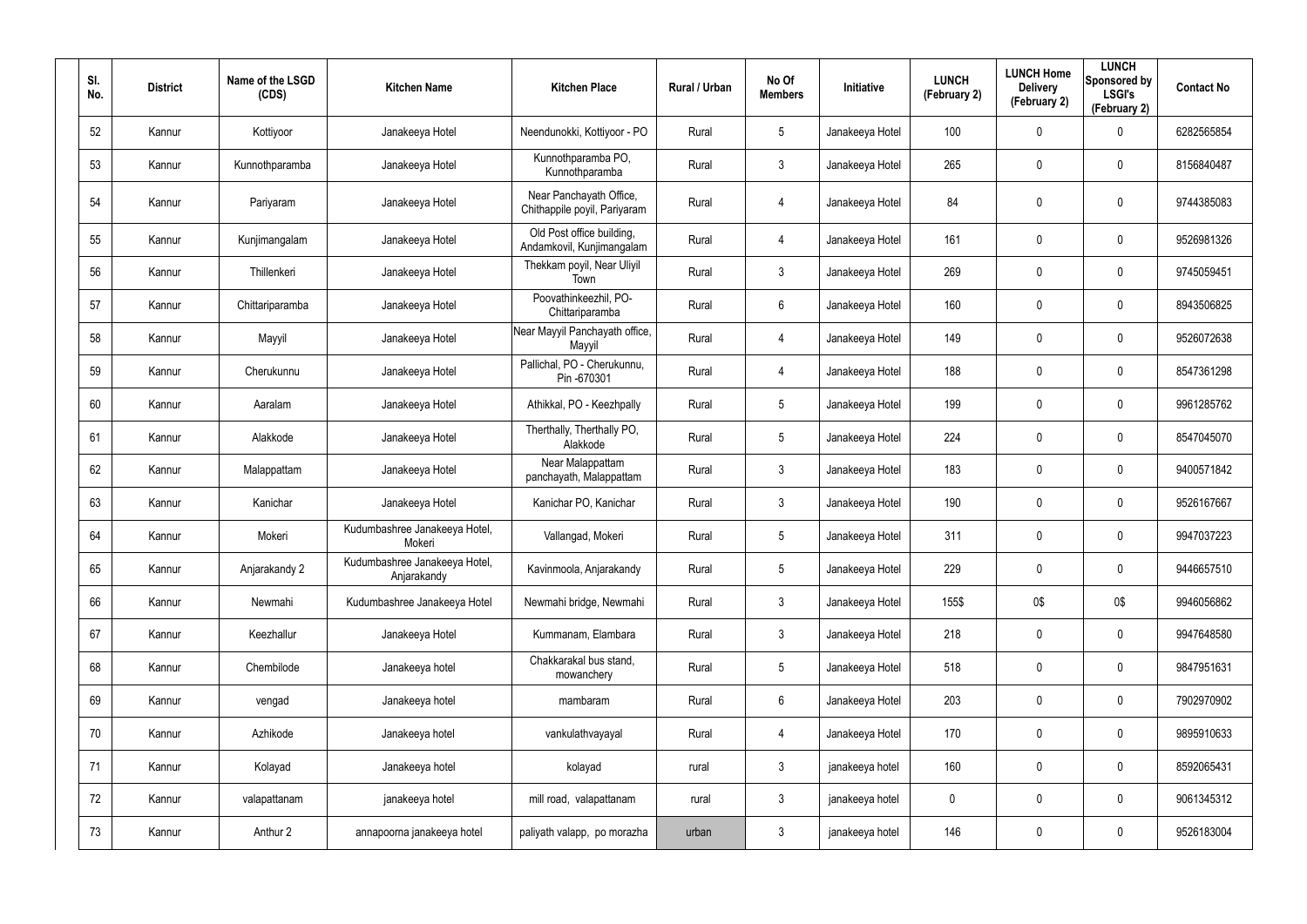| Sl. No. | District | Name of the LSGD (CDS) | Kitchen Name | Kitchen Place | Rural / Urban | No Of Members | Initiative | LUNCH (February 2) | LUNCH Home Delivery (February 2) | LUNCH Sponsored by LSGI's (February 2) | Contact No |
|---|---|---|---|---|---|---|---|---|---|---|---|
| 52 | Kannur | Kottiyoor | Janakeeya Hotel | Neendunokki, Kottiyoor - PO | Rural | 5 | Janakeeya Hotel | 100 | 0 | 0 | 6282565854 |
| 53 | Kannur | Kunnothparamba | Janakeeya Hotel | Kunnothparamba PO, Kunnothparamba | Rural | 3 | Janakeeya Hotel | 265 | 0 | 0 | 8156840487 |
| 54 | Kannur | Pariyaram | Janakeeya Hotel | Near Panchayath Office, Chithappile poyil, Pariyaram | Rural | 4 | Janakeeya Hotel | 84 | 0 | 0 | 9744385083 |
| 55 | Kannur | Kunjimangalam | Janakeeya Hotel | Old Post office building, Andamkovil, Kunjimangalam | Rural | 4 | Janakeeya Hotel | 161 | 0 | 0 | 9526981326 |
| 56 | Kannur | Thillenkeri | Janakeeya Hotel | Thekkam poyil, Near Uliyil Town | Rural | 3 | Janakeeya Hotel | 269 | 0 | 0 | 9745059451 |
| 57 | Kannur | Chittariparamba | Janakeeya Hotel | Poovathinkeezhil, PO-Chittariparamba | Rural | 6 | Janakeeya Hotel | 160 | 0 | 0 | 8943506825 |
| 58 | Kannur | Mayyil | Janakeeya Hotel | Near Mayyil Panchayath office, Mayyil | Rural | 4 | Janakeeya Hotel | 149 | 0 | 0 | 9526072638 |
| 59 | Kannur | Cherukunnu | Janakeeya Hotel | Pallichal, PO - Cherukunnu, Pin -670301 | Rural | 4 | Janakeeya Hotel | 188 | 0 | 0 | 8547361298 |
| 60 | Kannur | Aaralam | Janakeeya Hotel | Athikkal, PO - Keezhpally | Rural | 5 | Janakeeya Hotel | 199 | 0 | 0 | 9961285762 |
| 61 | Kannur | Alakkode | Janakeeya Hotel | Therthally, Therthally PO, Alakkode | Rural | 5 | Janakeeya Hotel | 224 | 0 | 0 | 8547045070 |
| 62 | Kannur | Malappattam | Janakeeya Hotel | Near Malappattam panchayath, Malappattam | Rural | 3 | Janakeeya Hotel | 183 | 0 | 0 | 9400571842 |
| 63 | Kannur | Kanichar | Janakeeya Hotel | Kanichar PO, Kanichar | Rural | 3 | Janakeeya Hotel | 190 | 0 | 0 | 9526167667 |
| 64 | Kannur | Mokeri | Kudumbashree Janakeeya Hotel, Mokeri | Vallangad, Mokeri | Rural | 5 | Janakeeya Hotel | 311 | 0 | 0 | 9947037223 |
| 65 | Kannur | Anjarakandy 2 | Kudumbashree Janakeeya Hotel, Anjarakandy | Kavinmoola, Anjarakandy | Rural | 5 | Janakeeya Hotel | 229 | 0 | 0 | 9446657510 |
| 66 | Kannur | Newmahi | Kudumbashree Janakeeya Hotel | Newmahi bridge, Newmahi | Rural | 3 | Janakeeya Hotel | 155$ | 0$ | 0$ | 9946056862 |
| 67 | Kannur | Keezhallur | Janakeeya Hotel | Kummanam, Elambara | Rural | 3 | Janakeeya Hotel | 218 | 0 | 0 | 9947648580 |
| 68 | Kannur | Chembilode | Janakeeya hotel | Chakkarakal bus stand, mowanchery | Rural | 5 | Janakeeya Hotel | 518 | 0 | 0 | 9847951631 |
| 69 | Kannur | vengad | Janakeeya hotel | mambaram | Rural | 6 | Janakeeya Hotel | 203 | 0 | 0 | 7902970902 |
| 70 | Kannur | Azhikode | Janakeeya hotel | vankulathvayayal | Rural | 4 | Janakeeya Hotel | 170 | 0 | 0 | 9895910633 |
| 71 | Kannur | Kolayad | Janakeeya hotel | kolayad | rural | 3 | janakeeya hotel | 160 | 0 | 0 | 8592065431 |
| 72 | Kannur | valapattanam | janakeeya hotel | mill road, valapattanam | rural | 3 | janakeeya hotel | 0 | 0 | 0 | 9061345312 |
| 73 | Kannur | Anthur 2 | annapoorna janakeeya hotel | paliyath valapp, po morazha | urban | 3 | janakeeya hotel | 146 | 0 | 0 | 9526183004 |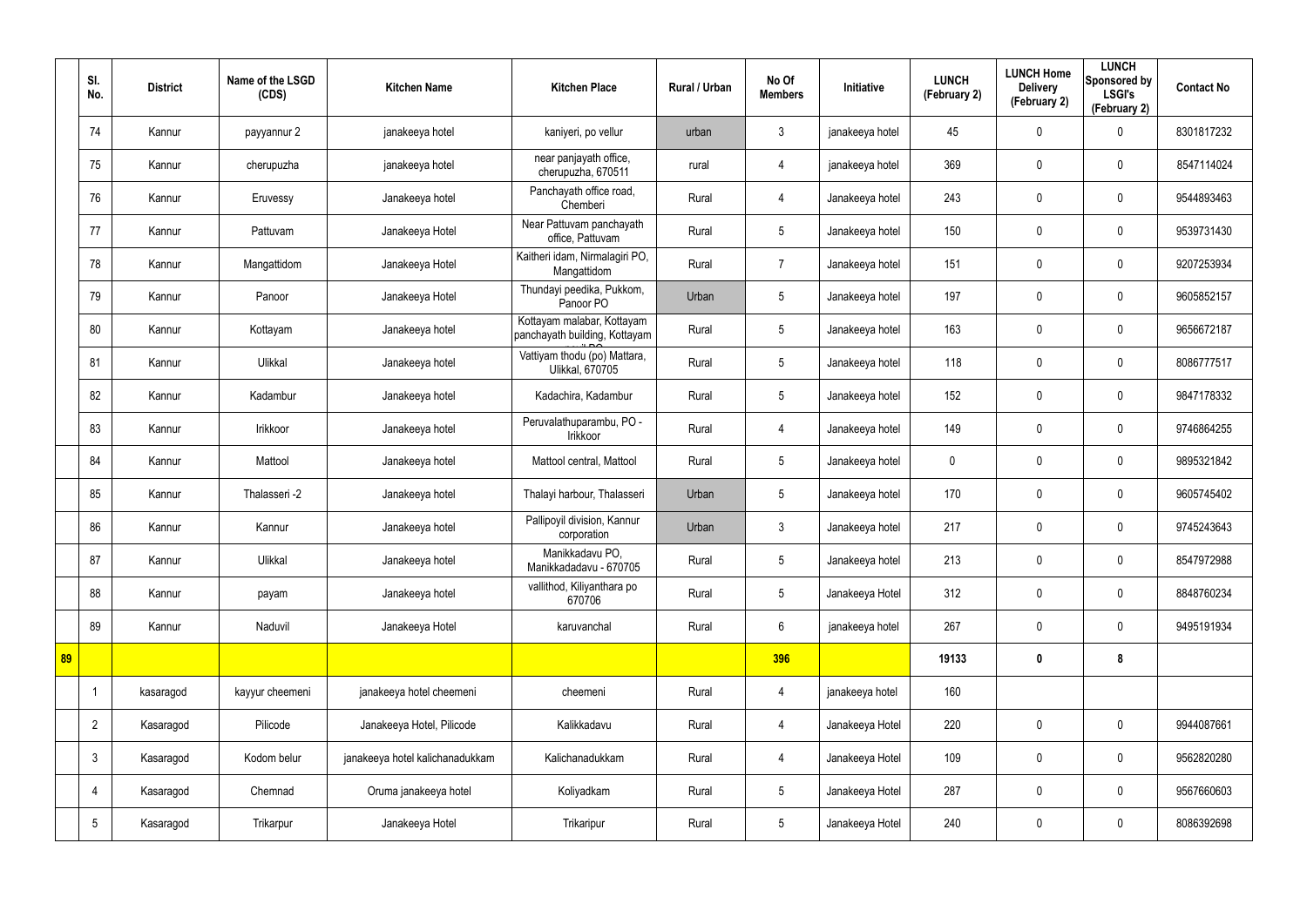| | Sl. No. | District | Name of the LSGD (CDS) | Kitchen Name | Kitchen Place | Rural / Urban | No Of Members | Initiative | LUNCH (February 2) | LUNCH Home Delivery (February 2) | LUNCH Sponsored by LSGI's (February 2) | Contact No |
|---|---|---|---|---|---|---|---|---|---|---|---|---|
| | 74 | Kannur | payyannur 2 | janakeeya hotel | kaniyeri, po vellur | urban | 3 | janakeeya hotel | 45 | 0 | 0 | 8301817232 |
| | 75 | Kannur | cherupuzha | janakeeya hotel | near panjayath office, cherupuzha, 670511 | rural | 4 | janakeeya hotel | 369 | 0 | 0 | 8547114024 |
| | 76 | Kannur | Eruvessy | Janakeeya hotel | Panchayath office road, Chemberi | Rural | 4 | Janakeeya hotel | 243 | 0 | 0 | 9544893463 |
| | 77 | Kannur | Pattuvam | Janakeeya Hotel | Near Pattuvam panchayath office, Pattuvam | Rural | 5 | Janakeeya hotel | 150 | 0 | 0 | 9539731430 |
| | 78 | Kannur | Mangattidom | Janakeeya Hotel | Kaitheri idam, Nirmalagiri PO, Mangattidom | Rural | 7 | Janakeeya hotel | 151 | 0 | 0 | 9207253934 |
| | 79 | Kannur | Panoor | Janakeeya Hotel | Thundayi peedika, Pukkom, Panoor PO | Urban | 5 | Janakeeya hotel | 197 | 0 | 0 | 9605852157 |
| | 80 | Kannur | Kottayam | Janakeeya hotel | Kottayam malabar, Kottayam panchayath building, Kottayam | Rural | 5 | Janakeeya hotel | 163 | 0 | 0 | 9656672187 |
| | 81 | Kannur | Ulikkal | Janakeeya hotel | Vattiyam thodu (po) Mattara, Ulikkal, 670705 | Rural | 5 | Janakeeya hotel | 118 | 0 | 0 | 8086777517 |
| | 82 | Kannur | Kadambur | Janakeeya hotel | Kadachira, Kadambur | Rural | 5 | Janakeeya hotel | 152 | 0 | 0 | 9847178332 |
| | 83 | Kannur | Irikkoor | Janakeeya hotel | Peruvalathuparambu, PO - Irikkoor | Rural | 4 | Janakeeya hotel | 149 | 0 | 0 | 9746864255 |
| | 84 | Kannur | Mattool | Janakeeya hotel | Mattool central, Mattool | Rural | 5 | Janakeeya hotel | 0 | 0 | 0 | 9895321842 |
| | 85 | Kannur | Thalasseri -2 | Janakeeya hotel | Thalayi harbour, Thalasseri | Urban | 5 | Janakeeya hotel | 170 | 0 | 0 | 9605745402 |
| | 86 | Kannur | Kannur | Janakeeya hotel | Pallipoyil division, Kannur corporation | Urban | 3 | Janakeeya hotel | 217 | 0 | 0 | 9745243643 |
| | 87 | Kannur | Ulikkal | Janakeeya hotel | Manikkadavu PO, Manikkadadavu - 670705 | Rural | 5 | Janakeeya hotel | 213 | 0 | 0 | 8547972988 |
| | 88 | Kannur | payam | Janakeeya hotel | vallithod, Kiliyanthara po 670706 | Rural | 5 | Janakeeya Hotel | 312 | 0 | 0 | 8848760234 |
| | 89 | Kannur | Naduvil | Janakeeya Hotel | karuvanchal | Rural | 6 | janakeeya hotel | 267 | 0 | 0 | 9495191934 |
| **89** | | | | | | | **396** | | **19133** | **0** | **8** | |
| | 1 | kasaragod | kayyur cheemeni | janakeeya hotel cheemeni | cheemeni | Rural | 4 | janakeeya hotel | 160 | | | |
| | 2 | Kasaragod | Pilicode | Janakeeya Hotel, Pilicode | Kalikkadavu | Rural | 4 | Janakeeya Hotel | 220 | 0 | 0 | 9944087661 |
| | 3 | Kasaragod | Kodom belur | janakeeya hotel kalichanadukkam | Kalichanadukkam | Rural | 4 | Janakeeya Hotel | 109 | 0 | 0 | 9562820280 |
| | 4 | Kasaragod | Chemnad | Oruma janakeeya hotel | Koliyadkam | Rural | 5 | Janakeeya Hotel | 287 | 0 | 0 | 9567660603 |
| | 5 | Kasaragod | Trikarpur | Janakeeya Hotel | Trikaripur | Rural | 5 | Janakeeya Hotel | 240 | 0 | 0 | 8086392698 |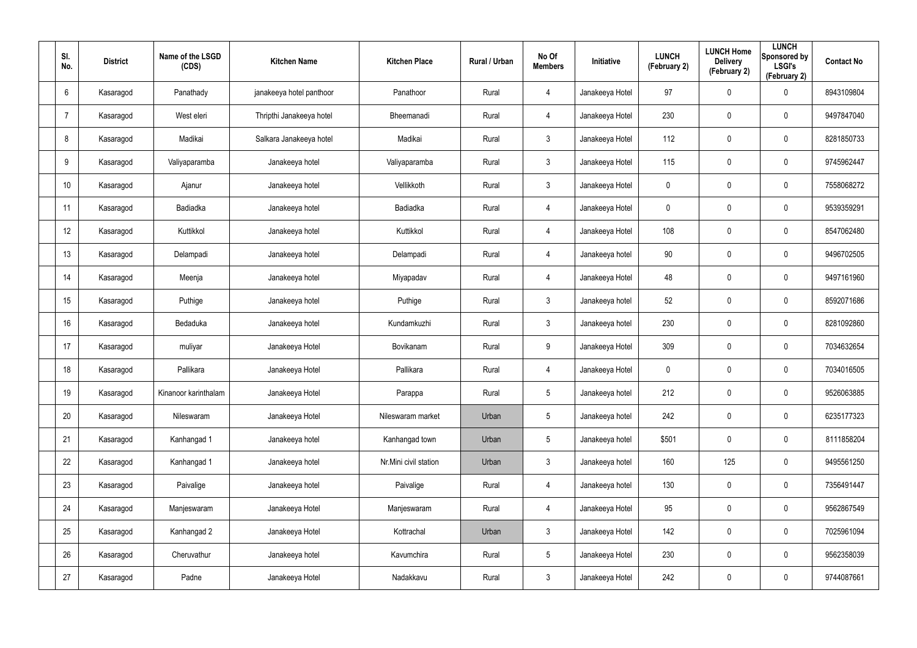| Sl. No. | District | Name of the LSGD (CDS) | Kitchen Name | Kitchen Place | Rural / Urban | No Of Members | Initiative | LUNCH (February 2) | LUNCH Home Delivery (February 2) | LUNCH Sponsored by LSGI's (February 2) | Contact No |
|---|---|---|---|---|---|---|---|---|---|---|---|
| 6 | Kasaragod | Panathady | janakeeya hotel panthoor | Panathoor | Rural | 4 | Janakeeya Hotel | 97 | 0 | 0 | 8943109804 |
| 7 | Kasaragod | West eleri | Thripthi Janakeeya hotel | Bheemanadi | Rural | 4 | Janakeeya Hotel | 230 | 0 | 0 | 9497847040 |
| 8 | Kasaragod | Madikai | Salkara Janakeeya hotel | Madikai | Rural | 3 | Janakeeya Hotel | 112 | 0 | 0 | 8281850733 |
| 9 | Kasaragod | Valiyaparamba | Janakeeya hotel | Valiyaparamba | Rural | 3 | Janakeeya Hotel | 115 | 0 | 0 | 9745962447 |
| 10 | Kasaragod | Ajanur | Janakeeya hotel | Vellikkoth | Rural | 3 | Janakeeya Hotel | 0 | 0 | 0 | 7558068272 |
| 11 | Kasaragod | Badiadka | Janakeeya hotel | Badiadka | Rural | 4 | Janakeeya Hotel | 0 | 0 | 0 | 9539359291 |
| 12 | Kasaragod | Kuttikkol | Janakeeya hotel | Kuttikkol | Rural | 4 | Janakeeya Hotel | 108 | 0 | 0 | 8547062480 |
| 13 | Kasaragod | Delampadi | Janakeeya hotel | Delampadi | Rural | 4 | Janakeeya hotel | 90 | 0 | 0 | 9496702505 |
| 14 | Kasaragod | Meenja | Janakeeya hotel | Miyapadav | Rural | 4 | Janakeeya Hotel | 48 | 0 | 0 | 9497161960 |
| 15 | Kasaragod | Puthige | Janakeeya hotel | Puthige | Rural | 3 | Janakeeya hotel | 52 | 0 | 0 | 8592071686 |
| 16 | Kasaragod | Bedaduka | Janakeeya hotel | Kundamkuzhi | Rural | 3 | Janakeeya hotel | 230 | 0 | 0 | 8281092860 |
| 17 | Kasaragod | muliyar | Janakeeya Hotel | Bovikanam | Rural | 9 | Janakeeya Hotel | 309 | 0 | 0 | 7034632654 |
| 18 | Kasaragod | Pallikara | Janakeeya Hotel | Pallikara | Rural | 4 | Janakeeya Hotel | 0 | 0 | 0 | 7034016505 |
| 19 | Kasaragod | Kinanoor karinthalam | Janakeeya Hotel | Parappa | Rural | 5 | Janakeeya hotel | 212 | 0 | 0 | 9526063885 |
| 20 | Kasaragod | Nileswaram | Janakeeya Hotel | Nileswaram market | Urban | 5 | Janakeeya hotel | 242 | 0 | 0 | 6235177323 |
| 21 | Kasaragod | Kanhangad 1 | Janakeeya hotel | Kanhangad town | Urban | 5 | Janakeeya hotel | $501 | 0 | 0 | 8111858204 |
| 22 | Kasaragod | Kanhangad 1 | Janakeeya hotel | Nr.Mini civil station | Urban | 3 | Janakeeya hotel | 160 | 125 | 0 | 9495561250 |
| 23 | Kasaragod | Paivalige | Janakeeya hotel | Paivalige | Rural | 4 | Janakeeya hotel | 130 | 0 | 0 | 7356491447 |
| 24 | Kasaragod | Manjeswaram | Janakeeya Hotel | Manjeswaram | Rural | 4 | Janakeeya Hotel | 95 | 0 | 0 | 9562867549 |
| 25 | Kasaragod | Kanhangad 2 | Janakeeya Hotel | Kottrachal | Urban | 3 | Janakeeya Hotel | 142 | 0 | 0 | 7025961094 |
| 26 | Kasaragod | Cheruvathur | Janakeeya hotel | Kavumchira | Rural | 5 | Janakeeya Hotel | 230 | 0 | 0 | 9562358039 |
| 27 | Kasaragod | Padne | Janakeeya Hotel | Nadakkavu | Rural | 3 | Janakeeya Hotel | 242 | 0 | 0 | 9744087661 |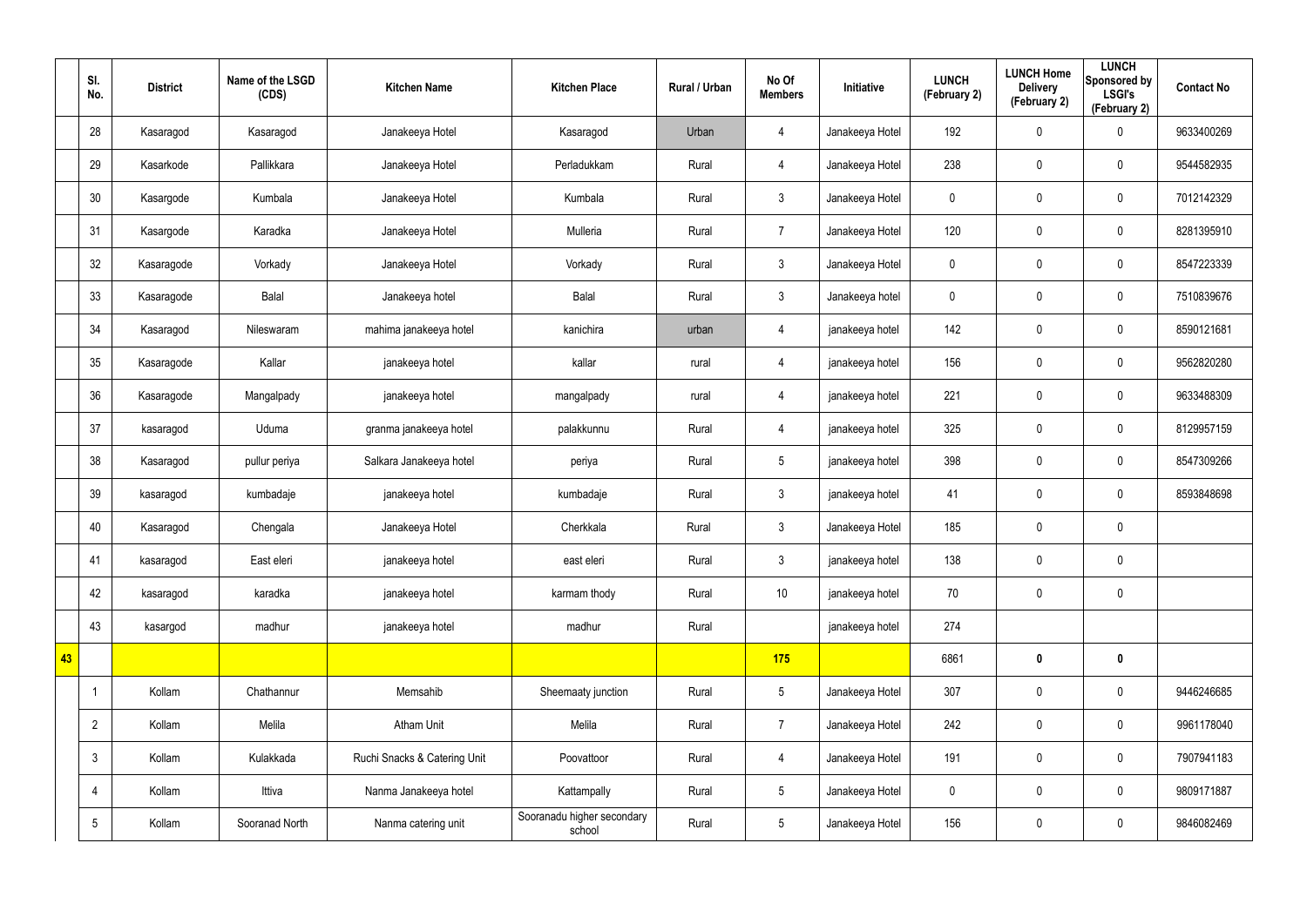| | Sl. No. | District | Name of the LSGD (CDS) | Kitchen Name | Kitchen Place | Rural / Urban | No Of Members | Initiative | LUNCH (February 2) | LUNCH Home Delivery (February 2) | LUNCH Sponsored by LSGI's (February 2) | Contact No |
|---|---|---|---|---|---|---|---|---|---|---|---|---|
| | 28 | Kasaragod | Kasaragod | Janakeeya Hotel | Kasaragod | Urban | 4 | Janakeeya Hotel | 192 | 0 | 0 | 9633400269 |
| | 29 | Kasarkode | Pallikkara | Janakeeya Hotel | Perladukkam | Rural | 4 | Janakeeya Hotel | 238 | 0 | 0 | 9544582935 |
| | 30 | Kasargode | Kumbala | Janakeeya Hotel | Kumbala | Rural | 3 | Janakeeya Hotel | 0 | 0 | 0 | 7012142329 |
| | 31 | Kasargode | Karadka | Janakeeya Hotel | Mulleria | Rural | 7 | Janakeeya Hotel | 120 | 0 | 0 | 8281395910 |
| | 32 | Kasaragode | Vorkady | Janakeeya Hotel | Vorkady | Rural | 3 | Janakeeya Hotel | 0 | 0 | 0 | 8547223339 |
| | 33 | Kasaragode | Balal | Janakeeya hotel | Balal | Rural | 3 | Janakeeya hotel | 0 | 0 | 0 | 7510839676 |
| | 34 | Kasaragod | Nileswaram | mahima janakeeya hotel | kanichira | urban | 4 | janakeeya hotel | 142 | 0 | 0 | 8590121681 |
| | 35 | Kasaragode | Kallar | janakeeya hotel | kallar | rural | 4 | janakeeya hotel | 156 | 0 | 0 | 9562820280 |
| | 36 | Kasaragode | Mangalpady | janakeeya hotel | mangalpady | rural | 4 | janakeeya hotel | 221 | 0 | 0 | 9633488309 |
| | 37 | kasaragod | Uduma | granma janakeeya hotel | palakkunnu | Rural | 4 | janakeeya hotel | 325 | 0 | 0 | 8129957159 |
| | 38 | Kasaragod | pullur periya | Salkara Janakeeya hotel | periya | Rural | 5 | janakeeya hotel | 398 | 0 | 0 | 8547309266 |
| | 39 | kasaragod | kumbadaje | janakeeya hotel | kumbadaje | Rural | 3 | janakeeya hotel | 41 | 0 | 0 | 8593848698 |
| | 40 | Kasaragod | Chengala | Janakeeya Hotel | Cherkkala | Rural | 3 | Janakeeya Hotel | 185 | 0 | 0 | |
| | 41 | kasaragod | East eleri | janakeeya hotel | east eleri | Rural | 3 | janakeeya hotel | 138 | 0 | 0 | |
| | 42 | kasaragod | karadka | janakeeya hotel | karmam thody | Rural | 10 | janakeeya hotel | 70 | 0 | 0 | |
| | 43 | kasargod | madhur | janakeeya hotel | madhur | Rural | | janakeeya hotel | 274 | | | |
| **43** | | | | | | | **175** | | 6861 | **0** | **0** | |
| | 1 | Kollam | Chathannur | Memsahib | Sheemaaty junction | Rural | 5 | Janakeeya Hotel | 307 | 0 | 0 | 9446246685 |
| | 2 | Kollam | Melila | Atham Unit | Melila | Rural | 7 | Janakeeya Hotel | 242 | 0 | 0 | 9961178040 |
| | 3 | Kollam | Kulakkada | Ruchi Snacks & Catering Unit | Poovattoor | Rural | 4 | Janakeeya Hotel | 191 | 0 | 0 | 7907941183 |
| | 4 | Kollam | Ittiva | Nanma Janakeeya hotel | Kattampally | Rural | 5 | Janakeeya Hotel | 0 | 0 | 0 | 9809171887 |
| | 5 | Kollam | Sooranad North | Nanma catering unit | Sooranadu higher secondary school | Rural | 5 | Janakeeya Hotel | 156 | 0 | 0 | 9846082469 |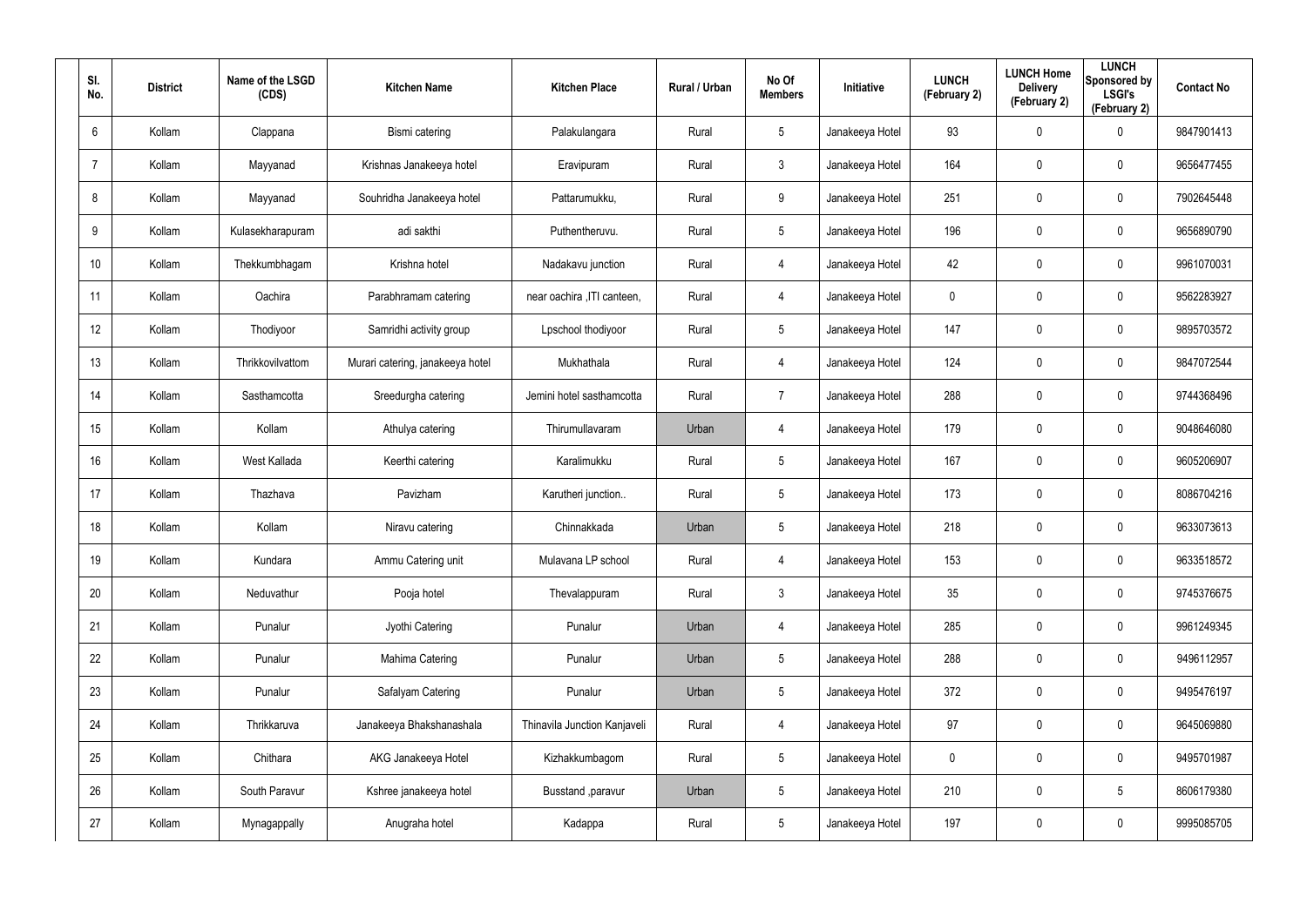| Sl. No. | District | Name of the LSGD (CDS) | Kitchen Name | Kitchen Place | Rural / Urban | No Of Members | Initiative | LUNCH (February 2) | LUNCH Home Delivery (February 2) | LUNCH Sponsored by LSGI's (February 2) | Contact No |
|---|---|---|---|---|---|---|---|---|---|---|---|
| 6 | Kollam | Clappana | Bismi catering | Palakulangara | Rural | 5 | Janakeeya Hotel | 93 | 0 | 0 | 9847901413 |
| 7 | Kollam | Mayyanad | Krishnas Janakeeya hotel | Eravipuram | Rural | 3 | Janakeeya Hotel | 164 | 0 | 0 | 9656477455 |
| 8 | Kollam | Mayyanad | Souhridha Janakeeya hotel | Pattarumukku, | Rural | 9 | Janakeeya Hotel | 251 | 0 | 0 | 7902645448 |
| 9 | Kollam | Kulasekharapuram | adi sakthi | Puthentheruvu. | Rural | 5 | Janakeeya Hotel | 196 | 0 | 0 | 9656890790 |
| 10 | Kollam | Thekkumbhagam | Krishna hotel | Nadakavu junction | Rural | 4 | Janakeeya Hotel | 42 | 0 | 0 | 9961070031 |
| 11 | Kollam | Oachira | Parabhramam catering | near oachira ,ITI canteen, | Rural | 4 | Janakeeya Hotel | 0 | 0 | 0 | 9562283927 |
| 12 | Kollam | Thodiyoor | Samridhi activity group | Lpschool thodiyoor | Rural | 5 | Janakeeya Hotel | 147 | 0 | 0 | 9895703572 |
| 13 | Kollam | Thrikkovilvattom | Murari catering, janakeeya hotel | Mukhathala | Rural | 4 | Janakeeya Hotel | 124 | 0 | 0 | 9847072544 |
| 14 | Kollam | Sasthamcotta | Sreedurgha catering | Jemini hotel sasthamcotta | Rural | 7 | Janakeeya Hotel | 288 | 0 | 0 | 9744368496 |
| 15 | Kollam | Kollam | Athulya catering | Thirumullavaram | Urban | 4 | Janakeeya Hotel | 179 | 0 | 0 | 9048646080 |
| 16 | Kollam | West Kallada | Keerthi catering | Karalimukku | Rural | 5 | Janakeeya Hotel | 167 | 0 | 0 | 9605206907 |
| 17 | Kollam | Thazhava | Pavizham | Karutheri junction.. | Rural | 5 | Janakeeya Hotel | 173 | 0 | 0 | 8086704216 |
| 18 | Kollam | Kollam | Niravu catering | Chinnakkada | Urban | 5 | Janakeeya Hotel | 218 | 0 | 0 | 9633073613 |
| 19 | Kollam | Kundara | Ammu Catering unit | Mulavana LP school | Rural | 4 | Janakeeya Hotel | 153 | 0 | 0 | 9633518572 |
| 20 | Kollam | Neduvathur | Pooja hotel | Thevalappuram | Rural | 3 | Janakeeya Hotel | 35 | 0 | 0 | 9745376675 |
| 21 | Kollam | Punalur | Jyothi Catering | Punalur | Urban | 4 | Janakeeya Hotel | 285 | 0 | 0 | 9961249345 |
| 22 | Kollam | Punalur | Mahima Catering | Punalur | Urban | 5 | Janakeeya Hotel | 288 | 0 | 0 | 9496112957 |
| 23 | Kollam | Punalur | Safalyam Catering | Punalur | Urban | 5 | Janakeeya Hotel | 372 | 0 | 0 | 9495476197 |
| 24 | Kollam | Thrikkaruva | Janakeeya Bhakshanashala | Thinavila Junction Kanjaveli | Rural | 4 | Janakeeya Hotel | 97 | 0 | 0 | 9645069880 |
| 25 | Kollam | Chithara | AKG Janakeeya Hotel | Kizhakkumbagom | Rural | 5 | Janakeeya Hotel | 0 | 0 | 0 | 9495701987 |
| 26 | Kollam | South Paravur | Kshree janakeeya hotel | Busstand ,paravur | Urban | 5 | Janakeeya Hotel | 210 | 0 | 5 | 8606179380 |
| 27 | Kollam | Mynagappally | Anugraha hotel | Kadappa | Rural | 5 | Janakeeya Hotel | 197 | 0 | 0 | 9995085705 |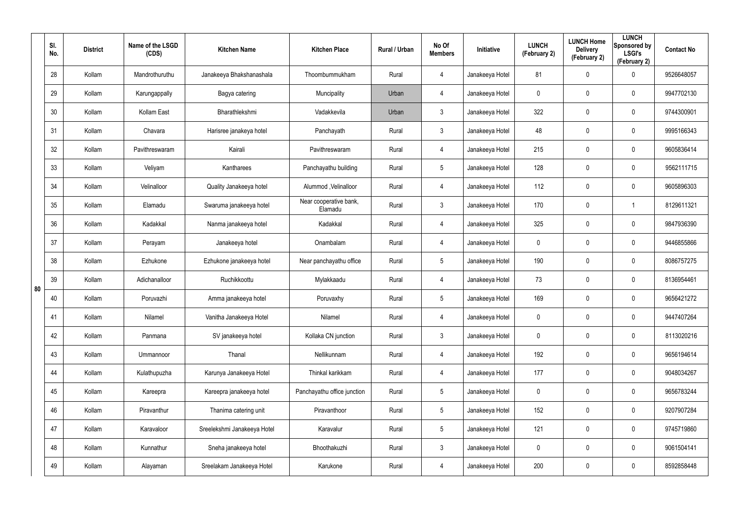| | Sl. No. | District | Name of the LSGD (CDS) | Kitchen Name | Kitchen Place | Rural / Urban | No Of Members | Initiative | LUNCH (February 2) | LUNCH Home Delivery (February 2) | LUNCH Sponsored by LSGI's (February 2) | Contact No |
|---|---|---|---|---|---|---|---|---|---|---|---|---|
| 80 | 28 | Kollam | Mandrothuruthu | Janakeeya Bhakshanashala | Thoombummukham | Rural | 4 | Janakeeya Hotel | 81 | 0 | 0 | 9526648057 |
| | 29 | Kollam | Karungappally | Bagya catering | Muncipality | Urban | 4 | Janakeeya Hotel | 0 | 0 | 0 | 9947702130 |
| | 30 | Kollam | Kollam East | Bharathlekshmi | Vadakkevila | Urban | 3 | Janakeeya Hotel | 322 | 0 | 0 | 9744300901 |
| | 31 | Kollam | Chavara | Harisree janakeya hotel | Panchayath | Rural | 3 | Janakeeya Hotel | 48 | 0 | 0 | 9995166343 |
| | 32 | Kollam | Pavithreswaram | Kairali | Pavithreswaram | Rural | 4 | Janakeeya Hotel | 215 | 0 | 0 | 9605836414 |
| | 33 | Kollam | Veliyam | Kantharees | Panchayathu building | Rural | 5 | Janakeeya Hotel | 128 | 0 | 0 | 9562111715 |
| | 34 | Kollam | Velinalloor | Quality Janakeeya hotel | Alummod ,Velinalloor | Rural | 4 | Janakeeya Hotel | 112 | 0 | 0 | 9605896303 |
| | 35 | Kollam | Elamadu | Swaruma janakeeya hotel | Near cooperative bank, Elamadu | Rural | 3 | Janakeeya Hotel | 170 | 0 | 1 | 8129611321 |
| | 36 | Kollam | Kadakkal | Nanma janakeeya hotel | Kadakkal | Rural | 4 | Janakeeya Hotel | 325 | 0 | 0 | 9847936390 |
| | 37 | Kollam | Perayam | Janakeeya hotel | Onambalam | Rural | 4 | Janakeeya Hotel | 0 | 0 | 0 | 9446855866 |
| | 38 | Kollam | Ezhukone | Ezhukone janakeeya hotel | Near panchayathu office | Rural | 5 | Janakeeya Hotel | 190 | 0 | 0 | 8086757275 |
| | 39 | Kollam | Adichanalloor | Ruchikkoottu | Mylakkaadu | Rural | 4 | Janakeeya Hotel | 73 | 0 | 0 | 8136954461 |
| | 40 | Kollam | Poruvazhi | Amma janakeeya hotel | Poruvaxhy | Rural | 5 | Janakeeya Hotel | 169 | 0 | 0 | 9656421272 |
| | 41 | Kollam | Nilamel | Vanitha Janakeeya Hotel | Nilamel | Rural | 4 | Janakeeya Hotel | 0 | 0 | 0 | 9447407264 |
| | 42 | Kollam | Panmana | SV janakeeya hotel | Kollaka CN junction | Rural | 3 | Janakeeya Hotel | 0 | 0 | 0 | 8113020216 |
| | 43 | Kollam | Ummannoor | Thanal | Nellikunnam | Rural | 4 | Janakeeya Hotel | 192 | 0 | 0 | 9656194614 |
| | 44 | Kollam | Kulathupuzha | Karunya Janakeeya Hotel | Thinkal karikkam | Rural | 4 | Janakeeya Hotel | 177 | 0 | 0 | 9048034267 |
| | 45 | Kollam | Kareepra | Kareepra janakeeya hotel | Panchayathu office junction | Rural | 5 | Janakeeya Hotel | 0 | 0 | 0 | 9656783244 |
| | 46 | Kollam | Piravanthur | Thanima catering unit | Piravanthoor | Rural | 5 | Janakeeya Hotel | 152 | 0 | 0 | 9207907284 |
| | 47 | Kollam | Karavaloor | Sreelekshmi Janakeeya Hotel | Karavalur | Rural | 5 | Janakeeya Hotel | 121 | 0 | 0 | 9745719860 |
| | 48 | Kollam | Kunnathur | Sneha janakeeya hotel | Bhoothakuzhi | Rural | 3 | Janakeeya Hotel | 0 | 0 | 0 | 9061504141 |
| | 49 | Kollam | Alayaman | Sreelakam Janakeeya Hotel | Karukone | Rural | 4 | Janakeeya Hotel | 200 | 0 | 0 | 8592858448 |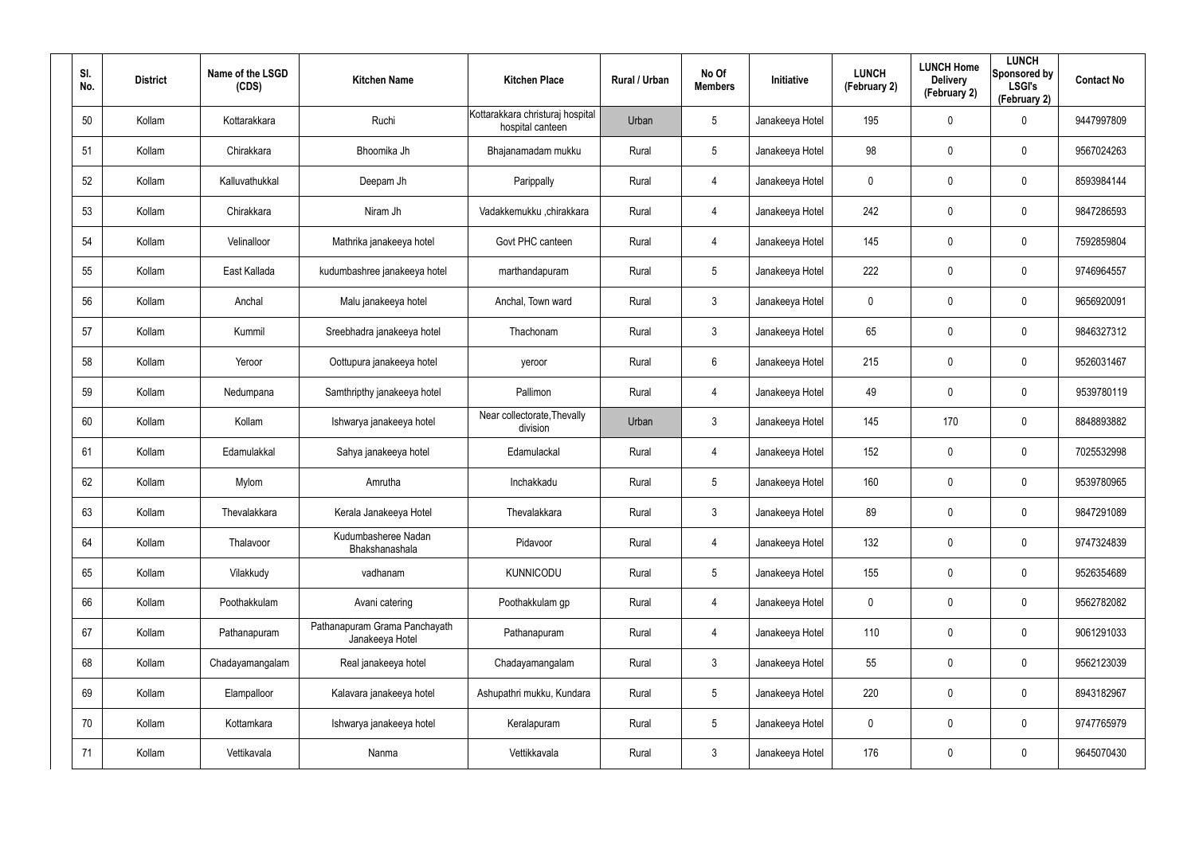| Sl. No. | District | Name of the LSGD (CDS) | Kitchen Name | Kitchen Place | Rural / Urban | No Of Members | Initiative | LUNCH (February 2) | LUNCH Home Delivery (February 2) | LUNCH Sponsored by LSGI's (February 2) | Contact No |
|---|---|---|---|---|---|---|---|---|---|---|---|
| 50 | Kollam | Kottarakkara | Ruchi | Kottarakkara christuraj hospital hospital canteen | Urban | 5 | Janakeeya Hotel | 195 | 0 | 0 | 9447997809 |
| 51 | Kollam | Chirakkara | Bhoomika Jh | Bhajanamadam mukku | Rural | 5 | Janakeeya Hotel | 98 | 0 | 0 | 9567024263 |
| 52 | Kollam | Kalluvathukkal | Deepam Jh | Parippally | Rural | 4 | Janakeeya Hotel | 0 | 0 | 0 | 8593984144 |
| 53 | Kollam | Chirakkara | Niram Jh | Vadakkemukku ,chirakkara | Rural | 4 | Janakeeya Hotel | 242 | 0 | 0 | 9847286593 |
| 54 | Kollam | Velinalloor | Mathrika janakeeya hotel | Govt PHC canteen | Rural | 4 | Janakeeya Hotel | 145 | 0 | 0 | 7592859804 |
| 55 | Kollam | East Kallada | kudumbashree janakeeya hotel | marthandapuram | Rural | 5 | Janakeeya Hotel | 222 | 0 | 0 | 9746964557 |
| 56 | Kollam | Anchal | Malu janakeeya hotel | Anchal, Town ward | Rural | 3 | Janakeeya Hotel | 0 | 0 | 0 | 9656920091 |
| 57 | Kollam | Kummil | Sreebhadra janakeeya hotel | Thachonam | Rural | 3 | Janakeeya Hotel | 65 | 0 | 0 | 9846327312 |
| 58 | Kollam | Yeroor | Oottupura janakeeya hotel | yeroor | Rural | 6 | Janakeeya Hotel | 215 | 0 | 0 | 9526031467 |
| 59 | Kollam | Nedumpana | Samthripthy janakeeya hotel | Pallimon | Rural | 4 | Janakeeya Hotel | 49 | 0 | 0 | 9539780119 |
| 60 | Kollam | Kollam | Ishwarya janakeeya hotel | Near collectorate,Thevally division | Urban | 3 | Janakeeya Hotel | 145 | 170 | 0 | 8848893882 |
| 61 | Kollam | Edamulakkal | Sahya janakeeya hotel | Edamulackal | Rural | 4 | Janakeeya Hotel | 152 | 0 | 0 | 7025532998 |
| 62 | Kollam | Mylom | Amrutha | Inchakkadu | Rural | 5 | Janakeeya Hotel | 160 | 0 | 0 | 9539780965 |
| 63 | Kollam | Thevalakkara | Kerala Janakeeya Hotel | Thevalakkara | Rural | 3 | Janakeeya Hotel | 89 | 0 | 0 | 9847291089 |
| 64 | Kollam | Thalavoor | Kudumbasheree Nadan Bhakshanashala | Pidavoor | Rural | 4 | Janakeeya Hotel | 132 | 0 | 0 | 9747324839 |
| 65 | Kollam | Vilakkudy | vadhanam | KUNNICODU | Rural | 5 | Janakeeya Hotel | 155 | 0 | 0 | 9526354689 |
| 66 | Kollam | Poothakkulam | Avani catering | Poothakkulam gp | Rural | 4 | Janakeeya Hotel | 0 | 0 | 0 | 9562782082 |
| 67 | Kollam | Pathanapuram | Pathanapuram Grama Panchayath Janakeeya Hotel | Pathanapuram | Rural | 4 | Janakeeya Hotel | 110 | 0 | 0 | 9061291033 |
| 68 | Kollam | Chadayamangalam | Real janakeeya hotel | Chadayamangalam | Rural | 3 | Janakeeya Hotel | 55 | 0 | 0 | 9562123039 |
| 69 | Kollam | Elampalloor | Kalavara janakeeya hotel | Ashupathri mukku, Kundara | Rural | 5 | Janakeeya Hotel | 220 | 0 | 0 | 8943182967 |
| 70 | Kollam | Kottamkara | Ishwarya janakeeya hotel | Keralapuram | Rural | 5 | Janakeeya Hotel | 0 | 0 | 0 | 9747765979 |
| 71 | Kollam | Vettikavala | Nanma | Vettikkavala | Rural | 3 | Janakeeya Hotel | 176 | 0 | 0 | 9645070430 |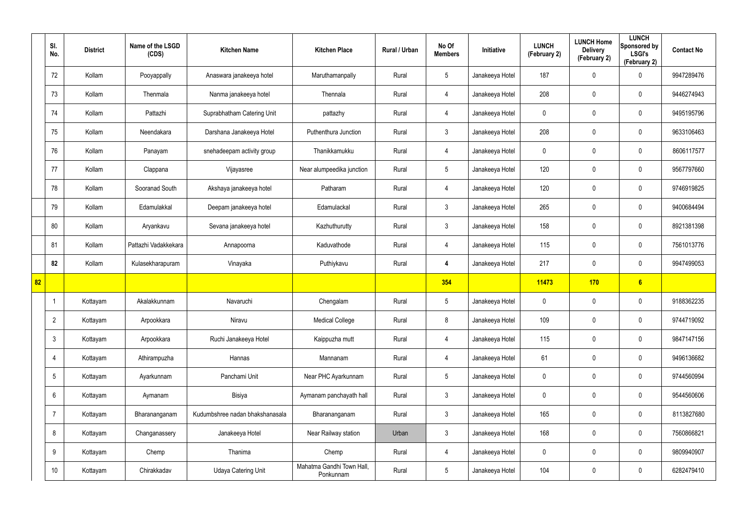| | Sl. No. | District | Name of the LSGD (CDS) | Kitchen Name | Kitchen Place | Rural / Urban | No Of Members | Initiative | LUNCH (February 2) | LUNCH Home Delivery (February 2) | LUNCH Sponsored by LSGI's (February 2) | Contact No |
|---|---|---|---|---|---|---|---|---|---|---|---|---|
| | 72 | Kollam | Pooyappally | Anaswara janakeeya hotel | Maruthamanpally | Rural | 5 | Janakeeya Hotel | 187 | 0 | 0 | 9947289476 |
| | 73 | Kollam | Thenmala | Nanma janakeeya hotel | Thennala | Rural | 4 | Janakeeya Hotel | 208 | 0 | 0 | 9446274943 |
| | 74 | Kollam | Pattazhi | Suprabhatham Catering Unit | pattazhy | Rural | 4 | Janakeeya Hotel | 0 | 0 | 0 | 9495195796 |
| | 75 | Kollam | Neendakara | Darshana Janakeeya Hotel | Puthenthura Junction | Rural | 3 | Janakeeya Hotel | 208 | 0 | 0 | 9633106463 |
| | 76 | Kollam | Panayam | snehadeepam activity group | Thanikkamukku | Rural | 4 | Janakeeya Hotel | 0 | 0 | 0 | 8606117577 |
| | 77 | Kollam | Clappana | Vijayasree | Near alumpeedika junction | Rural | 5 | Janakeeya Hotel | 120 | 0 | 0 | 9567797660 |
| | 78 | Kollam | Sooranad South | Akshaya janakeeya hotel | Patharam | Rural | 4 | Janakeeya Hotel | 120 | 0 | 0 | 9746919825 |
| | 79 | Kollam | Edamulakkal | Deepam janakeeya hotel | Edamulackal | Rural | 3 | Janakeeya Hotel | 265 | 0 | 0 | 9400684494 |
| | 80 | Kollam | Aryankavu | Sevana janakeeya hotel | Kazhuthurutty | Rural | 3 | Janakeeya Hotel | 158 | 0 | 0 | 8921381398 |
| | 81 | Kollam | Pattazhi Vadakkekara | Annapoorna | Kaduvathode | Rural | 4 | Janakeeya Hotel | 115 | 0 | 0 | 7561013776 |
| | **82** | Kollam | Kulasekharapuram | Vinayaka | Puthiykavu | Rural | **4** | Janakeeya Hotel | 217 | 0 | 0 | 9947499053 |
| **82** | | | | | | | **354** | | **11473** | **170** | **6** | |
| | 1 | Kottayam | Akalakkunnam | Navaruchi | Chengalam | Rural | 5 | Janakeeya Hotel | 0 | 0 | 0 | 9188362235 |
| | 2 | Kottayam | Arpookkara | Niravu | Medical College | Rural | 8 | Janakeeya Hotel | 109 | 0 | 0 | 9744719092 |
| | 3 | Kottayam | Arpookkara | Ruchi Janakeeya Hotel | Kaippuzha mutt | Rural | 4 | Janakeeya Hotel | 115 | 0 | 0 | 9847147156 |
| | 4 | Kottayam | Athirampuzha | Hannas | Mannanam | Rural | 4 | Janakeeya Hotel | 61 | 0 | 0 | 9496136682 |
| | 5 | Kottayam | Ayarkunnam | Panchami Unit | Near PHC Ayarkunnam | Rural | 5 | Janakeeya Hotel | 0 | 0 | 0 | 9744560994 |
| | 6 | Kottayam | Aymanam | Bisiya | Aymanam panchayath hall | Rural | 3 | Janakeeya Hotel | 0 | 0 | 0 | 9544560606 |
| | 7 | Kottayam | Bharananganam | Kudumbshree nadan bhakshanasala | Bharananganam | Rural | 3 | Janakeeya Hotel | 165 | 0 | 0 | 8113827680 |
| | 8 | Kottayam | Changanassery | Janakeeya Hotel | Near Railway station | Urban | 3 | Janakeeya Hotel | 168 | 0 | 0 | 7560866821 |
| | 9 | Kottayam | Chemp | Thanima | Chemp | Rural | 4 | Janakeeya Hotel | 0 | 0 | 0 | 9809940907 |
| | 10 | Kottayam | Chirakkadav | Udaya Catering Unit | Mahatma Gandhi Town Hall, Ponkunnam | Rural | 5 | Janakeeya Hotel | 104 | 0 | 0 | 6282479410 |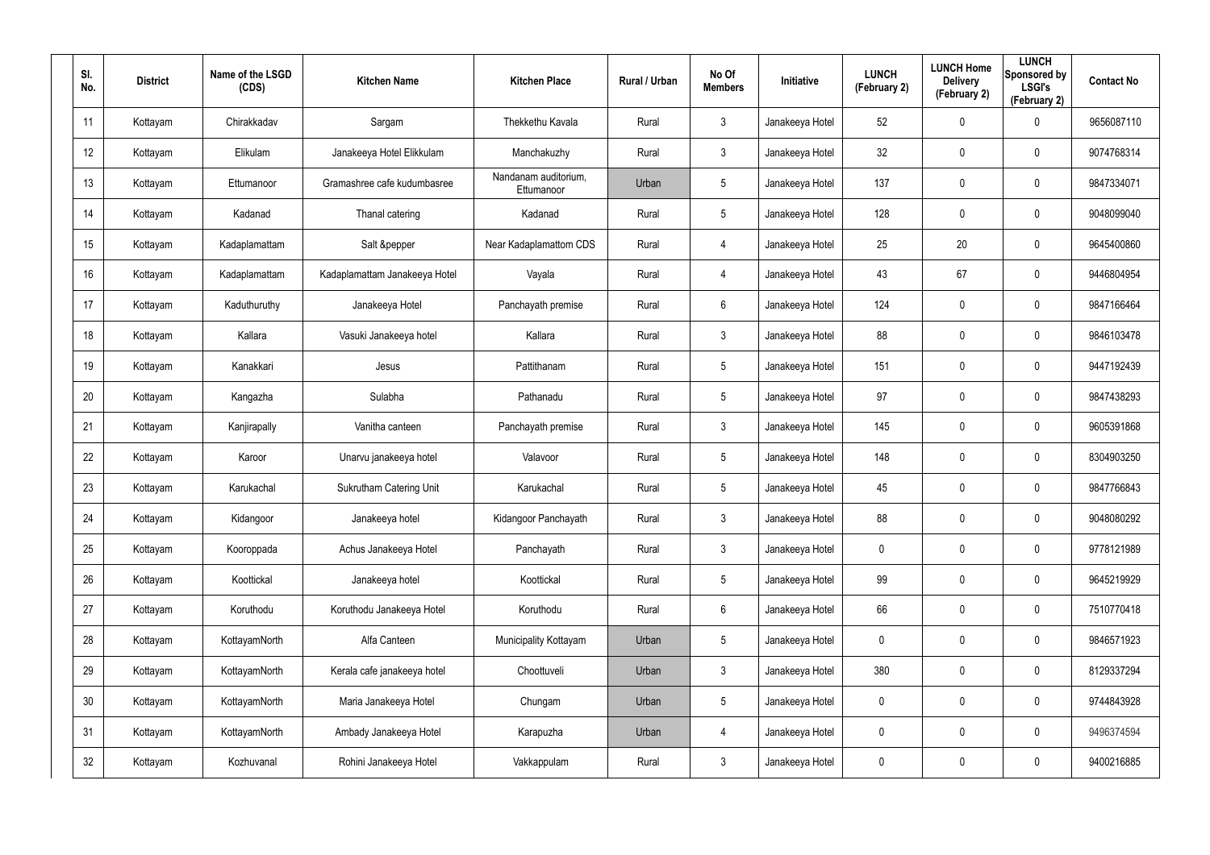| Sl. No. | District | Name of the LSGD (CDS) | Kitchen Name | Kitchen Place | Rural / Urban | No Of Members | Initiative | LUNCH (February 2) | LUNCH Home Delivery (February 2) | LUNCH Sponsored by LSGI's (February 2) | Contact No |
|---|---|---|---|---|---|---|---|---|---|---|---|
| 11 | Kottayam | Chirakkadav | Sargam | Thekkethu Kavala | Rural | 3 | Janakeeya Hotel | 52 | 0 | 0 | 9656087110 |
| 12 | Kottayam | Elikulam | Janakeeya Hotel Elikkulam | Manchakuzhy | Rural | 3 | Janakeeya Hotel | 32 | 0 | 0 | 9074768314 |
| 13 | Kottayam | Ettumanoor | Gramashree cafe kudumbasree | Nandanam auditorium, Ettumanoor | Urban | 5 | Janakeeya Hotel | 137 | 0 | 0 | 9847334071 |
| 14 | Kottayam | Kadanad | Thanal catering | Kadanad | Rural | 5 | Janakeeya Hotel | 128 | 0 | 0 | 9048099040 |
| 15 | Kottayam | Kadaplamattam | Salt &pepper | Near Kadaplamattom CDS | Rural | 4 | Janakeeya Hotel | 25 | 20 | 0 | 9645400860 |
| 16 | Kottayam | Kadaplamattam | Kadaplamattam Janakeeya Hotel | Vayala | Rural | 4 | Janakeeya Hotel | 43 | 67 | 0 | 9446804954 |
| 17 | Kottayam | Kaduthuruthy | Janakeeya Hotel | Panchayath premise | Rural | 6 | Janakeeya Hotel | 124 | 0 | 0 | 9847166464 |
| 18 | Kottayam | Kallara | Vasuki Janakeeya hotel | Kallara | Rural | 3 | Janakeeya Hotel | 88 | 0 | 0 | 9846103478 |
| 19 | Kottayam | Kanakkari | Jesus | Pattithanam | Rural | 5 | Janakeeya Hotel | 151 | 0 | 0 | 9447192439 |
| 20 | Kottayam | Kangazha | Sulabha | Pathanadu | Rural | 5 | Janakeeya Hotel | 97 | 0 | 0 | 9847438293 |
| 21 | Kottayam | Kanjirapally | Vanitha canteen | Panchayath premise | Rural | 3 | Janakeeya Hotel | 145 | 0 | 0 | 9605391868 |
| 22 | Kottayam | Karoor | Unarvu janakeeya hotel | Valavoor | Rural | 5 | Janakeeya Hotel | 148 | 0 | 0 | 8304903250 |
| 23 | Kottayam | Karukachal | Sukrutham Catering Unit | Karukachal | Rural | 5 | Janakeeya Hotel | 45 | 0 | 0 | 9847766843 |
| 24 | Kottayam | Kidangoor | Janakeeya hotel | Kidangoor Panchayath | Rural | 3 | Janakeeya Hotel | 88 | 0 | 0 | 9048080292 |
| 25 | Kottayam | Kooroppada | Achus Janakeeya Hotel | Panchayath | Rural | 3 | Janakeeya Hotel | 0 | 0 | 0 | 9778121989 |
| 26 | Kottayam | Koottickal | Janakeeya hotel | Koottickal | Rural | 5 | Janakeeya Hotel | 99 | 0 | 0 | 9645219929 |
| 27 | Kottayam | Koruthodu | Koruthodu Janakeeya Hotel | Koruthodu | Rural | 6 | Janakeeya Hotel | 66 | 0 | 0 | 7510770418 |
| 28 | Kottayam | KottayamNorth | Alfa Canteen | Municipality Kottayam | Urban | 5 | Janakeeya Hotel | 0 | 0 | 0 | 9846571923 |
| 29 | Kottayam | KottayamNorth | Kerala cafe janakeeya hotel | Choottuveli | Urban | 3 | Janakeeya Hotel | 380 | 0 | 0 | 8129337294 |
| 30 | Kottayam | KottayamNorth | Maria Janakeeya Hotel | Chungam | Urban | 5 | Janakeeya Hotel | 0 | 0 | 0 | 9744843928 |
| 31 | Kottayam | KottayamNorth | Ambady Janakeeya Hotel | Karapuzha | Urban | 4 | Janakeeya Hotel | 0 | 0 | 0 | 9496374594 |
| 32 | Kottayam | Kozhuvanal | Rohini Janakeeya Hotel | Vakkappulam | Rural | 3 | Janakeeya Hotel | 0 | 0 | 0 | 9400216885 |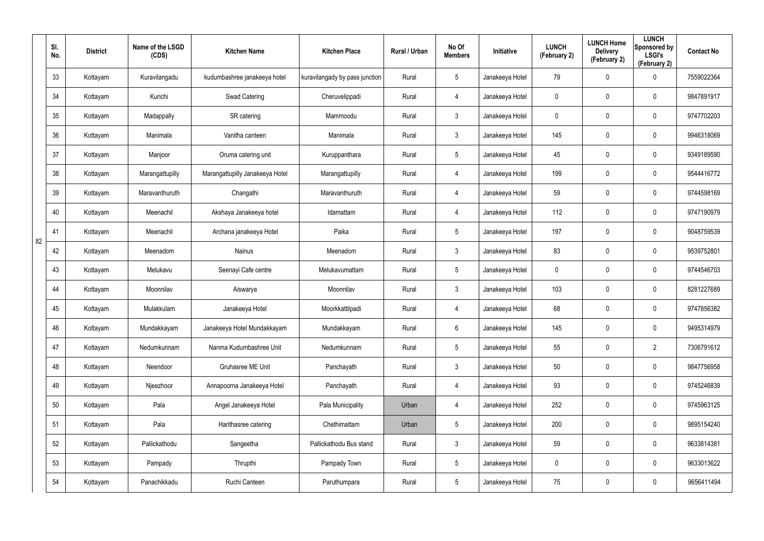| | Sl. No. | District | Name of the LSGD (CDS) | Kitchen Name | Kitchen Place | Rural / Urban | No Of Members | Initiative | LUNCH (February 2) | LUNCH Home Delivery (February 2) | LUNCH Sponsored by LSGI's (February 2) | Contact No |
|---|---|---|---|---|---|---|---|---|---|---|---|---|
| 82 | 33 | Kottayam | Kuravilangadu | kudumbashree janakeeya hotel | kuravilangady by pass junction | Rural | 5 | Janakeeya Hotel | 79 | 0 | 0 | 7559022364 |
| | 34 | Kottayam | Kurichi | Swad Catering | Cheruvelippadi | Rural | 4 | Janakeeya Hotel | 0 | 0 | 0 | 9847891917 |
| | 35 | Kottayam | Madappally | SR catering | Mammoodu | Rural | 3 | Janakeeya Hotel | 0 | 0 | 0 | 9747702203 |
| | 36 | Kottayam | Manimala | Vanitha canteen | Manimala | Rural | 3 | Janakeeya Hotel | 145 | 0 | 0 | 9946318069 |
| | 37 | Kottayam | Manjoor | Oruma catering unit | Kuruppanthara | Rural | 5 | Janakeeya Hotel | 45 | 0 | 0 | 9349189590 |
| | 38 | Kottayam | Marangattupilly | Marangattupilly Janakeeya Hotel | Marangattupilly | Rural | 4 | Janakeeya Hotel | 199 | 0 | 0 | 9544416772 |
| | 39 | Kottayam | Maravanthuruth | Changathi | Maravanthuruth | Rural | 4 | Janakeeya Hotel | 59 | 0 | 0 | 9744598169 |
| | 40 | Kottayam | Meenachil | Akshaya Janakeeya hotel | Idamattam | Rural | 4 | Janakeeya Hotel | 112 | 0 | 0 | 9747190979 |
| | 41 | Kottayam | Meenachil | Archana janakeeya Hotel | Paika | Rural | 5 | Janakeeya Hotel | 197 | 0 | 0 | 9048759539 |
| | 42 | Kottayam | Meenadom | Nainus | Meenadom | Rural | 3 | Janakeeya Hotel | 83 | 0 | 0 | 9539752801 |
| | 43 | Kottayam | Melukavu | Seenayi Cafe centre | Melukavumattam | Rural | 5 | Janakeeya Hotel | 0 | 0 | 0 | 9744546703 |
| | 44 | Kottayam | Moonnilav | Aiswarya | Moonnilav | Rural | 3 | Janakeeya Hotel | 103 | 0 | 0 | 8281227689 |
| | 45 | Kottayam | Mulakkulam | Janakeeya Hotel | Moorkkattilpadi | Rural | 4 | Janakeeya Hotel | 68 | 0 | 0 | 9747856382 |
| | 46 | Kottayam | Mundakkayam | Janakeeya Hotel Mundakkayam | Mundakkayam | Rural | 6 | Janakeeya Hotel | 145 | 0 | 0 | 9495314979 |
| | 47 | Kottayam | Nedumkunnam | Nanma Kudumbashree Unit | Nedumkunnam | Rural | 5 | Janakeeya Hotel | 55 | 0 | 2 | 7306791612 |
| | 48 | Kottayam | Neendoor | Gruhasree ME Unit | Panchayath | Rural | 3 | Janakeeya Hotel | 50 | 0 | 0 | 9847756958 |
| | 49 | Kottayam | Njeezhoor | Annapoorna Janakeeya Hotel | Panchayath | Rural | 4 | Janakeeya Hotel | 93 | 0 | 0 | 9745246839 |
| | 50 | Kottayam | Pala | Angel Janakeeya Hotel | Pala Municipality | Urban | 4 | Janakeeya Hotel | 252 | 0 | 0 | 9745963125 |
| | 51 | Kottayam | Pala | Harithasree catering | Chethimattam | Urban | 5 | Janakeeya Hotel | 200 | 0 | 0 | 9895154240 |
| | 52 | Kottayam | Pallickathodu | Sangeetha | Pallickathodu Bus stand | Rural | 3 | Janakeeya Hotel | 59 | 0 | 0 | 9633814381 |
| | 53 | Kottayam | Pampady | Thrupthi | Pampady Town | Rural | 5 | Janakeeya Hotel | 0 | 0 | 0 | 9633013622 |
| | 54 | Kottayam | Panachikkadu | Ruchi Canteen | Paruthumpara | Rural | 5 | Janakeeya Hotel | 75 | 0 | 0 | 9656411494 |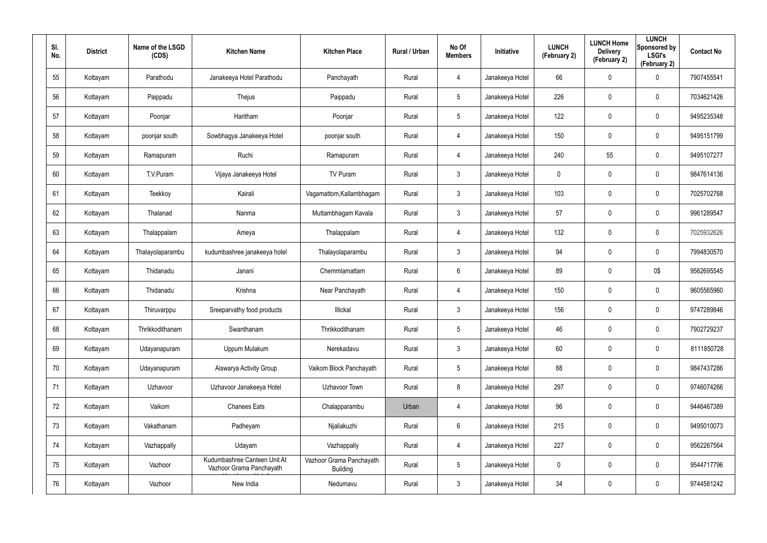| Sl. No. | District | Name of the LSGD (CDS) | Kitchen Name | Kitchen Place | Rural / Urban | No Of Members | Initiative | LUNCH (February 2) | LUNCH Home Delivery (February 2) | LUNCH Sponsored by LSGI's (February 2) | Contact No |
|---|---|---|---|---|---|---|---|---|---|---|---|
| 55 | Kottayam | Parathodu | Janakeeya Hotel Parathodu | Panchayath | Rural | 4 | Janakeeya Hotel | 66 | 0 | 0 | 7907455541 |
| 56 | Kottayam | Paippadu | Thejus | Paippadu | Rural | 5 | Janakeeya Hotel | 226 | 0 | 0 | 7034621426 |
| 57 | Kottayam | Poonjar | Haritham | Poonjar | Rural | 5 | Janakeeya Hotel | 122 | 0 | 0 | 9495235348 |
| 58 | Kottayam | poonjar south | Sowbhagya Janakeeya Hotel | poonjar south | Rural | 4 | Janakeeya Hotel | 150 | 0 | 0 | 9495151799 |
| 59 | Kottayam | Ramapuram | Ruchi | Ramapuram | Rural | 4 | Janakeeya Hotel | 240 | 55 | 0 | 9495107277 |
| 60 | Kottayam | T.V.Puram | Vijaya Janakeeya Hotel | TV Puram | Rural | 3 | Janakeeya Hotel | 0 | 0 | 0 | 9847614136 |
| 61 | Kottayam | Teekkoy | Kairali | Vagamattom,Kallambhagam | Rural | 3 | Janakeeya Hotel | 103 | 0 | 0 | 7025702768 |
| 62 | Kottayam | Thalanad | Nanma | Muttambhagam Kavala | Rural | 3 | Janakeeya Hotel | 57 | 0 | 0 | 9961289547 |
| 63 | Kottayam | Thalappalam | Ameya | Thalappalam | Rural | 4 | Janakeeya Hotel | 132 | 0 | 0 | 7025932626 |
| 64 | Kottayam | Thalayolaparambu | kudumbashree janakeeya hotel | Thalayolaparambu | Rural | 3 | Janakeeya Hotel | 94 | 0 | 0 | 7994830570 |
| 65 | Kottayam | Thidanadu | Janani | Chemmlamattam | Rural | 6 | Janakeeya Hotel | 89 | 0 | 0$ | 9562695545 |
| 66 | Kottayam | Thidanadu | Krishna | Near Panchayath | Rural | 4 | Janakeeya Hotel | 150 | 0 | 0 | 9605565960 |
| 67 | Kottayam | Thiruvarppu | Sreeparvathy food products | Illickal | Rural | 3 | Janakeeya Hotel | 156 | 0 | 0 | 9747289846 |
| 68 | Kottayam | Thrikkodithanam | Swanthanam | Thrikkodithanam | Rural | 5 | Janakeeya Hotel | 46 | 0 | 0 | 7902729237 |
| 69 | Kottayam | Udayanapuram | Uppum Mulakum | Nerekadavu | Rural | 3 | Janakeeya Hotel | 60 | 0 | 0 | 8111850728 |
| 70 | Kottayam | Udayanapuram | Aiswarya Activity Group | Vaikom Block Panchayath | Rural | 5 | Janakeeya Hotel | 88 | 0 | 0 | 9847437286 |
| 71 | Kottayam | Uzhavoor | Uzhavoor Janakeeya Hotel | Uzhavoor Town | Rural | 8 | Janakeeya Hotel | 297 | 0 | 0 | 9746074266 |
| 72 | Kottayam | Vaikom | Chanees Eats | Chalapparambu | Urban | 4 | Janakeeya Hotel | 96 | 0 | 0 | 9446467389 |
| 73 | Kottayam | Vakathanam | Padheyam | Njaliakuzhi | Rural | 6 | Janakeeya Hotel | 215 | 0 | 0 | 9495010073 |
| 74 | Kottayam | Vazhappally | Udayam | Vazhappally | Rural | 4 | Janakeeya Hotel | 227 | 0 | 0 | 9562267564 |
| 75 | Kottayam | Vazhoor | Kudumbashree Canteen Unit At Vazhoor Grama Panchayath | Vazhoor Grama Panchayath Building | Rural | 5 | Janakeeya Hotel | 0 | 0 | 0 | 9544717796 |
| 76 | Kottayam | Vazhoor | New India | Nedumavu | Rural | 3 | Janakeeya Hotel | 34 | 0 | 0 | 9744581242 |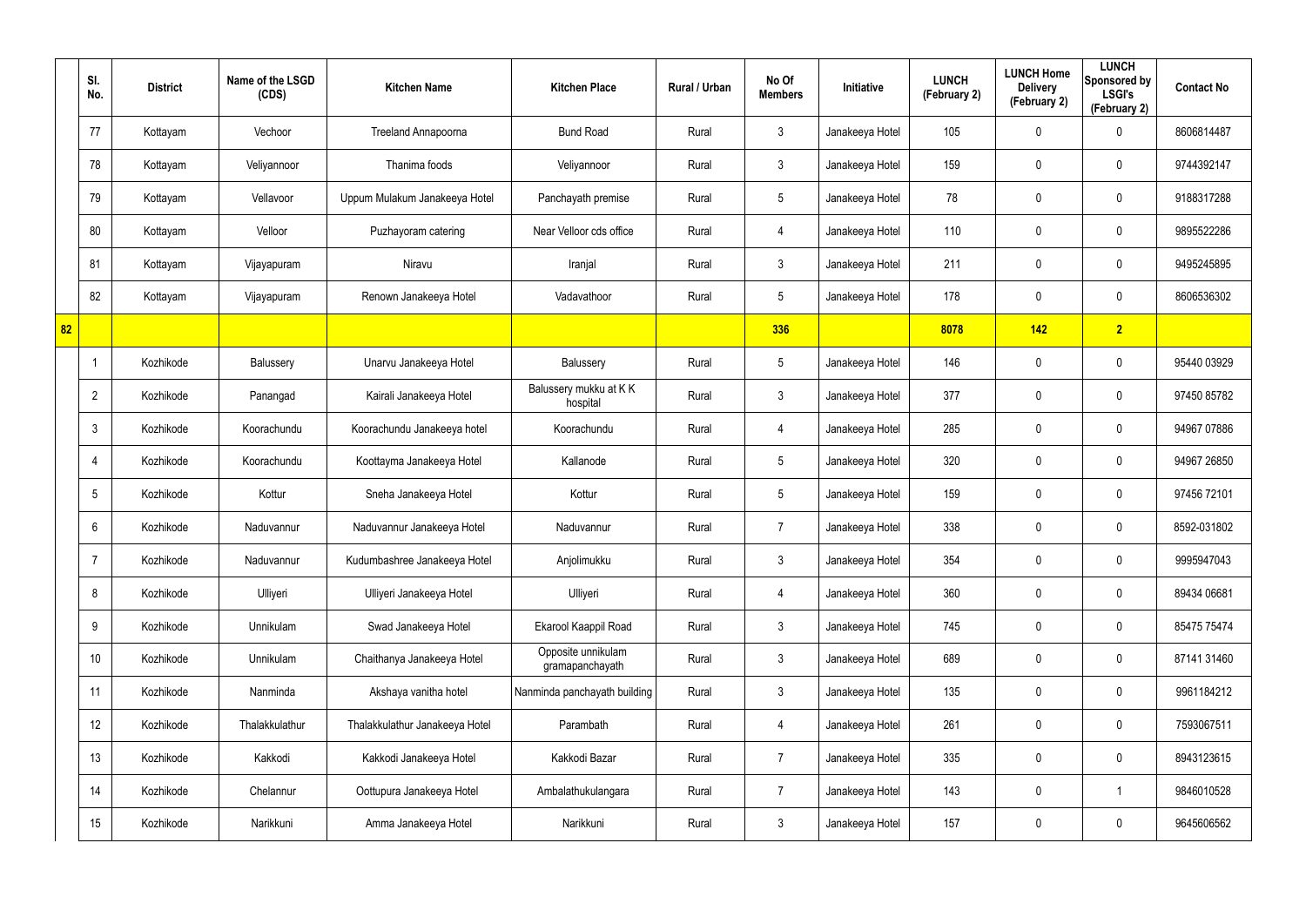|  | Sl. No. | District | Name of the LSGD (CDS) | Kitchen Name | Kitchen Place | Rural / Urban | No Of Members | Initiative | LUNCH (February 2) | LUNCH Home Delivery (February 2) | LUNCH Sponsored by LSGI's (February 2) | Contact No |
|---|---|---|---|---|---|---|---|---|---|---|---|---|
|  | 77 | Kottayam | Vechoor | Treeland Annapoorna | Bund Road | Rural | 3 | Janakeeya Hotel | 105 | 0 | 0 | 8606814487 |
|  | 78 | Kottayam | Veliyannoor | Thanima foods | Veliyannoor | Rural | 3 | Janakeeya Hotel | 159 | 0 | 0 | 9744392147 |
|  | 79 | Kottayam | Vellavoor | Uppum Mulakum Janakeeya Hotel | Panchayath premise | Rural | 5 | Janakeeya Hotel | 78 | 0 | 0 | 9188317288 |
|  | 80 | Kottayam | Velloor | Puzhayoram catering | Near Velloor cds office | Rural | 4 | Janakeeya Hotel | 110 | 0 | 0 | 9895522286 |
|  | 81 | Kottayam | Vijayapuram | Niravu | Iranjal | Rural | 3 | Janakeeya Hotel | 211 | 0 | 0 | 9495245895 |
|  | 82 | Kottayam | Vijayapuram | Renown Janakeeya Hotel | Vadavathoor | Rural | 5 | Janakeeya Hotel | 178 | 0 | 0 | 8606536302 |
| 82 |  |  |  |  |  |  | 336 |  | 8078 | 142 | 2 |  |
|  | 1 | Kozhikode | Balussery | Unarvu Janakeeya Hotel | Balussery | Rural | 5 | Janakeeya Hotel | 146 | 0 | 0 | 95440 03929 |
|  | 2 | Kozhikode | Panangad | Kairali Janakeeya Hotel | Balussery mukku at K K hospital | Rural | 3 | Janakeeya Hotel | 377 | 0 | 0 | 97450 85782 |
|  | 3 | Kozhikode | Koorachundu | Koorachundu Janakeeya hotel | Koorachundu | Rural | 4 | Janakeeya Hotel | 285 | 0 | 0 | 94967 07886 |
|  | 4 | Kozhikode | Koorachundu | Koottayma Janakeeya Hotel | Kallanode | Rural | 5 | Janakeeya Hotel | 320 | 0 | 0 | 94967 26850 |
|  | 5 | Kozhikode | Kottur | Sneha Janakeeya Hotel | Kottur | Rural | 5 | Janakeeya Hotel | 159 | 0 | 0 | 97456 72101 |
|  | 6 | Kozhikode | Naduvannur | Naduvannur Janakeeya Hotel | Naduvannur | Rural | 7 | Janakeeya Hotel | 338 | 0 | 0 | 8592-031802 |
|  | 7 | Kozhikode | Naduvannur | Kudumbashree Janakeeya Hotel | Anjolimukku | Rural | 3 | Janakeeya Hotel | 354 | 0 | 0 | 9995947043 |
|  | 8 | Kozhikode | Ulliyeri | Ulliyeri Janakeeya Hotel | Ulliyeri | Rural | 4 | Janakeeya Hotel | 360 | 0 | 0 | 89434 06681 |
|  | 9 | Kozhikode | Unnikulam | Swad Janakeeya Hotel | Ekarool Kaappil Road | Rural | 3 | Janakeeya Hotel | 745 | 0 | 0 | 85475 75474 |
|  | 10 | Kozhikode | Unnikulam | Chaithanya Janakeeya Hotel | Opposite unnikulam gramapanchayath | Rural | 3 | Janakeeya Hotel | 689 | 0 | 0 | 87141 31460 |
|  | 11 | Kozhikode | Nanminda | Akshaya vanitha hotel | Nanminda panchayath building | Rural | 3 | Janakeeya Hotel | 135 | 0 | 0 | 9961184212 |
|  | 12 | Kozhikode | Thalakkulathur | Thalakkulathur Janakeeya Hotel | Parambath | Rural | 4 | Janakeeya Hotel | 261 | 0 | 0 | 7593067511 |
|  | 13 | Kozhikode | Kakkodi | Kakkodi Janakeeya Hotel | Kakkodi Bazar | Rural | 7 | Janakeeya Hotel | 335 | 0 | 0 | 8943123615 |
|  | 14 | Kozhikode | Chelannur | Oottupura Janakeeya Hotel | Ambalathukulangara | Rural | 7 | Janakeeya Hotel | 143 | 0 | 1 | 9846010528 |
|  | 15 | Kozhikode | Narikkuni | Amma Janakeeya Hotel | Narikkuni | Rural | 3 | Janakeeya Hotel | 157 | 0 | 0 | 9645606562 |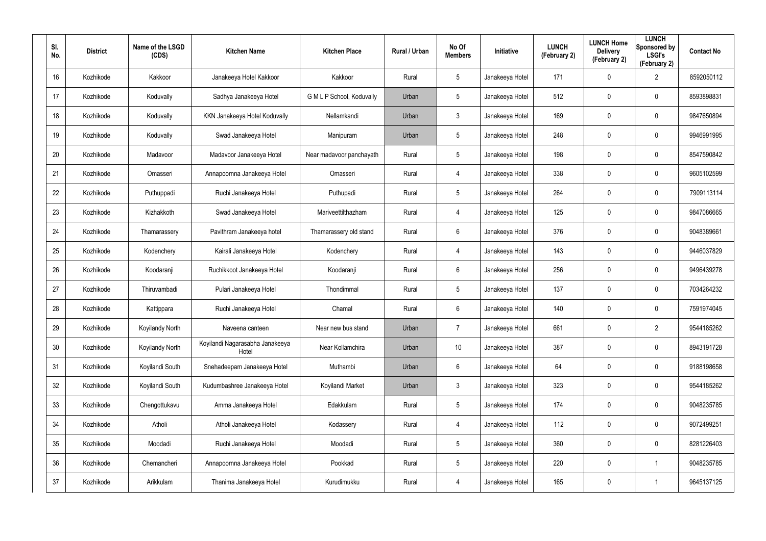| Sl. No. | District | Name of the LSGD (CDS) | Kitchen Name | Kitchen Place | Rural / Urban | No Of Members | Initiative | LUNCH (February 2) | LUNCH Home Delivery (February 2) | LUNCH Sponsored by LSGI's (February 2) | Contact No |
|---|---|---|---|---|---|---|---|---|---|---|---|
| 16 | Kozhikode | Kakkoor | Janakeeya Hotel Kakkoor | Kakkoor | Rural | 5 | Janakeeya Hotel | 171 | 0 | 2 | 8592050112 |
| 17 | Kozhikode | Koduvally | Sadhya Janakeeya Hotel | G M L P School, Koduvally | Urban | 5 | Janakeeya Hotel | 512 | 0 | 0 | 8593898831 |
| 18 | Kozhikode | Koduvally | KKN Janakeeya Hotel Koduvally | Nellamkandi | Urban | 3 | Janakeeya Hotel | 169 | 0 | 0 | 9847650894 |
| 19 | Kozhikode | Koduvally | Swad Janakeeya Hotel | Manipuram | Urban | 5 | Janakeeya Hotel | 248 | 0 | 0 | 9946991995 |
| 20 | Kozhikode | Madavoor | Madavoor Janakeeya Hotel | Near madavoor panchayath | Rural | 5 | Janakeeya Hotel | 198 | 0 | 0 | 8547590842 |
| 21 | Kozhikode | Omasseri | Annapoornna Janakeeya Hotel | Omasseri | Rural | 4 | Janakeeya Hotel | 338 | 0 | 0 | 9605102599 |
| 22 | Kozhikode | Puthuppadi | Ruchi Janakeeya Hotel | Puthupadi | Rural | 5 | Janakeeya Hotel | 264 | 0 | 0 | 7909113114 |
| 23 | Kozhikode | Kizhakkoth | Swad Janakeeya Hotel | Mariveettilthazham | Rural | 4 | Janakeeya Hotel | 125 | 0 | 0 | 9847086665 |
| 24 | Kozhikode | Thamarassery | Pavithram Janakeeya hotel | Thamarassery old stand | Rural | 6 | Janakeeya Hotel | 376 | 0 | 0 | 9048389661 |
| 25 | Kozhikode | Kodenchery | Kairali Janakeeya Hotel | Kodenchery | Rural | 4 | Janakeeya Hotel | 143 | 0 | 0 | 9446037829 |
| 26 | Kozhikode | Koodaranji | Ruchikkoot Janakeeya Hotel | Koodaranji | Rural | 6 | Janakeeya Hotel | 256 | 0 | 0 | 9496439278 |
| 27 | Kozhikode | Thiruvambadi | Pulari Janakeeya Hotel | Thondimmal | Rural | 5 | Janakeeya Hotel | 137 | 0 | 0 | 7034264232 |
| 28 | Kozhikode | Kattippara | Ruchi Janakeeya Hotel | Chamal | Rural | 6 | Janakeeya Hotel | 140 | 0 | 0 | 7591974045 |
| 29 | Kozhikode | Koyilandy North | Naveena canteen | Near new bus stand | Urban | 7 | Janakeeya Hotel | 661 | 0 | 2 | 9544185262 |
| 30 | Kozhikode | Koyilandy North | Koyilandi Nagarasabha Janakeeya Hotel | Near Kollamchira | Urban | 10 | Janakeeya Hotel | 387 | 0 | 0 | 8943191728 |
| 31 | Kozhikode | Koyilandi South | Snehadeepam Janakeeya Hotel | Muthambi | Urban | 6 | Janakeeya Hotel | 64 | 0 | 0 | 9188198658 |
| 32 | Kozhikode | Koyilandi South | Kudumbashree Janakeeya Hotel | Koyilandi Market | Urban | 3 | Janakeeya Hotel | 323 | 0 | 0 | 9544185262 |
| 33 | Kozhikode | Chengottukavu | Amma Janakeeya Hotel | Edakkulam | Rural | 5 | Janakeeya Hotel | 174 | 0 | 0 | 9048235785 |
| 34 | Kozhikode | Atholi | Atholi Janakeeya Hotel | Kodassery | Rural | 4 | Janakeeya Hotel | 112 | 0 | 0 | 9072499251 |
| 35 | Kozhikode | Moodadi | Ruchi Janakeeya Hotel | Moodadi | Rural | 5 | Janakeeya Hotel | 360 | 0 | 0 | 8281226403 |
| 36 | Kozhikode | Chemancheri | Annapoornna Janakeeya Hotel | Pookkad | Rural | 5 | Janakeeya Hotel | 220 | 0 | 1 | 9048235785 |
| 37 | Kozhikode | Arikkulam | Thanima Janakeeya Hotel | Kurudimukku | Rural | 4 | Janakeeya Hotel | 165 | 0 | 1 | 9645137125 |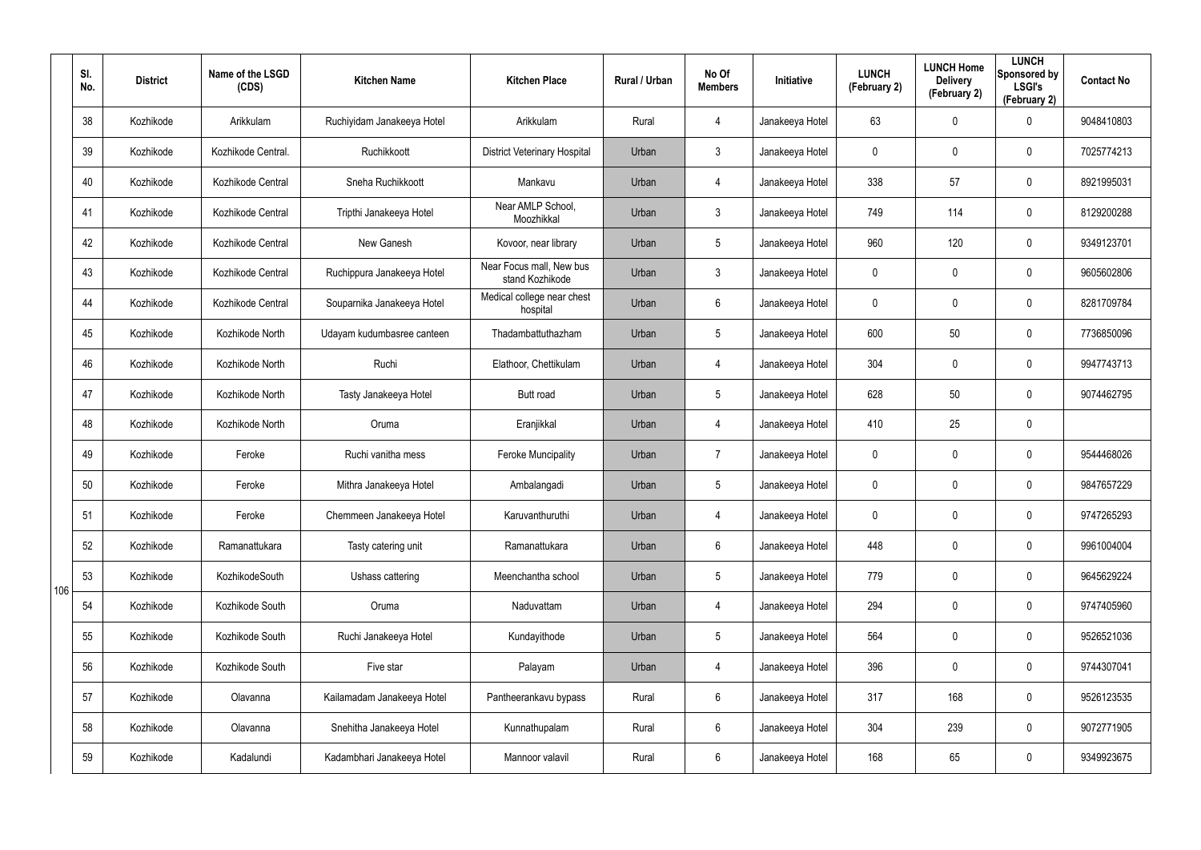| Sl. No. | District | Name of the LSGD (CDS) | Kitchen Name | Kitchen Place | Rural / Urban | No Of Members | Initiative | LUNCH (February 2) | LUNCH Home Delivery (February 2) | LUNCH Sponsored by LSGI's (February 2) | Contact No |
|---|---|---|---|---|---|---|---|---|---|---|---|
| 38 | Kozhikode | Arikkulam | Ruchiyidam Janakeeya Hotel | Arikkulam | Rural | 4 | Janakeeya Hotel | 63 | 0 | 0 | 9048410803 |
| 39 | Kozhikode | Kozhikode Central. | Ruchikkoott | District Veterinary Hospital | Urban | 3 | Janakeeya Hotel | 0 | 0 | 0 | 7025774213 |
| 40 | Kozhikode | Kozhikode Central | Sneha Ruchikkoott | Mankavu | Urban | 4 | Janakeeya Hotel | 338 | 57 | 0 | 8921995031 |
| 41 | Kozhikode | Kozhikode Central | Tripthi Janakeeya Hotel | Near AMLP School, Moozhikkal | Urban | 3 | Janakeeya Hotel | 749 | 114 | 0 | 8129200288 |
| 42 | Kozhikode | Kozhikode Central | New Ganesh | Kovoor, near library | Urban | 5 | Janakeeya Hotel | 960 | 120 | 0 | 9349123701 |
| 43 | Kozhikode | Kozhikode Central | Ruchippura Janakeeya Hotel | Near Focus mall, New bus stand Kozhikode | Urban | 3 | Janakeeya Hotel | 0 | 0 | 0 | 9605602806 |
| 44 | Kozhikode | Kozhikode Central | Souparnika Janakeeya Hotel | Medical college near chest hospital | Urban | 6 | Janakeeya Hotel | 0 | 0 | 0 | 8281709784 |
| 45 | Kozhikode | Kozhikode North | Udayam kudumbasree canteen | Thadambattuthazham | Urban | 5 | Janakeeya Hotel | 600 | 50 | 0 | 7736850096 |
| 46 | Kozhikode | Kozhikode North | Ruchi | Elathoor, Chettikulam | Urban | 4 | Janakeeya Hotel | 304 | 0 | 0 | 9947743713 |
| 47 | Kozhikode | Kozhikode North | Tasty Janakeeya Hotel | Butt road | Urban | 5 | Janakeeya Hotel | 628 | 50 | 0 | 9074462795 |
| 48 | Kozhikode | Kozhikode North | Oruma | Eranjikkal | Urban | 4 | Janakeeya Hotel | 410 | 25 | 0 | |
| 49 | Kozhikode | Feroke | Ruchi vanitha mess | Feroke Muncipality | Urban | 7 | Janakeeya Hotel | 0 | 0 | 0 | 9544468026 |
| 50 | Kozhikode | Feroke | Mithra Janakeeya Hotel | Ambalangadi | Urban | 5 | Janakeeya Hotel | 0 | 0 | 0 | 9847657229 |
| 51 | Kozhikode | Feroke | Chemmeen Janakeeya Hotel | Karuvanthuruthi | Urban | 4 | Janakeeya Hotel | 0 | 0 | 0 | 9747265293 |
| 52 | Kozhikode | Ramanattukara | Tasty catering unit | Ramanattukara | Urban | 6 | Janakeeya Hotel | 448 | 0 | 0 | 9961004004 |
| 53 | Kozhikode | KozhikodeSouth | Ushass cattering | Meenchantha school | Urban | 5 | Janakeeya Hotel | 779 | 0 | 0 | 9645629224 |
| 54 | Kozhikode | Kozhikode South | Oruma | Naduvattam | Urban | 4 | Janakeeya Hotel | 294 | 0 | 0 | 9747405960 |
| 55 | Kozhikode | Kozhikode South | Ruchi Janakeeya Hotel | Kundayithode | Urban | 5 | Janakeeya Hotel | 564 | 0 | 0 | 9526521036 |
| 56 | Kozhikode | Kozhikode South | Five star | Palayam | Urban | 4 | Janakeeya Hotel | 396 | 0 | 0 | 9744307041 |
| 57 | Kozhikode | Olavanna | Kailamadam Janakeeya Hotel | Pantheerankavu bypass | Rural | 6 | Janakeeya Hotel | 317 | 168 | 0 | 9526123535 |
| 58 | Kozhikode | Olavanna | Snehitha Janakeeya Hotel | Kunnathupalam | Rural | 6 | Janakeeya Hotel | 304 | 239 | 0 | 9072771905 |
| 59 | Kozhikode | Kadalundi | Kadambhari Janakeeya Hotel | Mannoor valavil | Rural | 6 | Janakeeya Hotel | 168 | 65 | 0 | 9349923675 |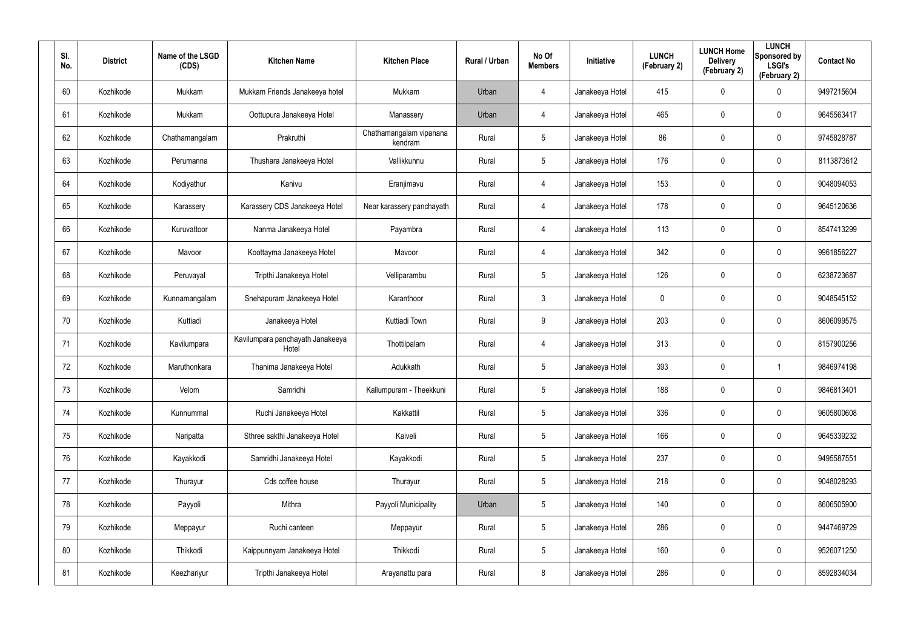| Sl. No. | District | Name of the LSGD (CDS) | Kitchen Name | Kitchen Place | Rural / Urban | No Of Members | Initiative | LUNCH (February 2) | LUNCH Home Delivery (February 2) | LUNCH Sponsored by LSGI's (February 2) | Contact No |
|---|---|---|---|---|---|---|---|---|---|---|---|
| 60 | Kozhikode | Mukkam | Mukkam Friends Janakeeya hotel | Mukkam | Urban | 4 | Janakeeya Hotel | 415 | 0 | 0 | 9497215604 |
| 61 | Kozhikode | Mukkam | Oottupura Janakeeya Hotel | Manassery | Urban | 4 | Janakeeya Hotel | 465 | 0 | 0 | 9645563417 |
| 62 | Kozhikode | Chathamangalam | Prakruthi | Chathamangalam vipanana kendram | Rural | 5 | Janakeeya Hotel | 86 | 0 | 0 | 9745828787 |
| 63 | Kozhikode | Perumanna | Thushara Janakeeya Hotel | Vallikkunnu | Rural | 5 | Janakeeya Hotel | 176 | 0 | 0 | 8113873612 |
| 64 | Kozhikode | Kodiyathur | Kanivu | Eranjimavu | Rural | 4 | Janakeeya Hotel | 153 | 0 | 0 | 9048094053 |
| 65 | Kozhikode | Karassery | Karassery CDS Janakeeya Hotel | Near karassery panchayath | Rural | 4 | Janakeeya Hotel | 178 | 0 | 0 | 9645120636 |
| 66 | Kozhikode | Kuruvattoor | Nanma Janakeeya Hotel | Payambra | Rural | 4 | Janakeeya Hotel | 113 | 0 | 0 | 8547413299 |
| 67 | Kozhikode | Mavoor | Koottayma Janakeeya Hotel | Mavoor | Rural | 4 | Janakeeya Hotel | 342 | 0 | 0 | 9961856227 |
| 68 | Kozhikode | Peruvayal | Tripthi Janakeeya Hotel | Velliparambu | Rural | 5 | Janakeeya Hotel | 126 | 0 | 0 | 6238723687 |
| 69 | Kozhikode | Kunnamangalam | Snehapuram Janakeeya Hotel | Karanthoor | Rural | 3 | Janakeeya Hotel | 0 | 0 | 0 | 9048545152 |
| 70 | Kozhikode | Kuttiadi | Janakeeya Hotel | Kuttiadi Town | Rural | 9 | Janakeeya Hotel | 203 | 0 | 0 | 8606099575 |
| 71 | Kozhikode | Kavilumpara | Kavilumpara panchayath Janakeeya Hotel | Thottilpalam | Rural | 4 | Janakeeya Hotel | 313 | 0 | 0 | 8157900256 |
| 72 | Kozhikode | Maruthonkara | Thanima Janakeeya Hotel | Adukkath | Rural | 5 | Janakeeya Hotel | 393 | 0 | 1 | 9846974198 |
| 73 | Kozhikode | Velom | Samridhi | Kallumpuram - Theekkuni | Rural | 5 | Janakeeya Hotel | 188 | 0 | 0 | 9846813401 |
| 74 | Kozhikode | Kunnummal | Ruchi Janakeeya Hotel | Kakkattil | Rural | 5 | Janakeeya Hotel | 336 | 0 | 0 | 9605800608 |
| 75 | Kozhikode | Naripatta | Sthree sakthi Janakeeya Hotel | Kaiveli | Rural | 5 | Janakeeya Hotel | 166 | 0 | 0 | 9645339232 |
| 76 | Kozhikode | Kayakkodi | Samridhi Janakeeya Hotel | Kayakkodi | Rural | 5 | Janakeeya Hotel | 237 | 0 | 0 | 9495587551 |
| 77 | Kozhikode | Thurayur | Cds coffee house | Thurayur | Rural | 5 | Janakeeya Hotel | 218 | 0 | 0 | 9048028293 |
| 78 | Kozhikode | Payyoli | Mithra | Payyoli Municipality | Urban | 5 | Janakeeya Hotel | 140 | 0 | 0 | 8606505900 |
| 79 | Kozhikode | Meppayur | Ruchi canteen | Meppayur | Rural | 5 | Janakeeya Hotel | 286 | 0 | 0 | 9447469729 |
| 80 | Kozhikode | Thikkodi | Kaippunnyam Janakeeya Hotel | Thikkodi | Rural | 5 | Janakeeya Hotel | 160 | 0 | 0 | 9526071250 |
| 81 | Kozhikode | Keezhariyur | Tripthi Janakeeya Hotel | Arayanattu para | Rural | 8 | Janakeeya Hotel | 286 | 0 | 0 | 8592834034 |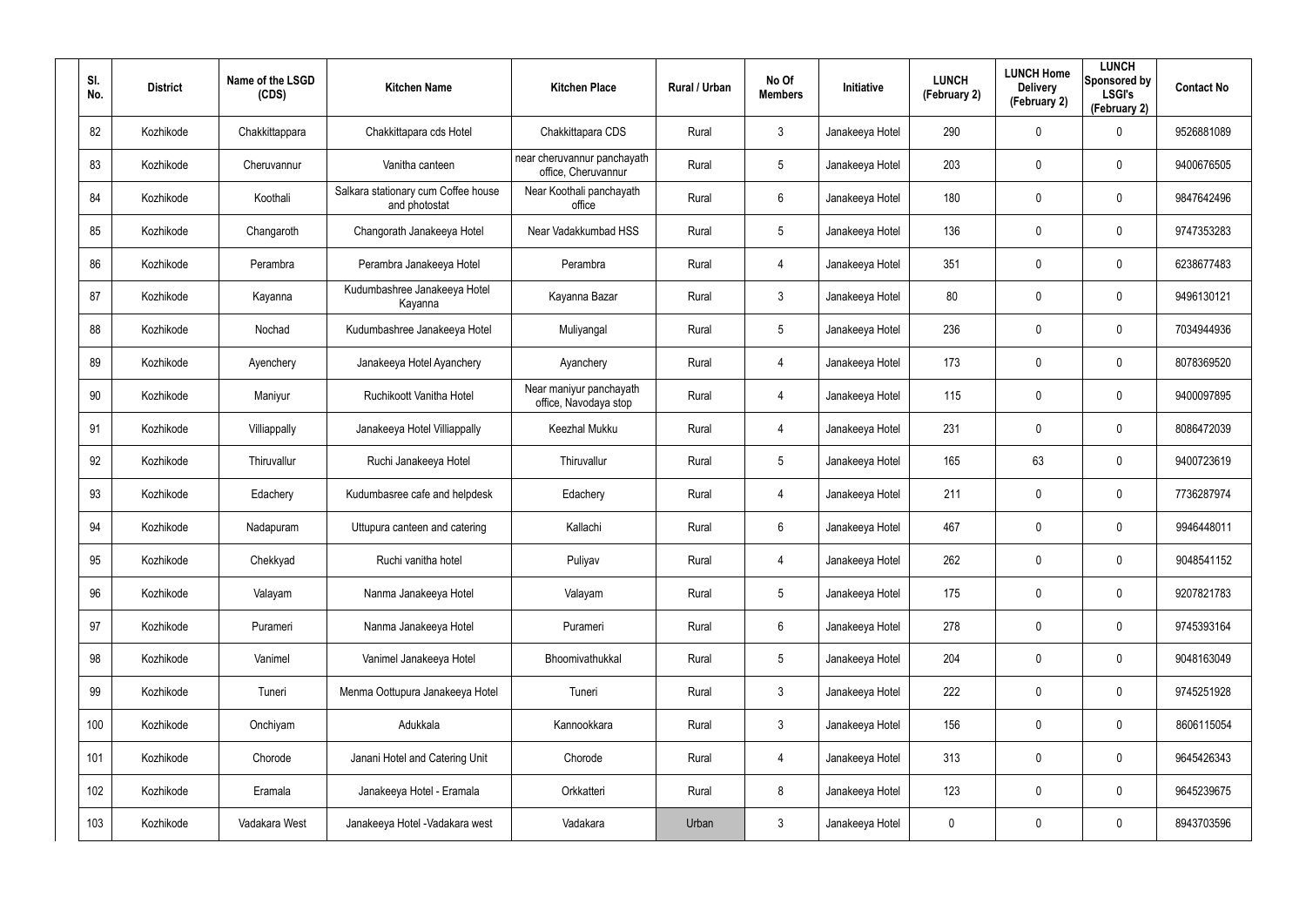| Sl. No. | District | Name of the LSGD (CDS) | Kitchen Name | Kitchen Place | Rural / Urban | No Of Members | Initiative | LUNCH (February 2) | LUNCH Home Delivery (February 2) | LUNCH Sponsored by LSGI's (February 2) | Contact No |
|---|---|---|---|---|---|---|---|---|---|---|---|
| 82 | Kozhikode | Chakkittappara | Chakkittapara cds Hotel | Chakkittapara CDS | Rural | 3 | Janakeeya Hotel | 290 | 0 | 0 | 9526881089 |
| 83 | Kozhikode | Cheruvannur | Vanitha canteen | near cheruvannur panchayath office, Cheruvannur | Rural | 5 | Janakeeya Hotel | 203 | 0 | 0 | 9400676505 |
| 84 | Kozhikode | Koothali | Salkara stationary cum Coffee house and photostat | Near Koothali panchayath office | Rural | 6 | Janakeeya Hotel | 180 | 0 | 0 | 9847642496 |
| 85 | Kozhikode | Changaroth | Changorath Janakeeya Hotel | Near Vadakkumbad HSS | Rural | 5 | Janakeeya Hotel | 136 | 0 | 0 | 9747353283 |
| 86 | Kozhikode | Perambra | Perambra Janakeeya Hotel | Perambra | Rural | 4 | Janakeeya Hotel | 351 | 0 | 0 | 6238677483 |
| 87 | Kozhikode | Kayanna | Kudumbashree Janakeeya Hotel Kayanna | Kayanna Bazar | Rural | 3 | Janakeeya Hotel | 80 | 0 | 0 | 9496130121 |
| 88 | Kozhikode | Nochad | Kudumbashree Janakeeya Hotel | Muliyangal | Rural | 5 | Janakeeya Hotel | 236 | 0 | 0 | 7034944936 |
| 89 | Kozhikode | Ayenchery | Janakeeya Hotel Ayanchery | Ayanchery | Rural | 4 | Janakeeya Hotel | 173 | 0 | 0 | 8078369520 |
| 90 | Kozhikode | Maniyur | Ruchikoott Vanitha Hotel | Near maniyur panchayath office, Navodaya stop | Rural | 4 | Janakeeya Hotel | 115 | 0 | 0 | 9400097895 |
| 91 | Kozhikode | Villiappally | Janakeeya Hotel Villiappally | Keezhal Mukku | Rural | 4 | Janakeeya Hotel | 231 | 0 | 0 | 8086472039 |
| 92 | Kozhikode | Thiruvallur | Ruchi Janakeeya Hotel | Thiruvallur | Rural | 5 | Janakeeya Hotel | 165 | 63 | 0 | 9400723619 |
| 93 | Kozhikode | Edachery | Kudumbasree cafe and helpdesk | Edachery | Rural | 4 | Janakeeya Hotel | 211 | 0 | 0 | 7736287974 |
| 94 | Kozhikode | Nadapuram | Uttupura canteen and catering | Kallachi | Rural | 6 | Janakeeya Hotel | 467 | 0 | 0 | 9946448011 |
| 95 | Kozhikode | Chekkyad | Ruchi vanitha hotel | Puliyav | Rural | 4 | Janakeeya Hotel | 262 | 0 | 0 | 9048541152 |
| 96 | Kozhikode | Valayam | Nanma Janakeeya Hotel | Valayam | Rural | 5 | Janakeeya Hotel | 175 | 0 | 0 | 9207821783 |
| 97 | Kozhikode | Purameri | Nanma Janakeeya Hotel | Purameri | Rural | 6 | Janakeeya Hotel | 278 | 0 | 0 | 9745393164 |
| 98 | Kozhikode | Vanimel | Vanimel Janakeeya Hotel | Bhoomivathukkal | Rural | 5 | Janakeeya Hotel | 204 | 0 | 0 | 9048163049 |
| 99 | Kozhikode | Tuneri | Menma Oottupura Janakeeya Hotel | Tuneri | Rural | 3 | Janakeeya Hotel | 222 | 0 | 0 | 9745251928 |
| 100 | Kozhikode | Onchiyam | Adukkala | Kannookkara | Rural | 3 | Janakeeya Hotel | 156 | 0 | 0 | 8606115054 |
| 101 | Kozhikode | Chorode | Janani Hotel and Catering Unit | Chorode | Rural | 4 | Janakeeya Hotel | 313 | 0 | 0 | 9645426343 |
| 102 | Kozhikode | Eramala | Janakeeya Hotel - Eramala | Orkkatteri | Rural | 8 | Janakeeya Hotel | 123 | 0 | 0 | 9645239675 |
| 103 | Kozhikode | Vadakara West | Janakeeya Hotel -Vadakara west | Vadakara | Urban | 3 | Janakeeya Hotel | 0 | 0 | 0 | 8943703596 |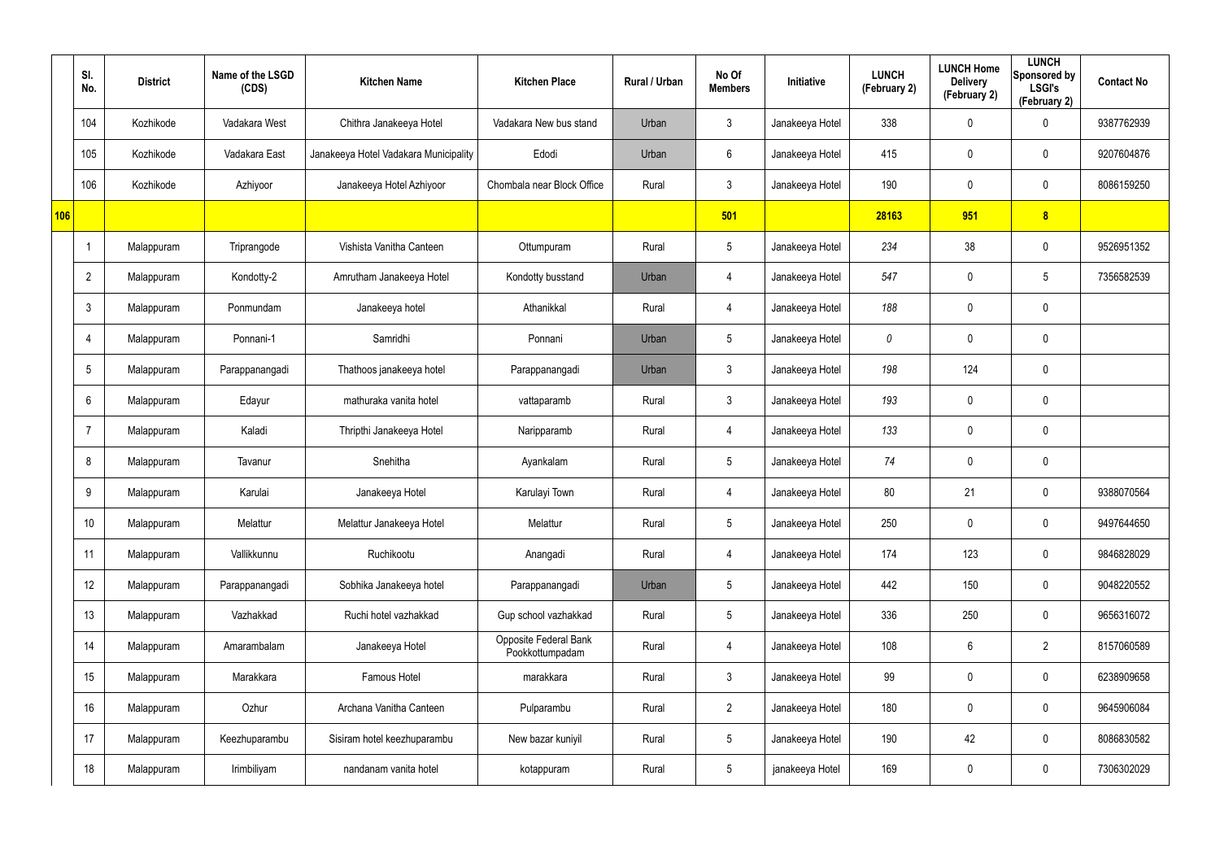| | Sl. No. | District | Name of the LSGD (CDS) | Kitchen Name | Kitchen Place | Rural / Urban | No Of Members | Initiative | LUNCH (February 2) | LUNCH Home Delivery (February 2) | LUNCH Sponsored by LSGI's (February 2) | Contact No |
|---|---|---|---|---|---|---|---|---|---|---|---|---|
| | 104 | Kozhikode | Vadakara West | Chithra Janakeeya Hotel | Vadakara New bus stand | Urban | 3 | Janakeeya Hotel | 338 | 0 | 0 | 9387762939 |
| | 105 | Kozhikode | Vadakara East | Janakeeya Hotel Vadakara Municipality | Edodi | Urban | 6 | Janakeeya Hotel | 415 | 0 | 0 | 9207604876 |
| | 106 | Kozhikode | Azhiyoor | Janakeeya Hotel Azhiyoor | Chombala near Block Office | Rural | 3 | Janakeeya Hotel | 190 | 0 | 0 | 8086159250 |
| **106** | | | | | | | **501** | | **28163** | **951** | **8** | |
| | 1 | Malappuram | Triprangode | Vishista Vanitha Canteen | Ottumpuram | Rural | 5 | Janakeeya Hotel | *234* | 38 | 0 | 9526951352 |
| | 2 | Malappuram | Kondotty-2 | Amrutham Janakeeya Hotel | Kondotty busstand | Urban | 4 | Janakeeya Hotel | *547* | 0 | 5 | 7356582539 |
| | 3 | Malappuram | Ponmundam | Janakeeya hotel | Athanikkal | Rural | 4 | Janakeeya Hotel | *188* | 0 | 0 | |
| | 4 | Malappuram | Ponnani-1 | Samridhi | Ponnani | Urban | 5 | Janakeeya Hotel | *0* | 0 | 0 | |
| | 5 | Malappuram | Parappanangadi | Thathoos janakeeya hotel | Parappanangadi | Urban | 3 | Janakeeya Hotel | *198* | 124 | 0 | |
| | 6 | Malappuram | Edayur | mathuraka vanita hotel | vattaparamb | Rural | 3 | Janakeeya Hotel | *193* | 0 | 0 | |
| | 7 | Malappuram | Kaladi | Thripthi Janakeeya Hotel | Naripparamb | Rural | 4 | Janakeeya Hotel | *133* | 0 | 0 | |
| | 8 | Malappuram | Tavanur | Snehitha | Ayankalam | Rural | 5 | Janakeeya Hotel | *74* | 0 | 0 | |
| | 9 | Malappuram | Karulai | Janakeeya Hotel | Karulayi Town | Rural | 4 | Janakeeya Hotel | 80 | 21 | 0 | 9388070564 |
| | 10 | Malappuram | Melattur | Melattur Janakeeya Hotel | Melattur | Rural | 5 | Janakeeya Hotel | 250 | 0 | 0 | 9497644650 |
| | 11 | Malappuram | Vallikkunnu | Ruchikootu | Anangadi | Rural | 4 | Janakeeya Hotel | 174 | 123 | 0 | 9846828029 |
| | 12 | Malappuram | Parappanangadi | Sobhika Janakeeya hotel | Parappanangadi | Urban | 5 | Janakeeya Hotel | 442 | 150 | 0 | 9048220552 |
| | 13 | Malappuram | Vazhakkad | Ruchi hotel vazhakkad | Gup school vazhakkad | Rural | 5 | Janakeeya Hotel | 336 | 250 | 0 | 9656316072 |
| | 14 | Malappuram | Amarambalam | Janakeeya Hotel | Opposite Federal Bank Pookkottumpadam | Rural | 4 | Janakeeya Hotel | 108 | 6 | 2 | 8157060589 |
| | 15 | Malappuram | Marakkara | Famous Hotel | marakkara | Rural | 3 | Janakeeya Hotel | 99 | 0 | 0 | 6238909658 |
| | 16 | Malappuram | Ozhur | Archana Vanitha Canteen | Pulparambu | Rural | 2 | Janakeeya Hotel | 180 | 0 | 0 | 9645906084 |
| | 17 | Malappuram | Keezhuparambu | Sisiram hotel keezhuparambu | New bazar kuniyil | Rural | 5 | Janakeeya Hotel | 190 | 42 | 0 | 8086830582 |
| | 18 | Malappuram | Irimbiliyam | nandanam vanita hotel | kotappuram | Rural | 5 | janakeeya Hotel | 169 | 0 | 0 | 7306302029 |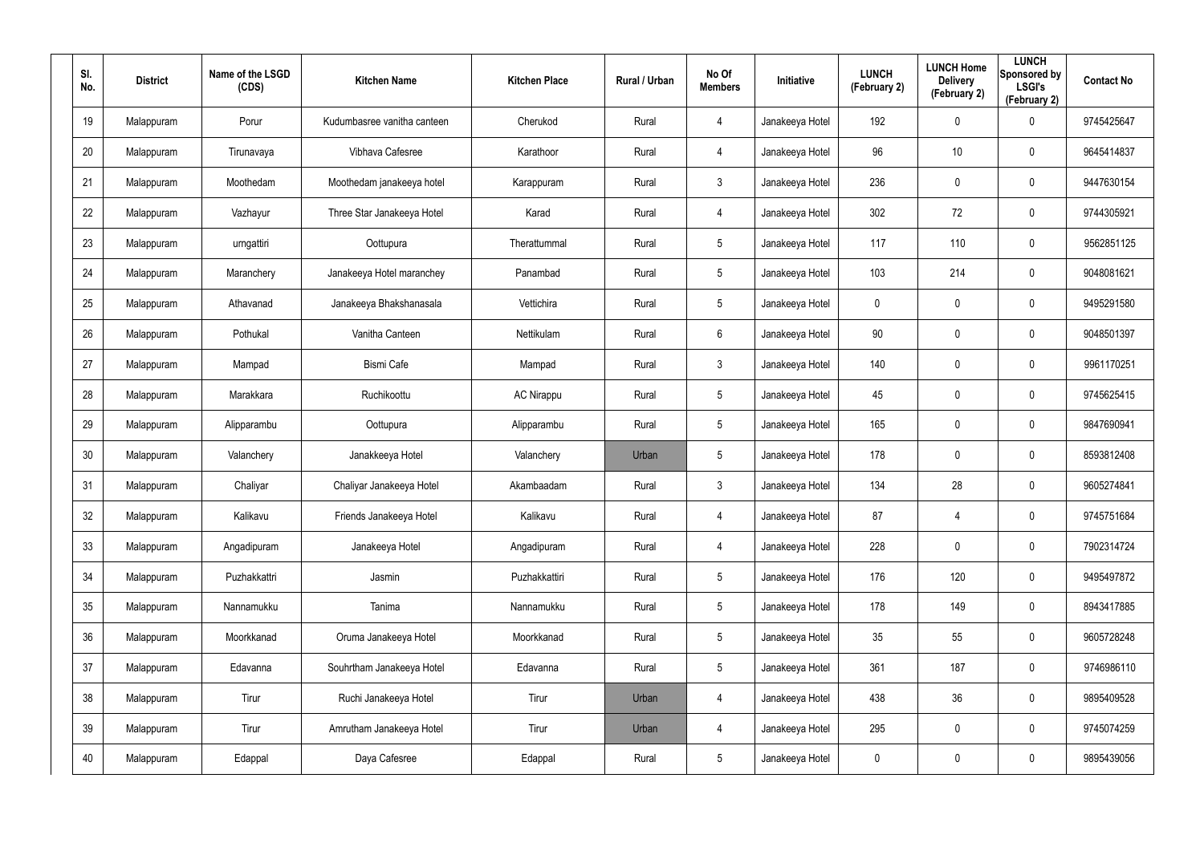| Sl. No. | District | Name of the LSGD (CDS) | Kitchen Name | Kitchen Place | Rural / Urban | No Of Members | Initiative | LUNCH (February 2) | LUNCH Home Delivery (February 2) | LUNCH Sponsored by LSGI's (February 2) | Contact No |
|---|---|---|---|---|---|---|---|---|---|---|---|
| 19 | Malappuram | Porur | Kudumbasree vanitha canteen | Cherukod | Rural | 4 | Janakeeya Hotel | 192 | 0 | 0 | 9745425647 |
| 20 | Malappuram | Tirunavaya | Vibhava Cafesree | Karathoor | Rural | 4 | Janakeeya Hotel | 96 | 10 | 0 | 9645414837 |
| 21 | Malappuram | Moothedam | Moothedam janakeeya hotel | Karappuram | Rural | 3 | Janakeeya Hotel | 236 | 0 | 0 | 9447630154 |
| 22 | Malappuram | Vazhayur | Three Star Janakeeya Hotel | Karad | Rural | 4 | Janakeeya Hotel | 302 | 72 | 0 | 9744305921 |
| 23 | Malappuram | urngattiri | Oottupura | Therattummal | Rural | 5 | Janakeeya Hotel | 117 | 110 | 0 | 9562851125 |
| 24 | Malappuram | Maranchery | Janakeeya Hotel maranchey | Panambad | Rural | 5 | Janakeeya Hotel | 103 | 214 | 0 | 9048081621 |
| 25 | Malappuram | Athavanad | Janakeeya Bhakshanasala | Vettichira | Rural | 5 | Janakeeya Hotel | 0 | 0 | 0 | 9495291580 |
| 26 | Malappuram | Pothukal | Vanitha Canteen | Nettikulam | Rural | 6 | Janakeeya Hotel | 90 | 0 | 0 | 9048501397 |
| 27 | Malappuram | Mampad | Bismi Cafe | Mampad | Rural | 3 | Janakeeya Hotel | 140 | 0 | 0 | 9961170251 |
| 28 | Malappuram | Marakkara | Ruchikoottu | AC Nirappu | Rural | 5 | Janakeeya Hotel | 45 | 0 | 0 | 9745625415 |
| 29 | Malappuram | Alipparambu | Oottupura | Alipparambu | Rural | 5 | Janakeeya Hotel | 165 | 0 | 0 | 9847690941 |
| 30 | Malappuram | Valanchery | Janakkeeya Hotel | Valanchery | Urban | 5 | Janakeeya Hotel | 178 | 0 | 0 | 8593812408 |
| 31 | Malappuram | Chaliyar | Chaliyar Janakeeya Hotel | Akambaadam | Rural | 3 | Janakeeya Hotel | 134 | 28 | 0 | 9605274841 |
| 32 | Malappuram | Kalikavu | Friends Janakeeya Hotel | Kalikavu | Rural | 4 | Janakeeya Hotel | 87 | 4 | 0 | 9745751684 |
| 33 | Malappuram | Angadipuram | Janakeeya Hotel | Angadipuram | Rural | 4 | Janakeeya Hotel | 228 | 0 | 0 | 7902314724 |
| 34 | Malappuram | Puzhakkattri | Jasmin | Puzhakkattiri | Rural | 5 | Janakeeya Hotel | 176 | 120 | 0 | 9495497872 |
| 35 | Malappuram | Nannamukku | Tanima | Nannamukku | Rural | 5 | Janakeeya Hotel | 178 | 149 | 0 | 8943417885 |
| 36 | Malappuram | Moorkkanad | Oruma Janakeeya Hotel | Moorkkanad | Rural | 5 | Janakeeya Hotel | 35 | 55 | 0 | 9605728248 |
| 37 | Malappuram | Edavanna | Souhrtham Janakeeya Hotel | Edavanna | Rural | 5 | Janakeeya Hotel | 361 | 187 | 0 | 9746986110 |
| 38 | Malappuram | Tirur | Ruchi Janakeeya Hotel | Tirur | Urban | 4 | Janakeeya Hotel | 438 | 36 | 0 | 9895409528 |
| 39 | Malappuram | Tirur | Amrutham Janakeeya Hotel | Tirur | Urban | 4 | Janakeeya Hotel | 295 | 0 | 0 | 9745074259 |
| 40 | Malappuram | Edappal | Daya Cafesree | Edappal | Rural | 5 | Janakeeya Hotel | 0 | 0 | 0 | 9895439056 |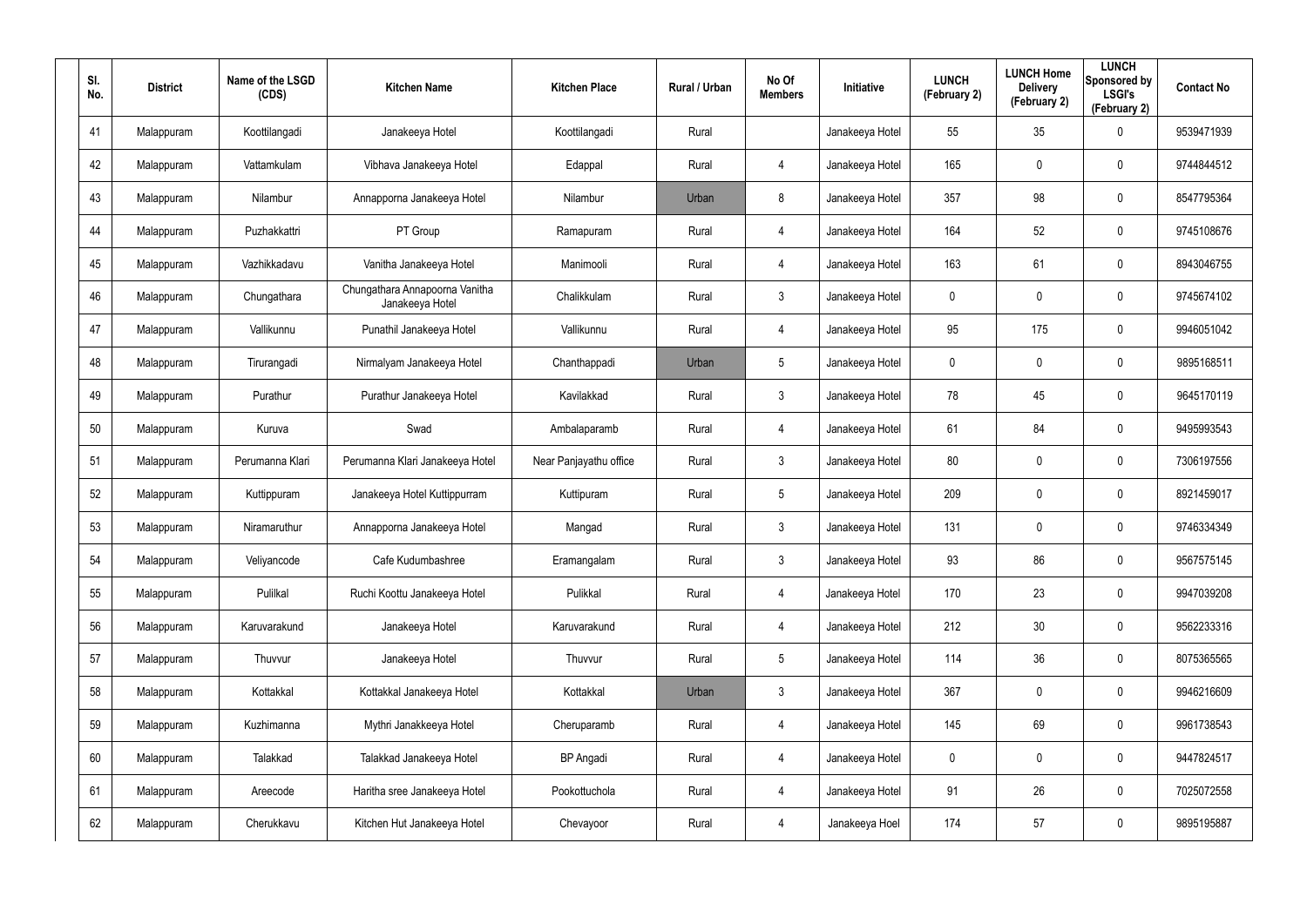| Sl. No. | District | Name of the LSGD (CDS) | Kitchen Name | Kitchen Place | Rural / Urban | No Of Members | Initiative | LUNCH (February 2) | LUNCH Home Delivery (February 2) | LUNCH Sponsored by LSGI's (February 2) | Contact No |
|---|---|---|---|---|---|---|---|---|---|---|---|
| 41 | Malappuram | Koottilangadi | Janakeeya Hotel | Koottilangadi | Rural | | Janakeeya Hotel | 55 | 35 | 0 | 9539471939 |
| 42 | Malappuram | Vattamkulam | Vibhava Janakeeya Hotel | Edappal | Rural | 4 | Janakeeya Hotel | 165 | 0 | 0 | 9744844512 |
| 43 | Malappuram | Nilambur | Annapporna Janakeeya Hotel | Nilambur | Urban | 8 | Janakeeya Hotel | 357 | 98 | 0 | 8547795364 |
| 44 | Malappuram | Puzhakkattri | PT Group | Ramapuram | Rural | 4 | Janakeeya Hotel | 164 | 52 | 0 | 9745108676 |
| 45 | Malappuram | Vazhikkadavu | Vanitha Janakeeya Hotel | Manimooli | Rural | 4 | Janakeeya Hotel | 163 | 61 | 0 | 8943046755 |
| 46 | Malappuram | Chungathara | Chungathara Annapoorna Vanitha Janakeeya Hotel | Chalikkulam | Rural | 3 | Janakeeya Hotel | 0 | 0 | 0 | 9745674102 |
| 47 | Malappuram | Vallikunnu | Punathil Janakeeya Hotel | Vallikunnu | Rural | 4 | Janakeeya Hotel | 95 | 175 | 0 | 9946051042 |
| 48 | Malappuram | Tirurangadi | Nirmalyam Janakeeya Hotel | Chanthappadi | Urban | 5 | Janakeeya Hotel | 0 | 0 | 0 | 9895168511 |
| 49 | Malappuram | Purathur | Purathur Janakeeya Hotel | Kavilakkad | Rural | 3 | Janakeeya Hotel | 78 | 45 | 0 | 9645170119 |
| 50 | Malappuram | Kuruva | Swad | Ambalaparamb | Rural | 4 | Janakeeya Hotel | 61 | 84 | 0 | 9495993543 |
| 51 | Malappuram | Perumanna Klari | Perumanna Klari Janakeeya Hotel | Near Panjayathu office | Rural | 3 | Janakeeya Hotel | 80 | 0 | 0 | 7306197556 |
| 52 | Malappuram | Kuttippuram | Janakeeya Hotel Kuttippurram | Kuttipuram | Rural | 5 | Janakeeya Hotel | 209 | 0 | 0 | 8921459017 |
| 53 | Malappuram | Niramaruthur | Annapporna Janakeeya Hotel | Mangad | Rural | 3 | Janakeeya Hotel | 131 | 0 | 0 | 9746334349 |
| 54 | Malappuram | Veliyancode | Cafe Kudumbashree | Eramangalam | Rural | 3 | Janakeeya Hotel | 93 | 86 | 0 | 9567575145 |
| 55 | Malappuram | Pulilkal | Ruchi Koottu Janakeeya Hotel | Pulikkal | Rural | 4 | Janakeeya Hotel | 170 | 23 | 0 | 9947039208 |
| 56 | Malappuram | Karuvarakund | Janakeeya Hotel | Karuvarakund | Rural | 4 | Janakeeya Hotel | 212 | 30 | 0 | 9562233316 |
| 57 | Malappuram | Thuvvur | Janakeeya Hotel | Thuvvur | Rural | 5 | Janakeeya Hotel | 114 | 36 | 0 | 8075365565 |
| 58 | Malappuram | Kottakkal | Kottakkal Janakeeya Hotel | Kottakkal | Urban | 3 | Janakeeya Hotel | 367 | 0 | 0 | 9946216609 |
| 59 | Malappuram | Kuzhimanna | Mythri Janakkeeya Hotel | Cheruparamb | Rural | 4 | Janakeeya Hotel | 145 | 69 | 0 | 9961738543 |
| 60 | Malappuram | Talakkad | Talakkad Janakeeya Hotel | BP Angadi | Rural | 4 | Janakeeya Hotel | 0 | 0 | 0 | 9447824517 |
| 61 | Malappuram | Areecode | Haritha sree Janakeeya Hotel | Pookottuchola | Rural | 4 | Janakeeya Hotel | 91 | 26 | 0 | 7025072558 |
| 62 | Malappuram | Cherukkavu | Kitchen Hut Janakeeya Hotel | Chevayoor | Rural | 4 | Janakeeya Hoel | 174 | 57 | 0 | 9895195887 |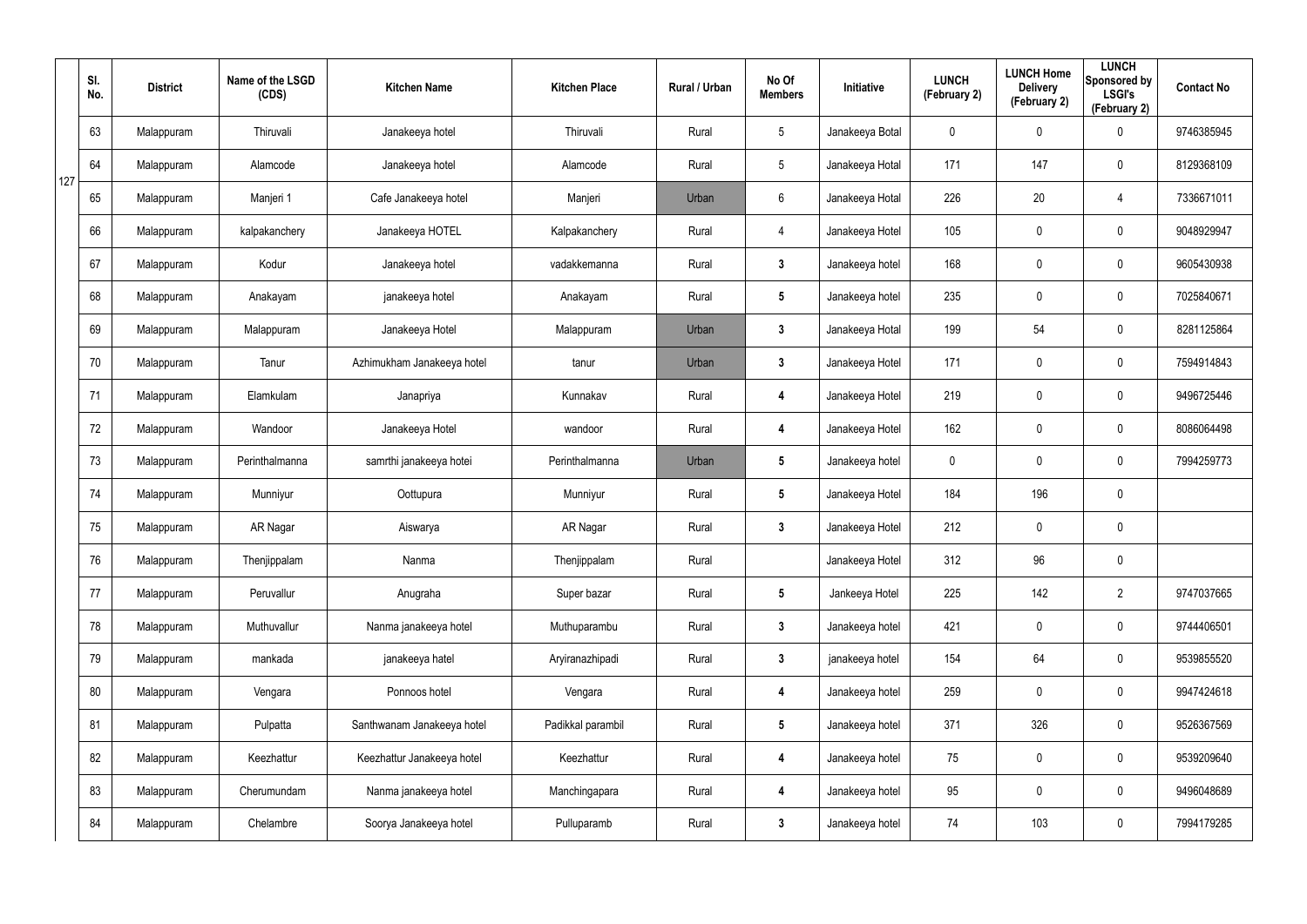| | Sl. No. | District | Name of the LSGD (CDS) | Kitchen Name | Kitchen Place | Rural / Urban | No Of Members | Initiative | LUNCH (February 2) | LUNCH Home Delivery (February 2) | LUNCH Sponsored by LSGI's (February 2) | Contact No |
|---|---|---|---|---|---|---|---|---|---|---|---|---|
| | 63 | Malappuram | Thiruvali | Janakeeya hotel | Thiruvali | Rural | 5 | Janakeeya Botal | 0 | 0 | 0 | 9746385945 |
| 127 | 64 | Malappuram | Alamcode | Janakeeya hotel | Alamcode | Rural | 5 | Janakeeya Hotal | 171 | 147 | 0 | 8129368109 |
| | 65 | Malappuram | Manjeri 1 | Cafe Janakeeya hotel | Manjeri | Urban | 6 | Janakeeya Hotal | 226 | 20 | 4 | 7336671011 |
| | 66 | Malappuram | kalpakanchery | Janakeeya HOTEL | Kalpakanchery | Rural | 4 | Janakeeya Hotel | 105 | 0 | 0 | 9048929947 |
| | 67 | Malappuram | Kodur | Janakeeya hotel | vadakkemanna | Rural | 3 | Janakeeya hotel | 168 | 0 | 0 | 9605430938 |
| | 68 | Malappuram | Anakayam | janakeeya hotel | Anakayam | Rural | 5 | Janakeeya hotel | 235 | 0 | 0 | 7025840671 |
| | 69 | Malappuram | Malappuram | Janakeeya Hotel | Malappuram | Urban | 3 | Janakeeya Hotal | 199 | 54 | 0 | 8281125864 |
| | 70 | Malappuram | Tanur | Azhimukham Janakeeya hotel | tanur | Urban | 3 | Janakeeya Hotel | 171 | 0 | 0 | 7594914843 |
| | 71 | Malappuram | Elamkulam | Janapriya | Kunnakav | Rural | 4 | Janakeeya Hotel | 219 | 0 | 0 | 9496725446 |
| | 72 | Malappuram | Wandoor | Janakeeya Hotel | wandoor | Rural | 4 | Janakeeya Hotel | 162 | 0 | 0 | 8086064498 |
| | 73 | Malappuram | Perinthalmanna | samrthi janakeeya hotei | Perinthalmanna | Urban | 5 | Janakeeya hotel | 0 | 0 | 0 | 7994259773 |
| | 74 | Malappuram | Munniyur | Oottupura | Munniyur | Rural | 5 | Janakeeya Hotel | 184 | 196 | 0 | |
| | 75 | Malappuram | AR Nagar | Aiswarya | AR Nagar | Rural | 3 | Janakeeya Hotel | 212 | 0 | 0 | |
| | 76 | Malappuram | Thenjippalam | Nanma | Thenjippalam | Rural | | Janakeeya Hotel | 312 | 96 | 0 | |
| | 77 | Malappuram | Peruvallur | Anugraha | Super bazar | Rural | 5 | Jankeeya Hotel | 225 | 142 | 2 | 9747037665 |
| | 78 | Malappuram | Muthuvallur | Nanma janakeeya hotel | Muthuparambu | Rural | 3 | Janakeeya hotel | 421 | 0 | 0 | 9744406501 |
| | 79 | Malappuram | mankada | janakeeya hatel | Aryiranazhipadi | Rural | 3 | janakeeya hotel | 154 | 64 | 0 | 9539855520 |
| | 80 | Malappuram | Vengara | Ponnoos hotel | Vengara | Rural | 4 | Janakeeya hotel | 259 | 0 | 0 | 9947424618 |
| | 81 | Malappuram | Pulpatta | Santhwanam Janakeeya hotel | Padikkal parambil | Rural | 5 | Janakeeya hotel | 371 | 326 | 0 | 9526367569 |
| | 82 | Malappuram | Keezhattur | Keezhattur Janakeeya hotel | Keezhattur | Rural | 4 | Janakeeya hotel | 75 | 0 | 0 | 9539209640 |
| | 83 | Malappuram | Cherumundam | Nanma janakeeya hotel | Manchingapara | Rural | 4 | Janakeeya hotel | 95 | 0 | 0 | 9496048689 |
| | 84 | Malappuram | Chelambre | Soorya Janakeeya hotel | Pulluparamb | Rural | 3 | Janakeeya hotel | 74 | 103 | 0 | 7994179285 |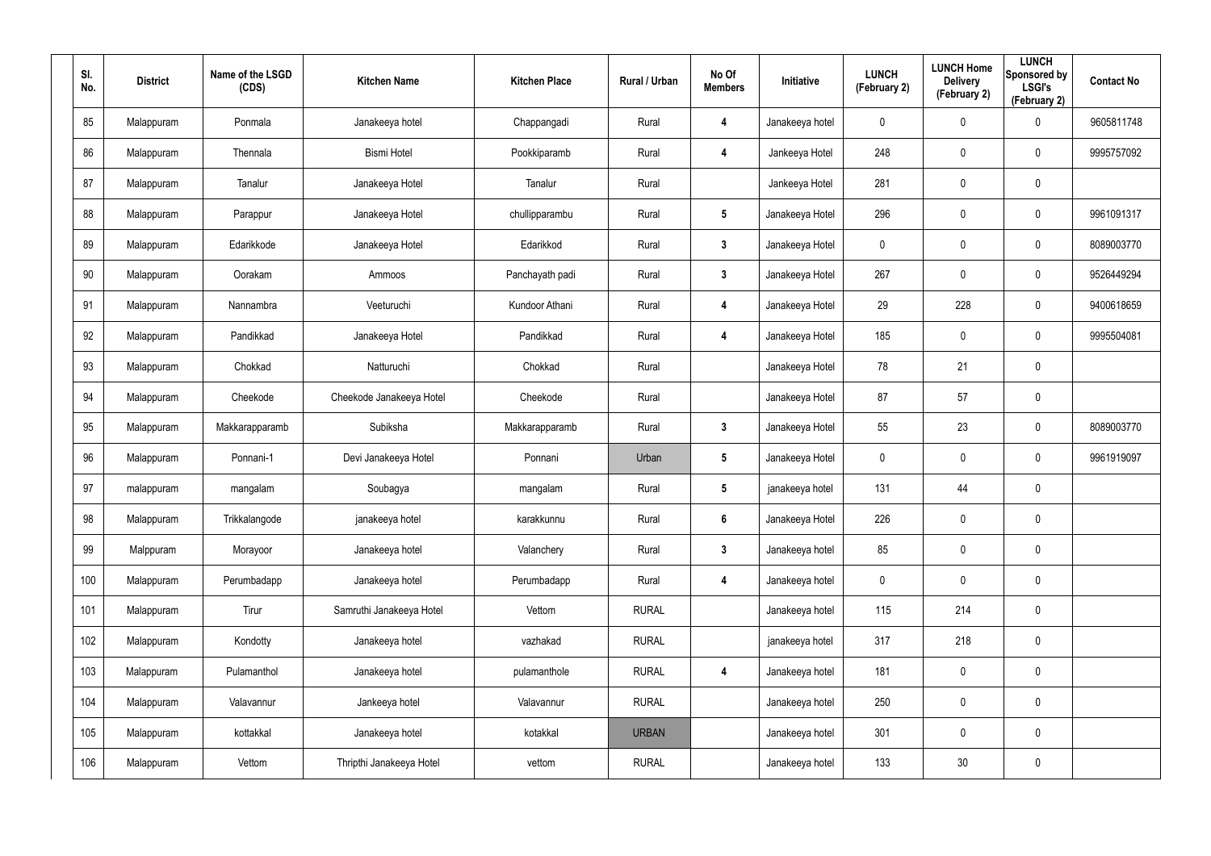| Sl. No. | District | Name of the LSGD (CDS) | Kitchen Name | Kitchen Place | Rural / Urban | No Of Members | Initiative | LUNCH (February 2) | LUNCH Home Delivery (February 2) | LUNCH Sponsored by LSGI's (February 2) | Contact No |
|---|---|---|---|---|---|---|---|---|---|---|---|
| 85 | Malappuram | Ponmala | Janakeeya hotel | Chappangadi | Rural | 4 | Janakeeya hotel | 0 | 0 | 0 | 9605811748 |
| 86 | Malappuram | Thennala | Bismi Hotel | Pookkiparamb | Rural | 4 | Jankeeya Hotel | 248 | 0 | 0 | 9995757092 |
| 87 | Malappuram | Tanalur | Janakeeya Hotel | Tanalur | Rural | | Jankeeya Hotel | 281 | 0 | 0 | |
| 88 | Malappuram | Parappur | Janakeeya Hotel | chullipparambu | Rural | 5 | Janakeeya Hotel | 296 | 0 | 0 | 9961091317 |
| 89 | Malappuram | Edarikkode | Janakeeya Hotel | Edarikkod | Rural | 3 | Janakeeya Hotel | 0 | 0 | 0 | 8089003770 |
| 90 | Malappuram | Oorakam | Ammoos | Panchayath padi | Rural | 3 | Janakeeya Hotel | 267 | 0 | 0 | 9526449294 |
| 91 | Malappuram | Nannambra | Veeturuchi | Kundoor Athani | Rural | 4 | Janakeeya Hotel | 29 | 228 | 0 | 9400618659 |
| 92 | Malappuram | Pandikkad | Janakeeya Hotel | Pandikkad | Rural | 4 | Janakeeya Hotel | 185 | 0 | 0 | 9995504081 |
| 93 | Malappuram | Chokkad | Natturuchi | Chokkad | Rural | | Janakeeya Hotel | 78 | 21 | 0 | |
| 94 | Malappuram | Cheekode | Cheekode Janakeeya Hotel | Cheekode | Rural | | Janakeeya Hotel | 87 | 57 | 0 | |
| 95 | Malappuram | Makkarapparamb | Subiksha | Makkarapparamb | Rural | 3 | Janakeeya Hotel | 55 | 23 | 0 | 8089003770 |
| 96 | Malappuram | Ponnani-1 | Devi Janakeeya Hotel | Ponnani | Urban | 5 | Janakeeya Hotel | 0 | 0 | 0 | 9961919097 |
| 97 | malappuram | mangalam | Soubagya | mangalam | Rural | 5 | janakeeya hotel | 131 | 44 | 0 | |
| 98 | Malappuram | Trikkalangode | janakeeya hotel | karakkunnu | Rural | 6 | Janakeeya Hotel | 226 | 0 | 0 | |
| 99 | Malppuram | Morayoor | Janakeeya hotel | Valanchery | Rural | 3 | Janakeeya hotel | 85 | 0 | 0 | |
| 100 | Malappuram | Perumbadapp | Janakeeya hotel | Perumbadapp | Rural | 4 | Janakeeya hotel | 0 | 0 | 0 | |
| 101 | Malappuram | Tirur | Samruthi Janakeeya Hotel | Vettom | RURAL | | Janakeeya hotel | 115 | 214 | 0 | |
| 102 | Malappuram | Kondotty | Janakeeya hotel | vazhakad | RURAL | | janakeeya hotel | 317 | 218 | 0 | |
| 103 | Malappuram | Pulamanthol | Janakeeya hotel | pulamanthole | RURAL | 4 | Janakeeya hotel | 181 | 0 | 0 | |
| 104 | Malappuram | Valavannur | Jankeeya hotel | Valavannur | RURAL | | Janakeeya hotel | 250 | 0 | 0 | |
| 105 | Malappuram | kottakkal | Janakeeya hotel | kotakkal | URBAN | | Janakeeya hotel | 301 | 0 | 0 | |
| 106 | Malappuram | Vettom | Thripthi Janakeeya Hotel | vettom | RURAL | | Janakeeya hotel | 133 | 30 | 0 | |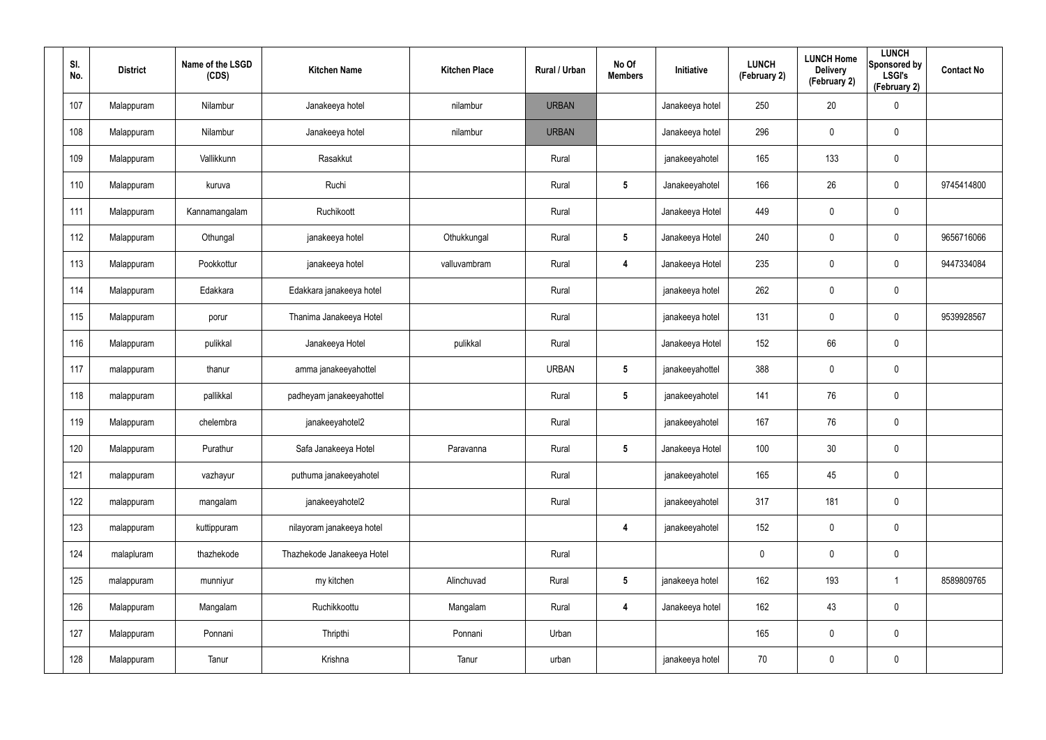| Sl. No. | District | Name of the LSGD (CDS) | Kitchen Name | Kitchen Place | Rural / Urban | No Of Members | Initiative | LUNCH (February 2) | LUNCH Home Delivery (February 2) | LUNCH Sponsored by LSGI's (February 2) | Contact No |
|---|---|---|---|---|---|---|---|---|---|---|---|
| 107 | Malappuram | Nilambur | Janakeeya hotel | nilambur | URBAN | | Janakeeya hotel | 250 | 20 | 0 | |
| 108 | Malappuram | Nilambur | Janakeeya hotel | nilambur | URBAN | | Janakeeya hotel | 296 | 0 | 0 | |
| 109 | Malappuram | Vallikkunn | Rasakkut | | Rural | | janakeeyahotel | 165 | 133 | 0 | |
| 110 | Malappuram | kuruva | Ruchi | | Rural | 5 | Janakeeyahotel | 166 | 26 | 0 | 9745414800 |
| 111 | Malappuram | Kannamangalam | Ruchikoott | | Rural | | Janakeeya Hotel | 449 | 0 | 0 | |
| 112 | Malappuram | Othungal | janakeeya hotel | Othukkungal | Rural | 5 | Janakeeya Hotel | 240 | 0 | 0 | 9656716066 |
| 113 | Malappuram | Pookkottur | janakeeya hotel | valluvambram | Rural | 4 | Janakeeya Hotel | 235 | 0 | 0 | 9447334084 |
| 114 | Malappuram | Edakkara | Edakkara janakeeya hotel | | Rural | | janakeeya hotel | 262 | 0 | 0 | |
| 115 | Malappuram | porur | Thanima Janakeeya Hotel | | Rural | | janakeeya hotel | 131 | 0 | 0 | 9539928567 |
| 116 | Malappuram | pulikkal | Janakeeya Hotel | pulikkal | Rural | | Janakeeya Hotel | 152 | 66 | 0 | |
| 117 | malappuram | thanur | amma janakeeyahottel | | URBAN | 5 | janakeeyahottel | 388 | 0 | 0 | |
| 118 | malappuram | pallikkal | padheyam janakeeyahottel | | Rural | 5 | janakeeyahotel | 141 | 76 | 0 | |
| 119 | Malappuram | chelembra | janakeeyahotel2 | | Rural | | janakeeyahotel | 167 | 76 | 0 | |
| 120 | Malappuram | Purathur | Safa Janakeeya Hotel | Paravanna | Rural | 5 | Janakeeya Hotel | 100 | 30 | 0 | |
| 121 | malappuram | vazhayur | puthuma janakeeyahotel | | Rural | | janakeeyahotel | 165 | 45 | 0 | |
| 122 | malappuram | mangalam | janakeeyahotel2 | | Rural | | janakeeyahotel | 317 | 181 | 0 | |
| 123 | malappuram | kuttippuram | nilayoram janakeeya hotel | | | 4 | janakeeyahotel | 152 | 0 | 0 | |
| 124 | malapluram | thazhekode | Thazhekode Janakeeya Hotel | | Rural | | | 0 | 0 | 0 | |
| 125 | malappuram | munniyur | my kitchen | Alinchuvad | Rural | 5 | janakeeya hotel | 162 | 193 | 1 | 8589809765 |
| 126 | Malappuram | Mangalam | Ruchikkoottu | Mangalam | Rural | 4 | Janakeeya hotel | 162 | 43 | 0 | |
| 127 | Malappuram | Ponnani | Thripthi | Ponnani | Urban | | | 165 | 0 | 0 | |
| 128 | Malappuram | Tanur | Krishna | Tanur | urban | | janakeeya hotel | 70 | 0 | 0 | |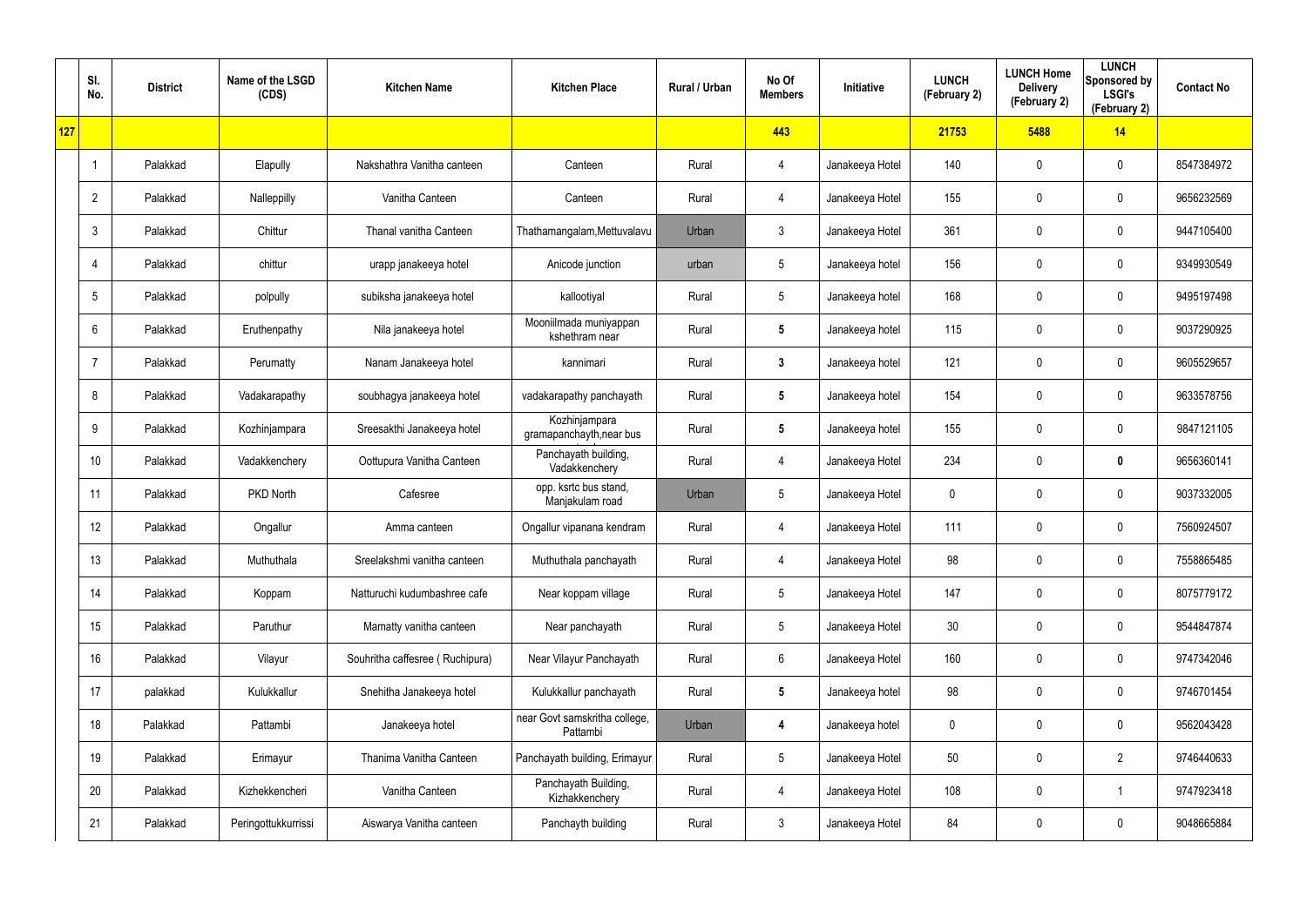| | Sl. No. | District | Name of the LSGD (CDS) | Kitchen Name | Kitchen Place | Rural / Urban | No Of Members | Initiative | LUNCH (February 2) | LUNCH Home Delivery (February 2) | LUNCH Sponsored by LSGI's (February 2) | Contact No |
|---|---|---|---|---|---|---|---|---|---|---|---|---|
| 127 | | | | | | | 443 | | 21753 | 5488 | 14 | |
| | 1 | Palakkad | Elapully | Nakshathra Vanitha canteen | Canteen | Rural | 4 | Janakeeya Hotel | 140 | 0 | 0 | 8547384972 |
| | 2 | Palakkad | Nalleppilly | Vanitha Canteen | Canteen | Rural | 4 | Janakeeya Hotel | 155 | 0 | 0 | 9656232569 |
| | 3 | Palakkad | Chittur | Thanal vanitha Canteen | Thathamangalam,Mettuvalavu | Urban | 3 | Janakeeya Hotel | 361 | 0 | 0 | 9447105400 |
| | 4 | Palakkad | chittur | urapp janakeeya hotel | Anicode junction | urban | 5 | Janakeeya hotel | 156 | 0 | 0 | 9349930549 |
| | 5 | Palakkad | polpully | subiksha janakeeya hotel | kallootiyal | Rural | 5 | Janakeeya hotel | 168 | 0 | 0 | 9495197498 |
| | 6 | Palakkad | Eruthenpathy | Nila janakeeya hotel | Mooniilmada muniyappan kshethram near | Rural | 5 | Janakeeya hotel | 115 | 0 | 0 | 9037290925 |
| | 7 | Palakkad | Perumatty | Nanam Janakeeya hotel | kannimari | Rural | 3 | Janakeeya hotel | 121 | 0 | 0 | 9605529657 |
| | 8 | Palakkad | Vadakarapathy | soubhagya janakeeya hotel | vadakarapathy panchayath | Rural | 5 | Janakeeya hotel | 154 | 0 | 0 | 9633578756 |
| | 9 | Palakkad | Kozhinjampara | Sreesakthi Janakeeya hotel | Kozhinjampara gramapanchayth,near bus | Rural | 5 | Janakeeya hotel | 155 | 0 | 0 | 9847121105 |
| | 10 | Palakkad | Vadakkenchery | Oottupura Vanitha Canteen | Panchayath building, Vadakkenchery | Rural | 4 | Janakeeya Hotel | 234 | 0 | 0 | 9656360141 |
| | 11 | Palakkad | PKD North | Cafesree | opp. ksrtc bus stand, Manjakulam road | Urban | 5 | Janakeeya Hotel | 0 | 0 | 0 | 9037332005 |
| | 12 | Palakkad | Ongallur | Amma canteen | Ongallur vipanana kendram | Rural | 4 | Janakeeya Hotel | 111 | 0 | 0 | 7560924507 |
| | 13 | Palakkad | Muthuthala | Sreelakshmi vanitha canteen | Muthuthala panchayath | Rural | 4 | Janakeeya Hotel | 98 | 0 | 0 | 7558865485 |
| | 14 | Palakkad | Koppam | Natturuchi kudumbashree cafe | Near koppam village | Rural | 5 | Janakeeya Hotel | 147 | 0 | 0 | 8075779172 |
| | 15 | Palakkad | Paruthur | Mamatty vanitha canteen | Near panchayath | Rural | 5 | Janakeeya Hotel | 30 | 0 | 0 | 9544847874 |
| | 16 | Palakkad | Vilayur | Souhritha caffesree ( Ruchipura) | Near Vilayur Panchayath | Rural | 6 | Janakeeya Hotel | 160 | 0 | 0 | 9747342046 |
| | 17 | palakkad | Kulukkallur | Snehitha Janakeeya hotel | Kulukkallur panchayath | Rural | 5 | Janakeeya hotel | 98 | 0 | 0 | 9746701454 |
| | 18 | Palakkad | Pattambi | Janakeeya hotel | near Govt samskritha college, Pattambi | Urban | 4 | Janakeeya hotel | 0 | 0 | 0 | 9562043428 |
| | 19 | Palakkad | Erimayur | Thanima Vanitha Canteen | Panchayath building, Erimayur | Rural | 5 | Janakeeya Hotel | 50 | 0 | 2 | 9746440633 |
| | 20 | Palakkad | Kizhekkencheri | Vanitha Canteen | Panchayath Building, Kizhakkenchery | Rural | 4 | Janakeeya Hotel | 108 | 0 | 1 | 9747923418 |
| | 21 | Palakkad | Peringottukkurrissi | Aiswarya Vanitha canteen | Panchayth building | Rural | 3 | Janakeeya Hotel | 84 | 0 | 0 | 9048665884 |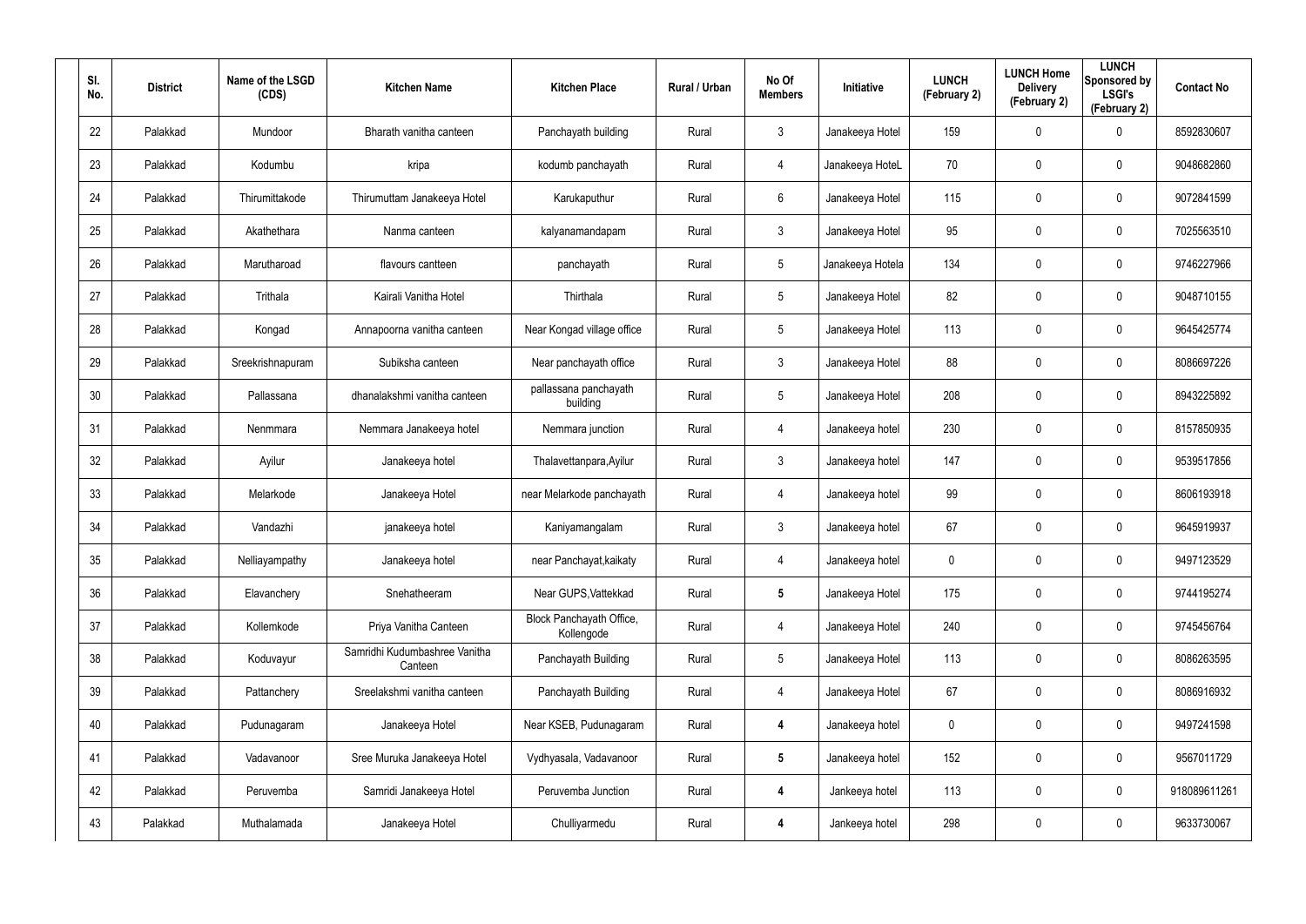| Sl. No. | District | Name of the LSGD (CDS) | Kitchen Name | Kitchen Place | Rural / Urban | No Of Members | Initiative | LUNCH (February 2) | LUNCH Home Delivery (February 2) | LUNCH Sponsored by LSGI's (February 2) | Contact No |
|---|---|---|---|---|---|---|---|---|---|---|---|
| 22 | Palakkad | Mundoor | Bharath vanitha canteen | Panchayath building | Rural | 3 | Janakeeya Hotel | 159 | 0 | 0 | 8592830607 |
| 23 | Palakkad | Kodumbu | kripa | kodumb panchayath | Rural | 4 | Janakeeya HoteL | 70 | 0 | 0 | 9048682860 |
| 24 | Palakkad | Thirumittakode | Thirumuttam Janakeeya Hotel | Karukaputhur | Rural | 6 | Janakeeya Hotel | 115 | 0 | 0 | 9072841599 |
| 25 | Palakkad | Akathethara | Nanma canteen | kalyanamandapam | Rural | 3 | Janakeeya Hotel | 95 | 0 | 0 | 7025563510 |
| 26 | Palakkad | Marutharoad | flavours cantteen | panchayath | Rural | 5 | Janakeeya Hotela | 134 | 0 | 0 | 9746227966 |
| 27 | Palakkad | Trithala | Kairali Vanitha Hotel | Thirthala | Rural | 5 | Janakeeya Hotel | 82 | 0 | 0 | 9048710155 |
| 28 | Palakkad | Kongad | Annapoorna vanitha canteen | Near Kongad village office | Rural | 5 | Janakeeya Hotel | 113 | 0 | 0 | 9645425774 |
| 29 | Palakkad | Sreekrishnapuram | Subiksha canteen | Near panchayath office | Rural | 3 | Janakeeya Hotel | 88 | 0 | 0 | 8086697226 |
| 30 | Palakkad | Pallassana | dhanalakshmi vanitha canteen | pallassana panchayath building | Rural | 5 | Janakeeya Hotel | 208 | 0 | 0 | 8943225892 |
| 31 | Palakkad | Nenmmara | Nemmara Janakeeya hotel | Nemmara junction | Rural | 4 | Janakeeya hotel | 230 | 0 | 0 | 8157850935 |
| 32 | Palakkad | Ayilur | Janakeeya hotel | Thalavettanpara,Ayilur | Rural | 3 | Janakeeya hotel | 147 | 0 | 0 | 9539517856 |
| 33 | Palakkad | Melarkode | Janakeeya Hotel | near Melarkode panchayath | Rural | 4 | Janakeeya hotel | 99 | 0 | 0 | 8606193918 |
| 34 | Palakkad | Vandazhi | janakeeya hotel | Kaniyamangalam | Rural | 3 | Janakeeya hotel | 67 | 0 | 0 | 9645919937 |
| 35 | Palakkad | Nelliayampathy | Janakeeya hotel | near Panchayat,kaikaty | Rural | 4 | Janakeeya hotel | 0 | 0 | 0 | 9497123529 |
| 36 | Palakkad | Elavanchery | Snehatheeram | Near GUPS,Vattekkad | Rural | **5** | Janakeeya Hotel | 175 | 0 | 0 | 9744195274 |
| 37 | Palakkad | Kollemkode | Priya Vanitha Canteen | Block Panchayath Office, Kollengode | Rural | 4 | Janakeeya Hotel | 240 | 0 | 0 | 9745456764 |
| 38 | Palakkad | Koduvayur | Samridhi Kudumbashree Vanitha Canteen | Panchayath Building | Rural | 5 | Janakeeya Hotel | 113 | 0 | 0 | 8086263595 |
| 39 | Palakkad | Pattanchery | Sreelakshmi vanitha canteen | Panchayath Building | Rural | 4 | Janakeeya Hotel | 67 | 0 | 0 | 8086916932 |
| 40 | Palakkad | Pudunagaram | Janakeeya Hotel | Near KSEB, Pudunagaram | Rural | **4** | Janakeeya hotel | 0 | 0 | 0 | 9497241598 |
| 41 | Palakkad | Vadavanoor | Sree Muruka Janakeeya Hotel | Vydhyasala, Vadavanoor | Rural | **5** | Janakeeya hotel | 152 | 0 | 0 | 9567011729 |
| 42 | Palakkad | Peruvemba | Samridi Janakeeya Hotel | Peruvemba Junction | Rural | **4** | Jankeeya hotel | 113 | 0 | 0 | 918089611261 |
| 43 | Palakkad | Muthalamada | Janakeeya Hotel | Chulliyarmedu | Rural | **4** | Jankeeya hotel | 298 | 0 | 0 | 9633730067 |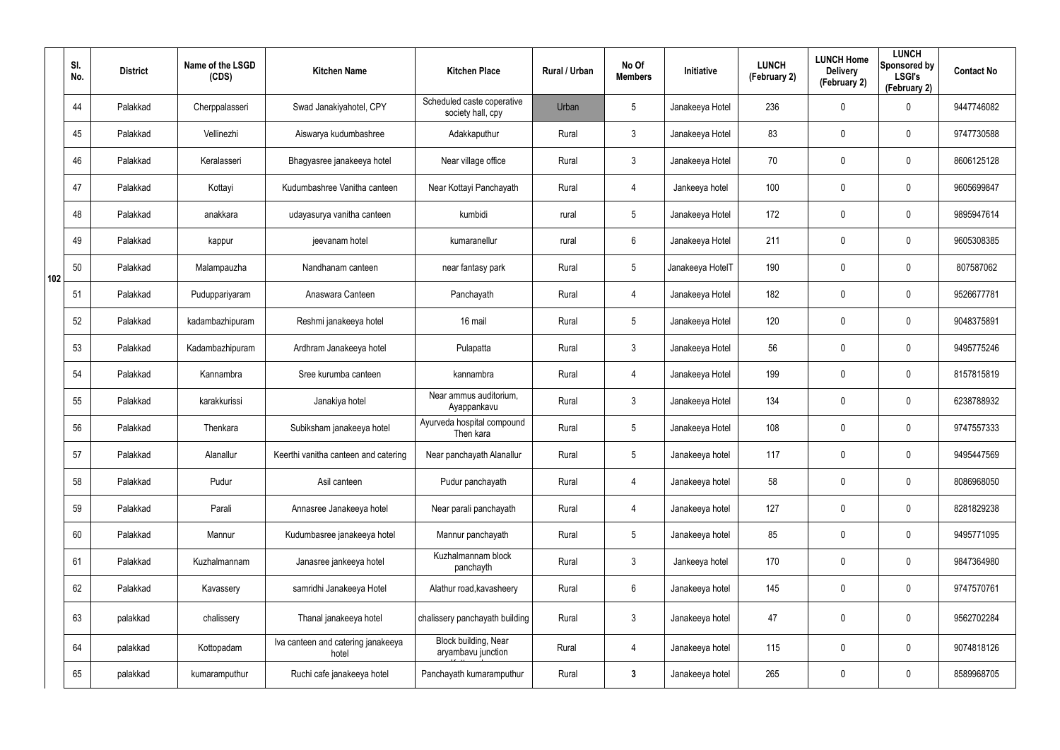| | Sl. No. | District | Name of the LSGD (CDS) | Kitchen Name | Kitchen Place | Rural / Urban | No Of Members | Initiative | LUNCH (February 2) | LUNCH Home Delivery (February 2) | LUNCH Sponsored by LSGI's (February 2) | Contact No |
|---|---|---|---|---|---|---|---|---|---|---|---|---|
| 102 | 44 | Palakkad | Cherppalasseri | Swad Janakiyahotel, CPY | Scheduled caste coperative society hall, cpy | Urban | 5 | Janakeeya Hotel | 236 | 0 | 0 | 9447746082 |
| | 45 | Palakkad | Vellinezhi | Aiswarya kudumbashree | Adakkaputhur | Rural | 3 | Janakeeya Hotel | 83 | 0 | 0 | 9747730588 |
| | 46 | Palakkad | Keralasseri | Bhagyasree janakeeya hotel | Near village office | Rural | 3 | Janakeeya Hotel | 70 | 0 | 0 | 8606125128 |
| | 47 | Palakkad | Kottayi | Kudumbashree Vanitha canteen | Near Kottayi Panchayath | Rural | 4 | Jankeeya hotel | 100 | 0 | 0 | 9605699847 |
| | 48 | Palakkad | anakkara | udayasurya vanitha canteen | kumbidi | rural | 5 | Janakeeya Hotel | 172 | 0 | 0 | 9895947614 |
| | 49 | Palakkad | kappur | jeevanam hotel | kumaranellur | rural | 6 | Janakeeya Hotel | 211 | 0 | 0 | 9605308385 |
| | 50 | Palakkad | Malampauzha | Nandhanam canteen | near fantasy park | Rural | 5 | Janakeeya HotelT | 190 | 0 | 0 | 807587062 |
| | 51 | Palakkad | Puduppariyaram | Anaswara Canteen | Panchayath | Rural | 4 | Janakeeya Hotel | 182 | 0 | 0 | 9526677781 |
| | 52 | Palakkad | kadambazhipuram | Reshmi janakeeya hotel | 16 mail | Rural | 5 | Janakeeya Hotel | 120 | 0 | 0 | 9048375891 |
| | 53 | Palakkad | Kadambazhipuram | Ardhram Janakeeya hotel | Pulapatta | Rural | 3 | Janakeeya Hotel | 56 | 0 | 0 | 9495775246 |
| | 54 | Palakkad | Kannambra | Sree kurumba canteen | kannambra | Rural | 4 | Janakeeya Hotel | 199 | 0 | 0 | 8157815819 |
| | 55 | Palakkad | karakkurissi | Janakiya hotel | Near ammus auditorium, Ayappankavu | Rural | 3 | Janakeeya Hotel | 134 | 0 | 0 | 6238788932 |
| | 56 | Palakkad | Thenkara | Subiksham janakeeya hotel | Ayurveda hospital compound Then kara | Rural | 5 | Janakeeya Hotel | 108 | 0 | 0 | 9747557333 |
| | 57 | Palakkad | Alanallur | Keerthi vanitha canteen and catering | Near panchayath Alanallur | Rural | 5 | Janakeeya hotel | 117 | 0 | 0 | 9495447569 |
| | 58 | Palakkad | Pudur | Asil canteen | Pudur panchayath | Rural | 4 | Janakeeya hotel | 58 | 0 | 0 | 8086968050 |
| | 59 | Palakkad | Parali | Annasree Janakeeya hotel | Near parali panchayath | Rural | 4 | Janakeeya hotel | 127 | 0 | 0 | 8281829238 |
| | 60 | Palakkad | Mannur | Kudumbasree janakeeya hotel | Mannur panchayath | Rural | 5 | Janakeeya hotel | 85 | 0 | 0 | 9495771095 |
| | 61 | Palakkad | Kuzhalmannam | Janasree jankeeya hotel | Kuzhalmannam block panchayth | Rural | 3 | Jankeeya hotel | 170 | 0 | 0 | 9847364980 |
| | 62 | Palakkad | Kavassery | samridhi Janakeeya Hotel | Alathur road,kavasheery | Rural | 6 | Janakeeya hotel | 145 | 0 | 0 | 9747570761 |
| | 63 | palakkad | chalissery | Thanal janakeeya hotel | chalissery panchayath building | Rural | 3 | Janakeeya hotel | 47 | 0 | 0 | 9562702284 |
| | 64 | palakkad | Kottopadam | Iva canteen and catering janakeeya hotel | Block building, Near aryambavu junction | Rural | 4 | Janakeeya hotel | 115 | 0 | 0 | 9074818126 |
| | 65 | palakkad | kumaramputhur | Ruchi cafe janakeeya hotel | Panchayath kumaramputhur | Rural | **3** | Janakeeya hotel | 265 | 0 | 0 | 8589968705 |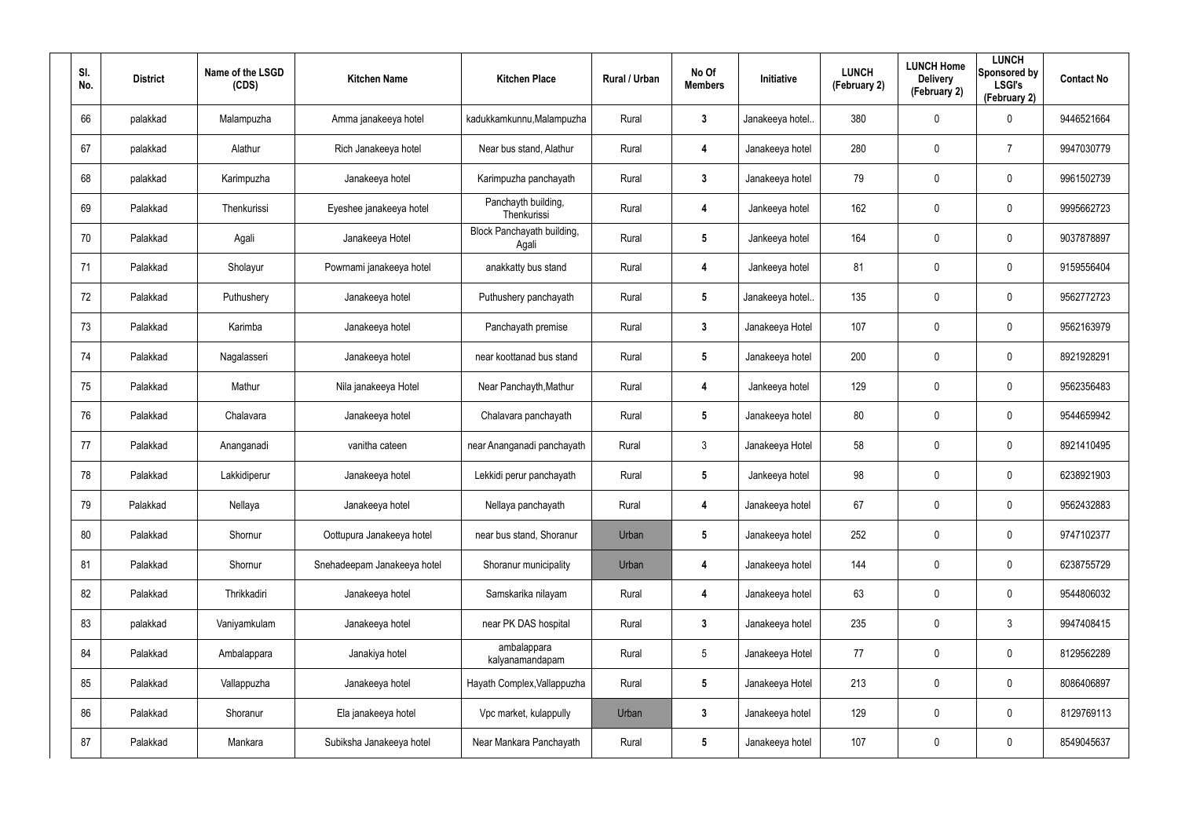| Sl. No. | District | Name of the LSGD (CDS) | Kitchen Name | Kitchen Place | Rural / Urban | No Of Members | Initiative | LUNCH (February 2) | LUNCH Home Delivery (February 2) | LUNCH Sponsored by LSGI's (February 2) | Contact No |
|---|---|---|---|---|---|---|---|---|---|---|---|
| 66 | palakkad | Malampuzha | Amma janakeeya hotel | kadukkamkunnu,Malampuzha | Rural | 3 | Janakeeya hotel.. | 380 | 0 | 0 | 9446521664 |
| 67 | palakkad | Alathur | Rich Janakeeya hotel | Near bus stand, Alathur | Rural | 4 | Janakeeya hotel | 280 | 0 | 7 | 9947030779 |
| 68 | palakkad | Karimpuzha | Janakeeya hotel | Karimpuzha panchayath | Rural | 3 | Janakeeya hotel | 79 | 0 | 0 | 9961502739 |
| 69 | Palakkad | Thenkurissi | Eyeshee janakeeya hotel | Panchayth building, Thenkurissi | Rural | 4 | Jankeeya hotel | 162 | 0 | 0 | 9995662723 |
| 70 | Palakkad | Agali | Janakeeya Hotel | Block Panchayath building, Agali | Rural | 5 | Jankeeya hotel | 164 | 0 | 0 | 9037878897 |
| 71 | Palakkad | Sholayur | Powrnami janakeeya hotel | anakkatty bus stand | Rural | 4 | Jankeeya hotel | 81 | 0 | 0 | 9159556404 |
| 72 | Palakkad | Puthushery | Janakeeya hotel | Puthushery panchayath | Rural | 5 | Janakeeya hotel.. | 135 | 0 | 0 | 9562772723 |
| 73 | Palakkad | Karimba | Janakeeya hotel | Panchayath premise | Rural | 3 | Janakeeya Hotel | 107 | 0 | 0 | 9562163979 |
| 74 | Palakkad | Nagalasseri | Janakeeya hotel | near koottanad bus stand | Rural | 5 | Janakeeya hotel | 200 | 0 | 0 | 8921928291 |
| 75 | Palakkad | Mathur | Nila janakeeya Hotel | Near Panchayth,Mathur | Rural | 4 | Jankeeya hotel | 129 | 0 | 0 | 9562356483 |
| 76 | Palakkad | Chalavara | Janakeeya hotel | Chalavara panchayath | Rural | 5 | Janakeeya hotel | 80 | 0 | 0 | 9544659942 |
| 77 | Palakkad | Ananganadi | vanitha cateen | near Ananganadi panchayath | Rural | 3 | Janakeeya Hotel | 58 | 0 | 0 | 8921410495 |
| 78 | Palakkad | Lakkidiperur | Janakeeya hotel | Lekkidi perur panchayath | Rural | 5 | Jankeeya hotel | 98 | 0 | 0 | 6238921903 |
| 79 | Palakkad | Nellaya | Janakeeya hotel | Nellaya panchayath | Rural | 4 | Janakeeya hotel | 67 | 0 | 0 | 9562432883 |
| 80 | Palakkad | Shornur | Oottupura Janakeeya hotel | near bus stand, Shoranur | Urban | 5 | Janakeeya hotel | 252 | 0 | 0 | 9747102377 |
| 81 | Palakkad | Shornur | Snehadeepam Janakeeya hotel | Shoranur municipality | Urban | 4 | Janakeeya hotel | 144 | 0 | 0 | 6238755729 |
| 82 | Palakkad | Thrikkadiri | Janakeeya hotel | Samskarika nilayam | Rural | 4 | Janakeeya hotel | 63 | 0 | 0 | 9544806032 |
| 83 | palakkad | Vaniyamkulam | Janakeeya hotel | near PK DAS hospital | Rural | 3 | Janakeeya hotel | 235 | 0 | 3 | 9947408415 |
| 84 | Palakkad | Ambalappara | Janakiya hotel | ambalappara kalyanamandapam | Rural | 5 | Janakeeya Hotel | 77 | 0 | 0 | 8129562289 |
| 85 | Palakkad | Vallappuzha | Janakeeya hotel | Hayath Complex,Vallappuzha | Rural | 5 | Janakeeya Hotel | 213 | 0 | 0 | 8086406897 |
| 86 | Palakkad | Shoranur | Ela janakeeya hotel | Vpc market, kulappully | Urban | 3 | Janakeeya hotel | 129 | 0 | 0 | 8129769113 |
| 87 | Palakkad | Mankara | Subiksha Janakeeya hotel | Near Mankara Panchayath | Rural | 5 | Janakeeya hotel | 107 | 0 | 0 | 8549045637 |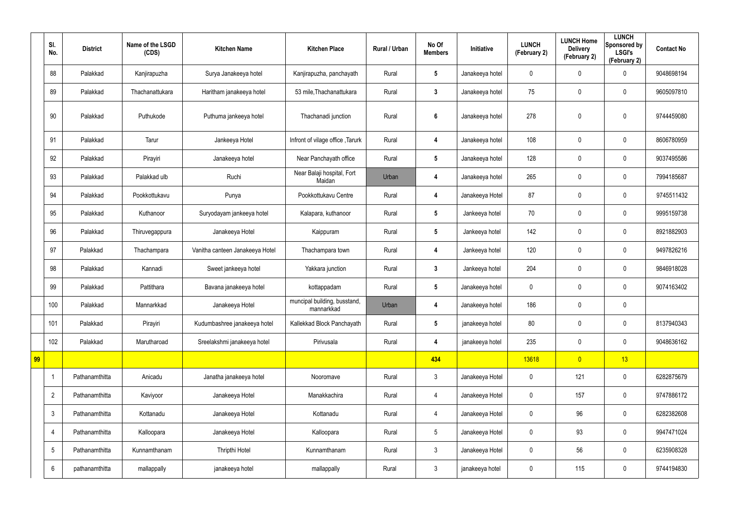| | Sl. No. | District | Name of the LSGD (CDS) | Kitchen Name | Kitchen Place | Rural / Urban | No Of Members | Initiative | LUNCH (February 2) | LUNCH Home Delivery (February 2) | LUNCH Sponsored by LSGI's (February 2) | Contact No |
|---|---|---|---|---|---|---|---|---|---|---|---|---|
| | 88 | Palakkad | Kanjirapuzha | Surya Janakeeya hotel | Kanjirapuzha, panchayath | Rural | 5 | Janakeeya hotel | 0 | 0 | 0 | 9048698194 |
| | 89 | Palakkad | Thachanattukara | Haritham janakeeya hotel | 53 mile,Thachanattukara | Rural | 3 | Janakeeya hotel | 75 | 0 | 0 | 9605097810 |
| | 90 | Palakkad | Puthukode | Puthuma jankeeya hotel | Thachanadi junction | Rural | 6 | Janakeeya hotel | 278 | 0 | 0 | 9744459080 |
| | 91 | Palakkad | Tarur | Jankeeya Hotel | Infront of vilage office ,Tarurk | Rural | 4 | Janakeeya hotel | 108 | 0 | 0 | 8606780959 |
| | 92 | Palakkad | Pirayiri | Janakeeya hotel | Near Panchayath office | Rural | 5 | Janakeeya hotel | 128 | 0 | 0 | 9037495586 |
| | 93 | Palakkad | Palakkad ulb | Ruchi | Near Balaji hospital, Fort Maidan | Urban | 4 | Janakeeya hotel | 265 | 0 | 0 | 7994185687 |
| | 94 | Palakkad | Pookkottukavu | Punya | Pookkottukavu Centre | Rural | 4 | Janakeeya Hotel | 87 | 0 | 0 | 9745511432 |
| | 95 | Palakkad | Kuthanoor | Suryodayam jankeeya hotel | Kalapara, kuthanoor | Rural | 5 | Jankeeya hotel | 70 | 0 | 0 | 9995159738 |
| | 96 | Palakkad | Thiruvegappura | Janakeeya Hotel | Kaippuram | Rural | 5 | Jankeeya hotel | 142 | 0 | 0 | 8921882903 |
| | 97 | Palakkad | Thachampara | Vanitha canteen Janakeeya Hotel | Thachampara town | Rural | 4 | Jankeeya hotel | 120 | 0 | 0 | 9497826216 |
| | 98 | Palakkad | Kannadi | Sweet jankeeya hotel | Yakkara junction | Rural | 3 | Jankeeya hotel | 204 | 0 | 0 | 9846918028 |
| | 99 | Palakkad | Pattithara | Bavana janakeeya hotel | kottappadam | Rural | 5 | Janakeeya hotel | 0 | 0 | 0 | 9074163402 |
| | 100 | Palakkad | Mannarkkad | Janakeeya Hotel | muncipal building, busstand, mannarkkad | Urban | 4 | Janakeeya hotel | 186 | 0 | 0 | |
| | 101 | Palakkad | Pirayiri | Kudumbashree janakeeya hotel | Kallekkad Block Panchayath | Rural | 5 | janakeeya hotel | 80 | 0 | 0 | 8137940343 |
| | 102 | Palakkad | Marutharoad | Sreelakshmi janakeeya hotel | Pirivusala | Rural | 4 | janakeeya hotel | 235 | 0 | 0 | 9048636162 |
| 99 | | | | | | | 434 | | 13618 | 0 | 13 | |
| | 1 | Pathanamthitta | Anicadu | Janatha janakeeya hotel | Nooromave | Rural | 3 | Janakeeya Hotel | 0 | 121 | 0 | 6282875679 |
| | 2 | Pathanamthitta | Kaviyoor | Janakeeya Hotel | Manakkachira | Rural | 4 | Janakeeya Hotel | 0 | 157 | 0 | 9747886172 |
| | 3 | Pathanamthitta | Kottanadu | Janakeeya Hotel | Kottanadu | Rural | 4 | Janakeeya Hotel | 0 | 96 | 0 | 6282382608 |
| | 4 | Pathanamthitta | Kalloopara | Janakeeya Hotel | Kalloopara | Rural | 5 | Janakeeya Hotel | 0 | 93 | 0 | 9947471024 |
| | 5 | Pathanamthitta | Kunnamthanam | Thripthi Hotel | Kunnamthanam | Rural | 3 | Janakeeya Hotel | 0 | 56 | 0 | 6235908328 |
| | 6 | pathanamthitta | mallappally | janakeeya hotel | mallappally | Rural | 3 | janakeeya hotel | 0 | 115 | 0 | 9744194830 |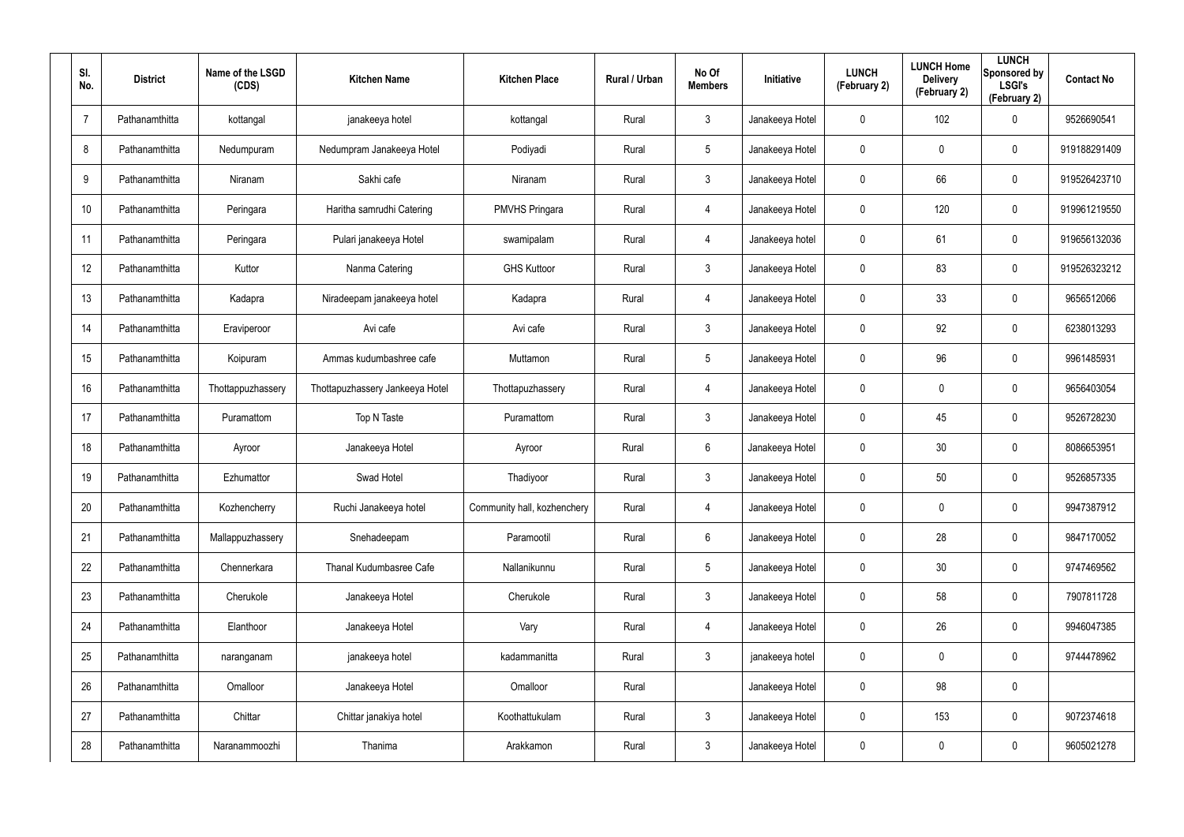| Sl. No. | District | Name of the LSGD (CDS) | Kitchen Name | Kitchen Place | Rural / Urban | No Of Members | Initiative | LUNCH (February 2) | LUNCH Home Delivery (February 2) | LUNCH Sponsored by LSGI's (February 2) | Contact No |
|---|---|---|---|---|---|---|---|---|---|---|---|
| 7 | Pathanamthitta | kottangal | janakeeya hotel | kottangal | Rural | 3 | Janakeeya Hotel | 0 | 102 | 0 | 9526690541 |
| 8 | Pathanamthitta | Nedumpuram | Nedumpram Janakeeya Hotel | Podiyadi | Rural | 5 | Janakeeya Hotel | 0 | 0 | 0 | 919188291409 |
| 9 | Pathanamthitta | Niranam | Sakhi cafe | Niranam | Rural | 3 | Janakeeya Hotel | 0 | 66 | 0 | 919526423710 |
| 10 | Pathanamthitta | Peringara | Haritha samrudhi Catering | PMVHS Pringara | Rural | 4 | Janakeeya Hotel | 0 | 120 | 0 | 919961219550 |
| 11 | Pathanamthitta | Peringara | Pulari janakeeya Hotel | swamipalam | Rural | 4 | Janakeeya hotel | 0 | 61 | 0 | 919656132036 |
| 12 | Pathanamthitta | Kuttor | Nanma Catering | GHS Kuttoor | Rural | 3 | Janakeeya Hotel | 0 | 83 | 0 | 919526323212 |
| 13 | Pathanamthitta | Kadapra | Niradeepam janakeeya hotel | Kadapra | Rural | 4 | Janakeeya Hotel | 0 | 33 | 0 | 9656512066 |
| 14 | Pathanamthitta | Eraviperoor | Avi cafe | Avi cafe | Rural | 3 | Janakeeya Hotel | 0 | 92 | 0 | 6238013293 |
| 15 | Pathanamthitta | Koipuram | Ammas kudumbashree cafe | Muttamon | Rural | 5 | Janakeeya Hotel | 0 | 96 | 0 | 9961485931 |
| 16 | Pathanamthitta | Thottappuzhassery | Thottapuzhassery Jankeeya Hotel | Thottapuzhassery | Rural | 4 | Janakeeya Hotel | 0 | 0 | 0 | 9656403054 |
| 17 | Pathanamthitta | Puramattom | Top N Taste | Puramattom | Rural | 3 | Janakeeya Hotel | 0 | 45 | 0 | 9526728230 |
| 18 | Pathanamthitta | Ayroor | Janakeeya Hotel | Ayroor | Rural | 6 | Janakeeya Hotel | 0 | 30 | 0 | 8086653951 |
| 19 | Pathanamthitta | Ezhumattor | Swad Hotel | Thadiyoor | Rural | 3 | Janakeeya Hotel | 0 | 50 | 0 | 9526857335 |
| 20 | Pathanamthitta | Kozhencherry | Ruchi Janakeeya hotel | Community hall, kozhenchery | Rural | 4 | Janakeeya Hotel | 0 | 0 | 0 | 9947387912 |
| 21 | Pathanamthitta | Mallappuzhassery | Snehadeepam | Paramootil | Rural | 6 | Janakeeya Hotel | 0 | 28 | 0 | 9847170052 |
| 22 | Pathanamthitta | Chennerkara | Thanal Kudumbasree Cafe | Nallanikunnu | Rural | 5 | Janakeeya Hotel | 0 | 30 | 0 | 9747469562 |
| 23 | Pathanamthitta | Cherukole | Janakeeya Hotel | Cherukole | Rural | 3 | Janakeeya Hotel | 0 | 58 | 0 | 7907811728 |
| 24 | Pathanamthitta | Elanthoor | Janakeeya Hotel | Vary | Rural | 4 | Janakeeya Hotel | 0 | 26 | 0 | 9946047385 |
| 25 | Pathanamthitta | naranganam | janakeeya hotel | kadammanitta | Rural | 3 | janakeeya hotel | 0 | 0 | 0 | 9744478962 |
| 26 | Pathanamthitta | Omalloor | Janakeeya Hotel | Omalloor | Rural | | Janakeeya Hotel | 0 | 98 | 0 | |
| 27 | Pathanamthitta | Chittar | Chittar janakiya hotel | Koothattukulam | Rural | 3 | Janakeeya Hotel | 0 | 153 | 0 | 9072374618 |
| 28 | Pathanamthitta | Naranammoozhi | Thanima | Arakkamon | Rural | 3 | Janakeeya Hotel | 0 | 0 | 0 | 9605021278 |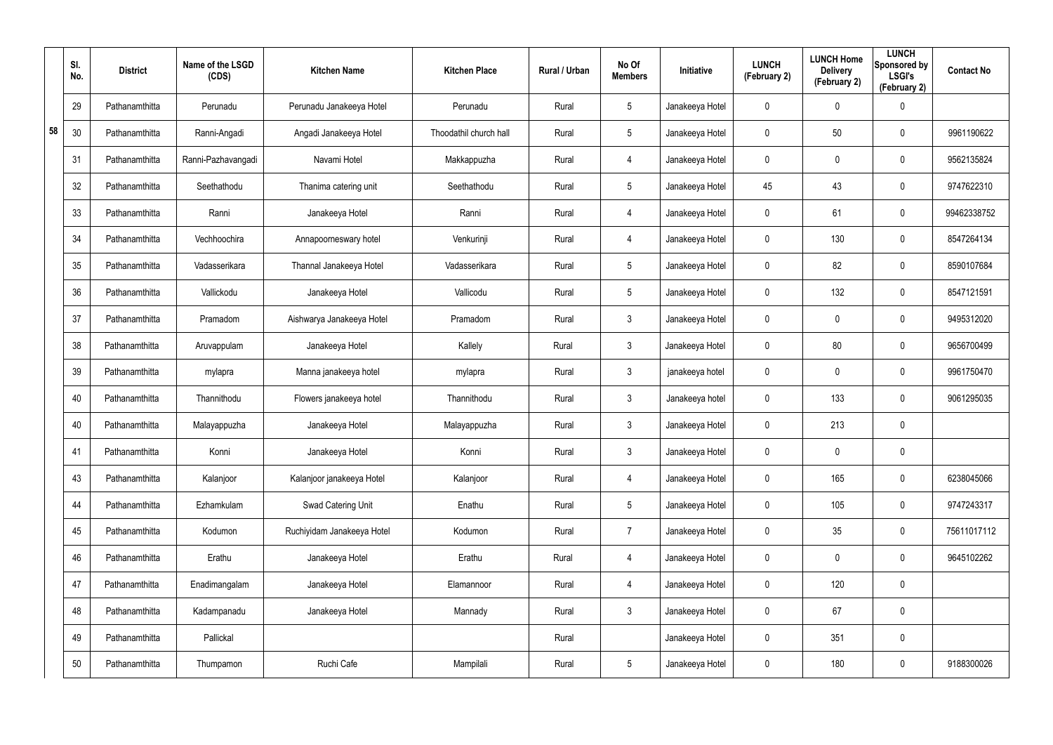|  | Sl. No. | District | Name of the LSGD (CDS) | Kitchen Name | Kitchen Place | Rural / Urban | No Of Members | Initiative | LUNCH (February 2) | LUNCH Home Delivery (February 2) | LUNCH Sponsored by LSGI's (February 2) | Contact No |
|---|---|---|---|---|---|---|---|---|---|---|---|---|
|  | 29 | Pathanamthitta | Perunadu | Perunadu Janakeeya Hotel | Perunadu | Rural | 5 | Janakeeya Hotel | 0 | 0 | 0 |  |
| 58 | 30 | Pathanamthitta | Ranni-Angadi | Angadi Janakeeya Hotel | Thoodathil church hall | Rural | 5 | Janakeeya Hotel | 0 | 50 | 0 | 9961190622 |
|  | 31 | Pathanamthitta | Ranni-Pazhavangadi | Navami Hotel | Makkappuzha | Rural | 4 | Janakeeya Hotel | 0 | 0 | 0 | 9562135824 |
|  | 32 | Pathanamthitta | Seethathodu | Thanima catering unit | Seethathodu | Rural | 5 | Janakeeya Hotel | 45 | 43 | 0 | 9747622310 |
|  | 33 | Pathanamthitta | Ranni | Janakeeya Hotel | Ranni | Rural | 4 | Janakeeya Hotel | 0 | 61 | 0 | 99462338752 |
|  | 34 | Pathanamthitta | Vechhoochira | Annapoorneswary hotel | Venkurinji | Rural | 4 | Janakeeya Hotel | 0 | 130 | 0 | 8547264134 |
|  | 35 | Pathanamthitta | Vadasserikara | Thannal Janakeeya Hotel | Vadasserikara | Rural | 5 | Janakeeya Hotel | 0 | 82 | 0 | 8590107684 |
|  | 36 | Pathanamthitta | Vallickodu | Janakeeya Hotel | Vallicodu | Rural | 5 | Janakeeya Hotel | 0 | 132 | 0 | 8547121591 |
|  | 37 | Pathanamthitta | Pramadom | Aishwarya Janakeeya Hotel | Pramadom | Rural | 3 | Janakeeya Hotel | 0 | 0 | 0 | 9495312020 |
|  | 38 | Pathanamthitta | Aruvappulam | Janakeeya Hotel | Kallely | Rural | 3 | Janakeeya Hotel | 0 | 80 | 0 | 9656700499 |
|  | 39 | Pathanamthitta | mylapra | Manna janakeeya hotel | mylapra | Rural | 3 | janakeeya hotel | 0 | 0 | 0 | 9961750470 |
|  | 40 | Pathanamthitta | Thannithodu | Flowers janakeeya hotel | Thannithodu | Rural | 3 | Janakeeya hotel | 0 | 133 | 0 | 9061295035 |
|  | 40 | Pathanamthitta | Malayappuzha | Janakeeya Hotel | Malayappuzha | Rural | 3 | Janakeeya Hotel | 0 | 213 | 0 |  |
|  | 41 | Pathanamthitta | Konni | Janakeeya Hotel | Konni | Rural | 3 | Janakeeya Hotel | 0 | 0 | 0 |  |
|  | 43 | Pathanamthitta | Kalanjoor | Kalanjoor janakeeya Hotel | Kalanjoor | Rural | 4 | Janakeeya Hotel | 0 | 165 | 0 | 6238045066 |
|  | 44 | Pathanamthitta | Ezhamkulam | Swad Catering Unit | Enathu | Rural | 5 | Janakeeya Hotel | 0 | 105 | 0 | 9747243317 |
|  | 45 | Pathanamthitta | Kodumon | Ruchiyidam Janakeeya Hotel | Kodumon | Rural | 7 | Janakeeya Hotel | 0 | 35 | 0 | 75611017112 |
|  | 46 | Pathanamthitta | Erathu | Janakeeya Hotel | Erathu | Rural | 4 | Janakeeya Hotel | 0 | 0 | 0 | 9645102262 |
|  | 47 | Pathanamthitta | Enadimangalam | Janakeeya Hotel | Elamannoor | Rural | 4 | Janakeeya Hotel | 0 | 120 | 0 |  |
|  | 48 | Pathanamthitta | Kadampanadu | Janakeeya Hotel | Mannady | Rural | 3 | Janakeeya Hotel | 0 | 67 | 0 |  |
|  | 49 | Pathanamthitta | Pallickal |  |  | Rural |  | Janakeeya Hotel | 0 | 351 | 0 |  |
|  | 50 | Pathanamthitta | Thumpamon | Ruchi Cafe | Mampilali | Rural | 5 | Janakeeya Hotel | 0 | 180 | 0 | 9188300026 |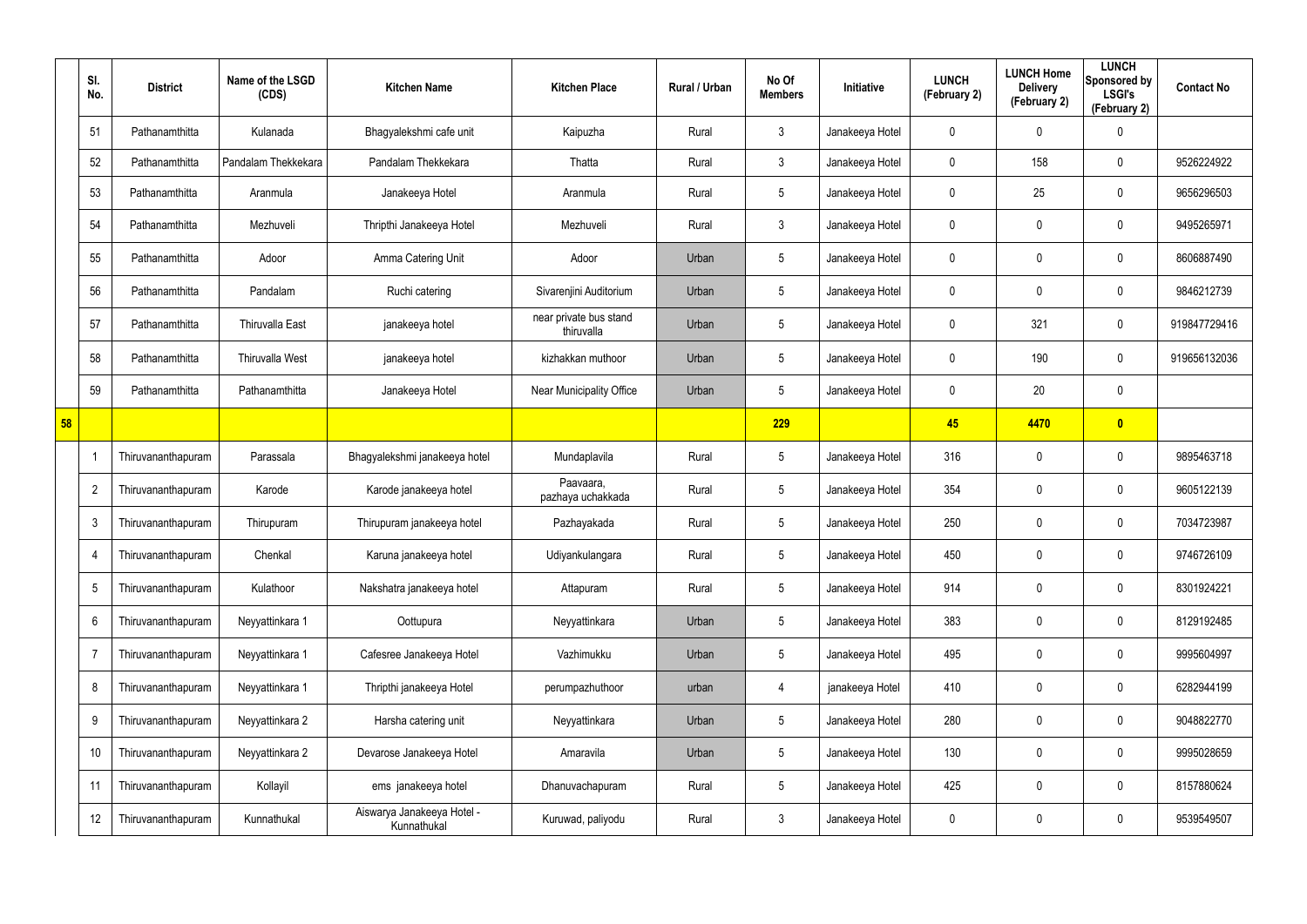| | Sl. No. | District | Name of the LSGD (CDS) | Kitchen Name | Kitchen Place | Rural / Urban | No Of Members | Initiative | LUNCH (February 2) | LUNCH Home Delivery (February 2) | LUNCH Sponsored by LSGI's (February 2) | Contact No |
|---|---|---|---|---|---|---|---|---|---|---|---|---|
| | 51 | Pathanamthitta | Kulanada | Bhagyalekshmi cafe unit | Kaipuzha | Rural | 3 | Janakeeya Hotel | 0 | 0 | 0 | |
| | 52 | Pathanamthitta | Pandalam Thekkekara | Pandalam Thekkekara | Thatta | Rural | 3 | Janakeeya Hotel | 0 | 158 | 0 | 9526224922 |
| | 53 | Pathanamthitta | Aranmula | Janakeeya Hotel | Aranmula | Rural | 5 | Janakeeya Hotel | 0 | 25 | 0 | 9656296503 |
| | 54 | Pathanamthitta | Mezhuveli | Thripthi Janakeeya Hotel | Mezhuveli | Rural | 3 | Janakeeya Hotel | 0 | 0 | 0 | 9495265971 |
| | 55 | Pathanamthitta | Adoor | Amma Catering Unit | Adoor | Urban | 5 | Janakeeya Hotel | 0 | 0 | 0 | 8606887490 |
| | 56 | Pathanamthitta | Pandalam | Ruchi catering | Sivarenjini Auditorium | Urban | 5 | Janakeeya Hotel | 0 | 0 | 0 | 9846212739 |
| | 57 | Pathanamthitta | Thiruvalla East | janakeeya hotel | near private bus stand thiruvalla | Urban | 5 | Janakeeya Hotel | 0 | 321 | 0 | 919847729416 |
| | 58 | Pathanamthitta | Thiruvalla West | janakeeya hotel | kizhakkan muthoor | Urban | 5 | Janakeeya Hotel | 0 | 190 | 0 | 919656132036 |
| | 59 | Pathanamthitta | Pathanamthitta | Janakeeya Hotel | Near Municipality Office | Urban | 5 | Janakeeya Hotel | 0 | 20 | 0 | |
| **58** | | | | | | | **229** | | **45** | **4470** | **0** | |
| | 1 | Thiruvananthapuram | Parassala | Bhagyalekshmi janakeeya hotel | Mundaplavila | Rural | 5 | Janakeeya Hotel | 316 | 0 | 0 | 9895463718 |
| | 2 | Thiruvananthapuram | Karode | Karode janakeeya hotel | Paavaara, pazhaya uchakkada | Rural | 5 | Janakeeya Hotel | 354 | 0 | 0 | 9605122139 |
| | 3 | Thiruvananthapuram | Thirupuram | Thirupuram janakeeya hotel | Pazhayakada | Rural | 5 | Janakeeya Hotel | 250 | 0 | 0 | 7034723987 |
| | 4 | Thiruvananthapuram | Chenkal | Karuna janakeeya hotel | Udiyankulangara | Rural | 5 | Janakeeya Hotel | 450 | 0 | 0 | 9746726109 |
| | 5 | Thiruvananthapuram | Kulathoor | Nakshatra janakeeya hotel | Attapuram | Rural | 5 | Janakeeya Hotel | 914 | 0 | 0 | 8301924221 |
| | 6 | Thiruvananthapuram | Neyyattinkara 1 | Oottupura | Neyyattinkara | Urban | 5 | Janakeeya Hotel | 383 | 0 | 0 | 8129192485 |
| | 7 | Thiruvananthapuram | Neyyattinkara 1 | Cafesree Janakeeya Hotel | Vazhimukku | Urban | 5 | Janakeeya Hotel | 495 | 0 | 0 | 9995604997 |
| | 8 | Thiruvananthapuram | Neyyattinkara 1 | Thripthi janakeeya Hotel | perumpazhuthoor | urban | 4 | janakeeya Hotel | 410 | 0 | 0 | 6282944199 |
| | 9 | Thiruvananthapuram | Neyyattinkara 2 | Harsha catering unit | Neyyattinkara | Urban | 5 | Janakeeya Hotel | 280 | 0 | 0 | 9048822770 |
| | 10 | Thiruvananthapuram | Neyyattinkara 2 | Devarose Janakeeya Hotel | Amaravila | Urban | 5 | Janakeeya Hotel | 130 | 0 | 0 | 9995028659 |
| | 11 | Thiruvananthapuram | Kollayil | ems janakeeya hotel | Dhanuvachapuram | Rural | 5 | Janakeeya Hotel | 425 | 0 | 0 | 8157880624 |
| | 12 | Thiruvananthapuram | Kunnathukal | Aiswarya Janakeeya Hotel - Kunnathukal | Kuruwad, paliyodu | Rural | 3 | Janakeeya Hotel | 0 | 0 | 0 | 9539549507 |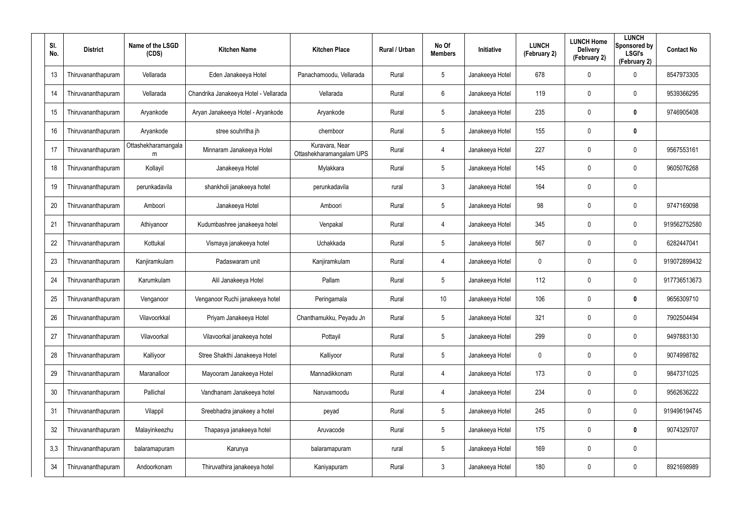| Sl. No. | District | Name of the LSGD (CDS) | Kitchen Name | Kitchen Place | Rural / Urban | No Of Members | Initiative | LUNCH (February 2) | LUNCH Home Delivery (February 2) | LUNCH Sponsored by LSGI's (February 2) | Contact No |
|---|---|---|---|---|---|---|---|---|---|---|---|
| 13 | Thiruvananthapuram | Vellarada | Eden Janakeeya Hotel | Panachamoodu, Vellarada | Rural | 5 | Janakeeya Hotel | 678 | 0 | 0 | 8547973305 |
| 14 | Thiruvananthapuram | Vellarada | Chandrika Janakeeya Hotel - Vellarada | Vellarada | Rural | 6 | Janakeeya Hotel | 119 | 0 | 0 | 9539366295 |
| 15 | Thiruvananthapuram | Aryankode | Aryan Janakeeya Hotel - Aryankode | Aryankode | Rural | 5 | Janakeeya Hotel | 235 | 0 | **0** | 9746905408 |
| 16 | Thiruvananthapuram | Aryankode | stree souhritha jh | chemboor | Rural | 5 | Janakeeya Hotel | 155 | 0 | **0** | |
| 17 | Thiruvananthapuram | Ottashekharamangalam | Minnaram Janakeeya Hotel | Kuravara, Near Ottashekharamangalam UPS | Rural | 4 | Janakeeya Hotel | 227 | 0 | 0 | 9567553161 |
| 18 | Thiruvananthapuram | Kollayil | Janakeeya Hotel | Mylakkara | Rural | 5 | Janakeeya Hotel | 145 | 0 | 0 | 9605076268 |
| 19 | Thiruvananthapuram | perunkadavila | shankholi janakeeya hotel | perunkadavila | rural | 3 | Janakeeya Hotel | 164 | 0 | 0 | |
| 20 | Thiruvananthapuram | Amboori | Janakeeya Hotel | Amboori | Rural | 5 | Janakeeya Hotel | 98 | 0 | 0 | 9747169098 |
| 21 | Thiruvananthapuram | Athiyanoor | Kudumbashree janakeeya hotel | Venpakal | Rural | 4 | Janakeeya Hotel | 345 | 0 | 0 | 919562752580 |
| 22 | Thiruvananthapuram | Kottukal | Vismaya janakeeya hotel | Uchakkada | Rural | 5 | Janakeeya Hotel | 567 | 0 | 0 | 6282447041 |
| 23 | Thiruvananthapuram | Kanjiramkulam | Padaswaram unit | Kanjiramkulam | Rural | 4 | Janakeeya Hotel | 0 | 0 | 0 | 919072899432 |
| 24 | Thiruvananthapuram | Karumkulam | Alil Janakeeya Hotel | Pallam | Rural | 5 | Janakeeya Hotel | 112 | 0 | 0 | 917736513673 |
| 25 | Thiruvananthapuram | Venganoor | Venganoor Ruchi janakeeya hotel | Peringamala | Rural | 10 | Janakeeya Hotel | 106 | 0 | **0** | 9656309710 |
| 26 | Thiruvananthapuram | Vilavoorkkal | Priyam Janakeeya Hotel | Chanthamukku, Peyadu Jn | Rural | 5 | Janakeeya Hotel | 321 | 0 | 0 | 7902504494 |
| 27 | Thiruvananthapuram | Vilavoorkal | Vilavoorkal janakeeya hotel | Pottayil | Rural | 5 | Janakeeya Hotel | 299 | 0 | 0 | 9497883130 |
| 28 | Thiruvananthapuram | Kalliyoor | Stree Shakthi Janakeeya Hotel | Kalliyoor | Rural | 5 | Janakeeya Hotel | 0 | 0 | 0 | 9074998782 |
| 29 | Thiruvananthapuram | Maranalloor | Mayooram Janakeeya Hotel | Mannadikkonam | Rural | 4 | Janakeeya Hotel | 173 | 0 | 0 | 9847371025 |
| 30 | Thiruvananthapuram | Pallichal | Vandhanam Janakeeya hotel | Naruvamoodu | Rural | 4 | Janakeeya Hotel | 234 | 0 | 0 | 9562636222 |
| 31 | Thiruvananthapuram | Vilappil | Sreebhadra janakeey a hotel | peyad | Rural | 5 | Janakeeya Hotel | 245 | 0 | 0 | 919496194745 |
| 32 | Thiruvananthapuram | Malayinkeezhu | Thapasya janakeeya hotel | Aruvacode | Rural | 5 | Janakeeya Hotel | 175 | 0 | **0** | 9074329707 |
| 3,3 | Thiruvananthapuram | balaramapuram | Karunya | balaramapuram | rural | 5 | Janakeeya Hotel | 169 | 0 | 0 | |
| 34 | Thiruvananthapuram | Andoorkonam | Thiruvathira janakeeya hotel | Kaniyapuram | Rural | 3 | Janakeeya Hotel | 180 | 0 | 0 | 8921698989 |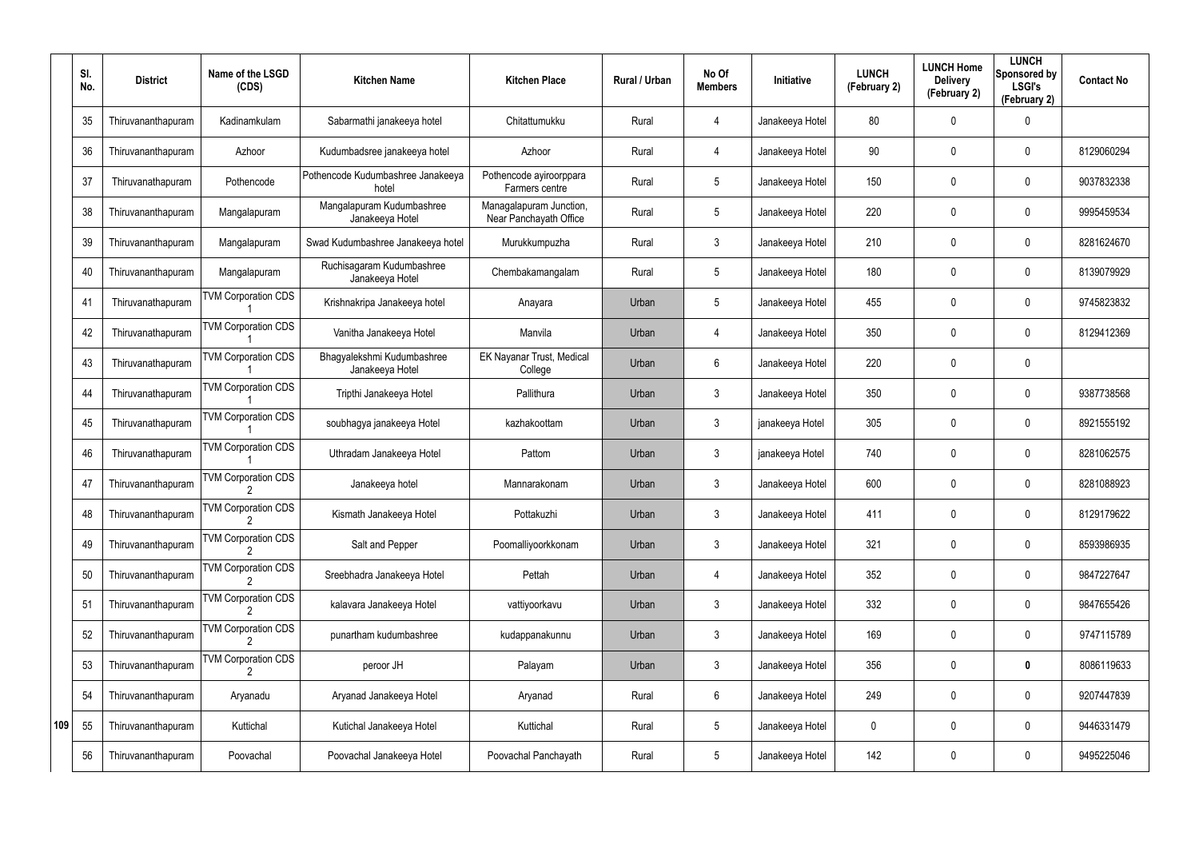| Sl. No. | District | Name of the LSGD (CDS) | Kitchen Name | Kitchen Place | Rural / Urban | No Of Members | Initiative | LUNCH (February 2) | LUNCH Home Delivery (February 2) | LUNCH Sponsored by LSGI's (February 2) | Contact No |
|---|---|---|---|---|---|---|---|---|---|---|---|
| 35 | Thiruvananthapuram | Kadinamkulam | Sabarmathi janakeeya hotel | Chitattumukku | Rural | 4 | Janakeeya Hotel | 80 | 0 | 0 | |
| 36 | Thiruvananthapuram | Azhoor | Kudumbadsree janakeeya hotel | Azhoor | Rural | 4 | Janakeeya Hotel | 90 | 0 | 0 | 8129060294 |
| 37 | Thiruvanathapuram | Pothencode | Pothencode Kudumbashree Janakeeya hotel | Pothencode ayiroorppara Farmers centre | Rural | 5 | Janakeeya Hotel | 150 | 0 | 0 | 9037832338 |
| 38 | Thiruvananthapuram | Mangalapuram | Mangalapuram Kudumbashree Janakeeya Hotel | Managalapuram Junction, Near Panchayath Office | Rural | 5 | Janakeeya Hotel | 220 | 0 | 0 | 9995459534 |
| 39 | Thiruvananthapuram | Mangalapuram | Swad Kudumbashree Janakeeya hotel | Murukkumpuzha | Rural | 3 | Janakeeya Hotel | 210 | 0 | 0 | 8281624670 |
| 40 | Thiruvananthapuram | Mangalapuram | Ruchisagaram Kudumbashree Janakeeya Hotel | Chembakamangalam | Rural | 5 | Janakeeya Hotel | 180 | 0 | 0 | 8139079929 |
| 41 | Thiruvanathapuram | TVM Corporation CDS 1 | Krishnakripa Janakeeya hotel | Anayara | Urban | 5 | Janakeeya Hotel | 455 | 0 | 0 | 9745823832 |
| 42 | Thiruvanathapuram | TVM Corporation CDS 1 | Vanitha Janakeeya Hotel | Manvila | Urban | 4 | Janakeeya Hotel | 350 | 0 | 0 | 8129412369 |
| 43 | Thiruvanathapuram | TVM Corporation CDS 1 | Bhagyalekshmi Kudumbashree Janakeeya Hotel | EK Nayanar Trust, Medical College | Urban | 6 | Janakeeya Hotel | 220 | 0 | 0 | |
| 44 | Thiruvanathapuram | TVM Corporation CDS 1 | Tripthi Janakeeya Hotel | Pallithura | Urban | 3 | Janakeeya Hotel | 350 | 0 | 0 | 9387738568 |
| 45 | Thiruvanathapuram | TVM Corporation CDS 1 | soubhagya janakeeya Hotel | kazhakoottam | Urban | 3 | janakeeya Hotel | 305 | 0 | 0 | 8921555192 |
| 46 | Thiruvanathapuram | TVM Corporation CDS 1 | Uthradam Janakeeya Hotel | Pattom | Urban | 3 | janakeeya Hotel | 740 | 0 | 0 | 8281062575 |
| 47 | Thiruvananthapuram | TVM Corporation CDS 2 | Janakeeya hotel | Mannarakonam | Urban | 3 | Janakeeya Hotel | 600 | 0 | 0 | 8281088923 |
| 48 | Thiruvananthapuram | TVM Corporation CDS 2 | Kismath Janakeeya Hotel | Pottakuzhi | Urban | 3 | Janakeeya Hotel | 411 | 0 | 0 | 8129179622 |
| 49 | Thiruvananthapuram | TVM Corporation CDS 2 | Salt and Pepper | Poomalliyoorkkonam | Urban | 3 | Janakeeya Hotel | 321 | 0 | 0 | 8593986935 |
| 50 | Thiruvananthapuram | TVM Corporation CDS 2 | Sreebhadra Janakeeya Hotel | Pettah | Urban | 4 | Janakeeya Hotel | 352 | 0 | 0 | 9847227647 |
| 51 | Thiruvananthapuram | TVM Corporation CDS 2 | kalavara Janakeeya Hotel | vattiyoorkavu | Urban | 3 | Janakeeya Hotel | 332 | 0 | 0 | 9847655426 |
| 52 | Thiruvananthapuram | TVM Corporation CDS 2 | punartham kudumbashree | kudappanakunnu | Urban | 3 | Janakeeya Hotel | 169 | 0 | 0 | 9747115789 |
| 53 | Thiruvananthapuram | TVM Corporation CDS 2 | peroor JH | Palayam | Urban | 3 | Janakeeya Hotel | 356 | 0 | **0** | 8086119633 |
| 54 | Thiruvananthapuram | Aryanadu | Aryanad Janakeeya Hotel | Aryanad | Rural | 6 | Janakeeya Hotel | 249 | 0 | 0 | 9207447839 |
| 55 | Thiruvananthapuram | Kuttichal | Kutichal Janakeeya Hotel | Kuttichal | Rural | 5 | Janakeeya Hotel | 0 | 0 | 0 | 9446331479 |
| 56 | Thiruvananthapuram | Poovachal | Poovachal Janakeeya Hotel | Poovachal Panchayath | Rural | 5 | Janakeeya Hotel | 142 | 0 | 0 | 9495225046 |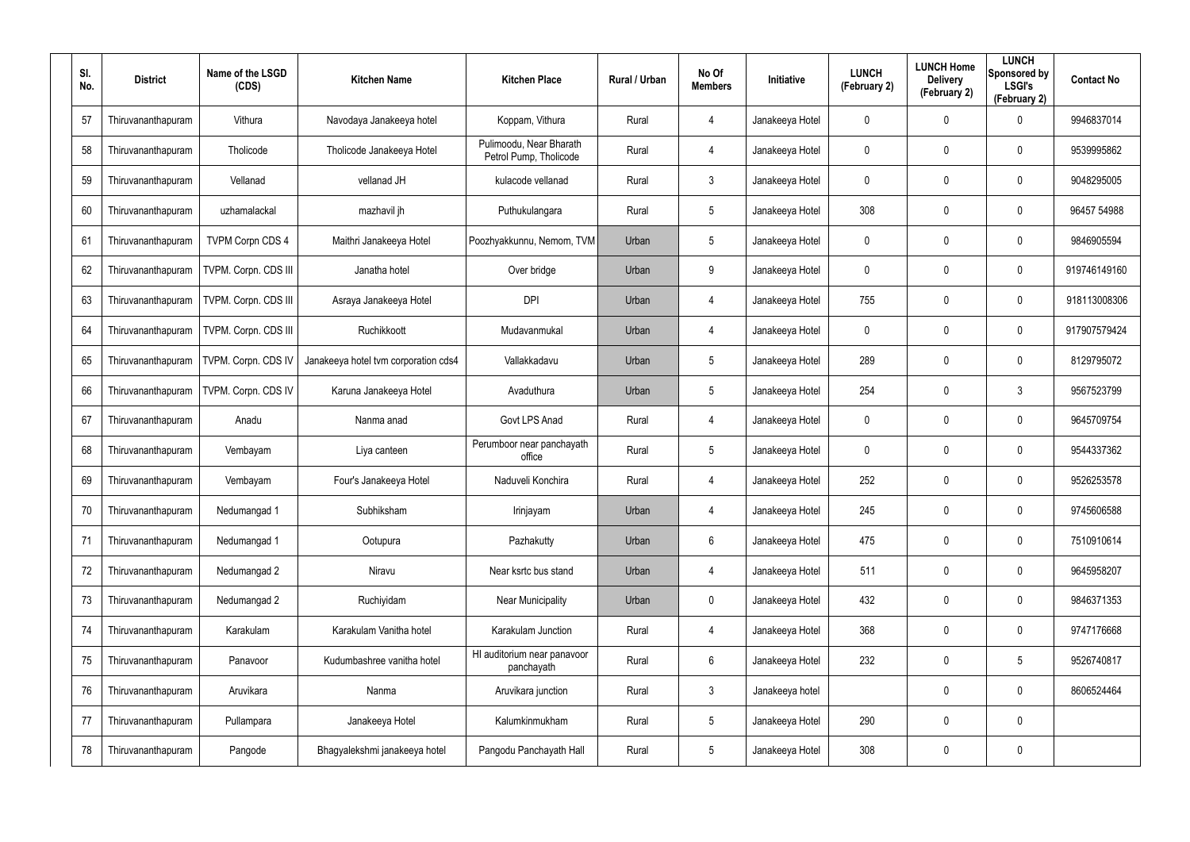| Sl. No. | District | Name of the LSGD (CDS) | Kitchen Name | Kitchen Place | Rural / Urban | No Of Members | Initiative | LUNCH (February 2) | LUNCH Home Delivery (February 2) | LUNCH Sponsored by LSGI's (February 2) | Contact No |
|---|---|---|---|---|---|---|---|---|---|---|---|
| 57 | Thiruvananthapuram | Vithura | Navodaya Janakeeya hotel | Koppam, Vithura | Rural | 4 | Janakeeya Hotel | 0 | 0 | 0 | 9946837014 |
| 58 | Thiruvananthapuram | Tholicode | Tholicode Janakeeya Hotel | Pulimoodu, Near Bharath Petrol Pump, Tholicode | Rural | 4 | Janakeeya Hotel | 0 | 0 | 0 | 9539995862 |
| 59 | Thiruvananthapuram | Vellanad | vellanad JH | kulacode vellanad | Rural | 3 | Janakeeya Hotel | 0 | 0 | 0 | 9048295005 |
| 60 | Thiruvananthapuram | uzhamalackal | mazhavil jh | Puthukulangara | Rural | 5 | Janakeeya Hotel | 308 | 0 | 0 | 96457 54988 |
| 61 | Thiruvananthapuram | TVPM Corpn CDS 4 | Maithri Janakeeya Hotel | Poozhyakkunnu, Nemom, TVM | Urban | 5 | Janakeeya Hotel | 0 | 0 | 0 | 9846905594 |
| 62 | Thiruvananthapuram | TVPM. Corpn. CDS III | Janatha hotel | Over bridge | Urban | 9 | Janakeeya Hotel | 0 | 0 | 0 | 919746149160 |
| 63 | Thiruvananthapuram | TVPM. Corpn. CDS III | Asraya Janakeeya Hotel | DPI | Urban | 4 | Janakeeya Hotel | 755 | 0 | 0 | 918113008306 |
| 64 | Thiruvananthapuram | TVPM. Corpn. CDS III | Ruchikkoott | Mudavanmukal | Urban | 4 | Janakeeya Hotel | 0 | 0 | 0 | 917907579424 |
| 65 | Thiruvananthapuram | TVPM. Corpn. CDS IV | Janakeeya hotel tvm corporation cds4 | Vallakkadavu | Urban | 5 | Janakeeya Hotel | 289 | 0 | 0 | 8129795072 |
| 66 | Thiruvananthapuram | TVPM. Corpn. CDS IV | Karuna Janakeeya Hotel | Avaduthura | Urban | 5 | Janakeeya Hotel | 254 | 0 | 3 | 9567523799 |
| 67 | Thiruvananthapuram | Anadu | Nanma anad | Govt LPS Anad | Rural | 4 | Janakeeya Hotel | 0 | 0 | 0 | 9645709754 |
| 68 | Thiruvananthapuram | Vembayam | Liya canteen | Perumboor near panchayath office | Rural | 5 | Janakeeya Hotel | 0 | 0 | 0 | 9544337362 |
| 69 | Thiruvananthapuram | Vembayam | Four's Janakeeya Hotel | Naduveli Konchira | Rural | 4 | Janakeeya Hotel | 252 | 0 | 0 | 9526253578 |
| 70 | Thiruvananthapuram | Nedumangad 1 | Subhiksham | Irinjayam | Urban | 4 | Janakeeya Hotel | 245 | 0 | 0 | 9745606588 |
| 71 | Thiruvananthapuram | Nedumangad 1 | Ootupura | Pazhakutty | Urban | 6 | Janakeeya Hotel | 475 | 0 | 0 | 7510910614 |
| 72 | Thiruvananthapuram | Nedumangad 2 | Niravu | Near ksrtc bus stand | Urban | 4 | Janakeeya Hotel | 511 | 0 | 0 | 9645958207 |
| 73 | Thiruvananthapuram | Nedumangad 2 | Ruchiyidam | Near Municipality | Urban | 0 | Janakeeya Hotel | 432 | 0 | 0 | 9846371353 |
| 74 | Thiruvananthapuram | Karakulam | Karakulam Vanitha hotel | Karakulam Junction | Rural | 4 | Janakeeya Hotel | 368 | 0 | 0 | 9747176668 |
| 75 | Thiruvananthapuram | Panavoor | Kudumbashree vanitha hotel | HI auditorium near panavoor panchayath | Rural | 6 | Janakeeya Hotel | 232 | 0 | 5 | 9526740817 |
| 76 | Thiruvananthapuram | Aruvikara | Nanma | Aruvikara junction | Rural | 3 | Janakeeya hotel | | 0 | 0 | 8606524464 |
| 77 | Thiruvananthapuram | Pullampara | Janakeeya Hotel | Kalumkinmukham | Rural | 5 | Janakeeya Hotel | 290 | 0 | 0 | |
| 78 | Thiruvananthapuram | Pangode | Bhagyalekshmi janakeeya hotel | Pangodu Panchayath Hall | Rural | 5 | Janakeeya Hotel | 308 | 0 | 0 | |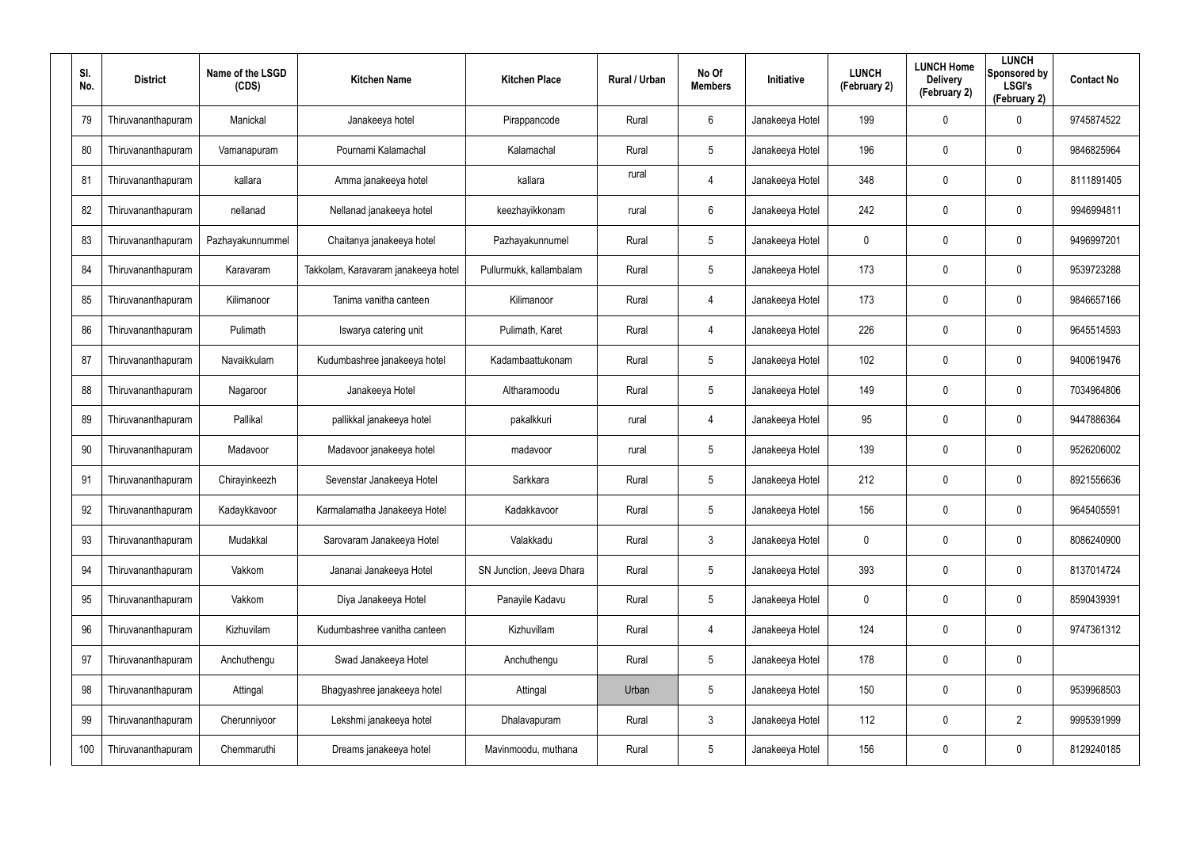| Sl. No. | District | Name of the LSGD (CDS) | Kitchen Name | Kitchen Place | Rural / Urban | No Of Members | Initiative | LUNCH (February 2) | LUNCH Home Delivery (February 2) | LUNCH Sponsored by LSGI's (February 2) | Contact No |
|---|---|---|---|---|---|---|---|---|---|---|---|
| 79 | Thiruvananthapuram | Manickal | Janakeeya hotel | Pirappancode | Rural | 6 | Janakeeya Hotel | 199 | 0 | 0 | 9745874522 |
| 80 | Thiruvananthapuram | Vamanapuram | Pournami Kalamachal | Kalamachal | Rural | 5 | Janakeeya Hotel | 196 | 0 | 0 | 9846825964 |
| 81 | Thiruvananthapuram | kallara | Amma janakeeya hotel | kallara | rural | 4 | Janakeeya Hotel | 348 | 0 | 0 | 8111891405 |
| 82 | Thiruvananthapuram | nellanad | Nellanad janakeeya hotel | keezhayikkonam | rural | 6 | Janakeeya Hotel | 242 | 0 | 0 | 9946994811 |
| 83 | Thiruvananthapuram | Pazhayakunnummel | Chaitanya janakeeya hotel | Pazhayakunnumel | Rural | 5 | Janakeeya Hotel | 0 | 0 | 0 | 9496997201 |
| 84 | Thiruvananthapuram | Karavaram | Takkolam, Karavaram janakeeya hotel | Pullurmukk, kallambalam | Rural | 5 | Janakeeya Hotel | 173 | 0 | 0 | 9539723288 |
| 85 | Thiruvananthapuram | Kilimanoor | Tanima vanitha canteen | Kilimanoor | Rural | 4 | Janakeeya Hotel | 173 | 0 | 0 | 9846657166 |
| 86 | Thiruvananthapuram | Pulimath | Iswarya catering unit | Pulimath, Karet | Rural | 4 | Janakeeya Hotel | 226 | 0 | 0 | 9645514593 |
| 87 | Thiruvananthapuram | Navaikkulam | Kudumbashree janakeeya hotel | Kadambaattukonam | Rural | 5 | Janakeeya Hotel | 102 | 0 | 0 | 9400619476 |
| 88 | Thiruvananthapuram | Nagaroor | Janakeeya Hotel | Altharamoodu | Rural | 5 | Janakeeya Hotel | 149 | 0 | 0 | 7034964806 |
| 89 | Thiruvananthapuram | Pallikal | pallikkal janakeeya hotel | pakalkkuri | rural | 4 | Janakeeya Hotel | 95 | 0 | 0 | 9447886364 |
| 90 | Thiruvananthapuram | Madavoor | Madavoor janakeeya hotel | madavoor | rural | 5 | Janakeeya Hotel | 139 | 0 | 0 | 9526206002 |
| 91 | Thiruvananthapuram | Chirayinkeezh | Sevenstar Janakeeya Hotel | Sarkkara | Rural | 5 | Janakeeya Hotel | 212 | 0 | 0 | 8921556636 |
| 92 | Thiruvananthapuram | Kadaykkavoor | Karmalamatha Janakeeya Hotel | Kadakkavoor | Rural | 5 | Janakeeya Hotel | 156 | 0 | 0 | 9645405591 |
| 93 | Thiruvananthapuram | Mudakkal | Sarovaram Janakeeya Hotel | Valakkadu | Rural | 3 | Janakeeya Hotel | 0 | 0 | 0 | 8086240900 |
| 94 | Thiruvananthapuram | Vakkom | Jananai Janakeeya Hotel | SN Junction, Jeeva Dhara | Rural | 5 | Janakeeya Hotel | 393 | 0 | 0 | 8137014724 |
| 95 | Thiruvananthapuram | Vakkom | Diya Janakeeya Hotel | Panayile Kadavu | Rural | 5 | Janakeeya Hotel | 0 | 0 | 0 | 8590439391 |
| 96 | Thiruvananthapuram | Kizhuvilam | Kudumbashree vanitha canteen | Kizhuvillam | Rural | 4 | Janakeeya Hotel | 124 | 0 | 0 | 9747361312 |
| 97 | Thiruvananthapuram | Anchuthengu | Swad Janakeeya Hotel | Anchuthengu | Rural | 5 | Janakeeya Hotel | 178 | 0 | 0 | |
| 98 | Thiruvananthapuram | Attingal | Bhagyashree janakeeya hotel | Attingal | Urban | 5 | Janakeeya Hotel | 150 | 0 | 0 | 9539968503 |
| 99 | Thiruvananthapuram | Cherunniyoor | Lekshmi janakeeya hotel | Dhalavapuram | Rural | 3 | Janakeeya Hotel | 112 | 0 | 2 | 9995391999 |
| 100 | Thiruvananthapuram | Chemmaruthi | Dreams janakeeya hotel | Mavinmoodu, muthana | Rural | 5 | Janakeeya Hotel | 156 | 0 | 0 | 8129240185 |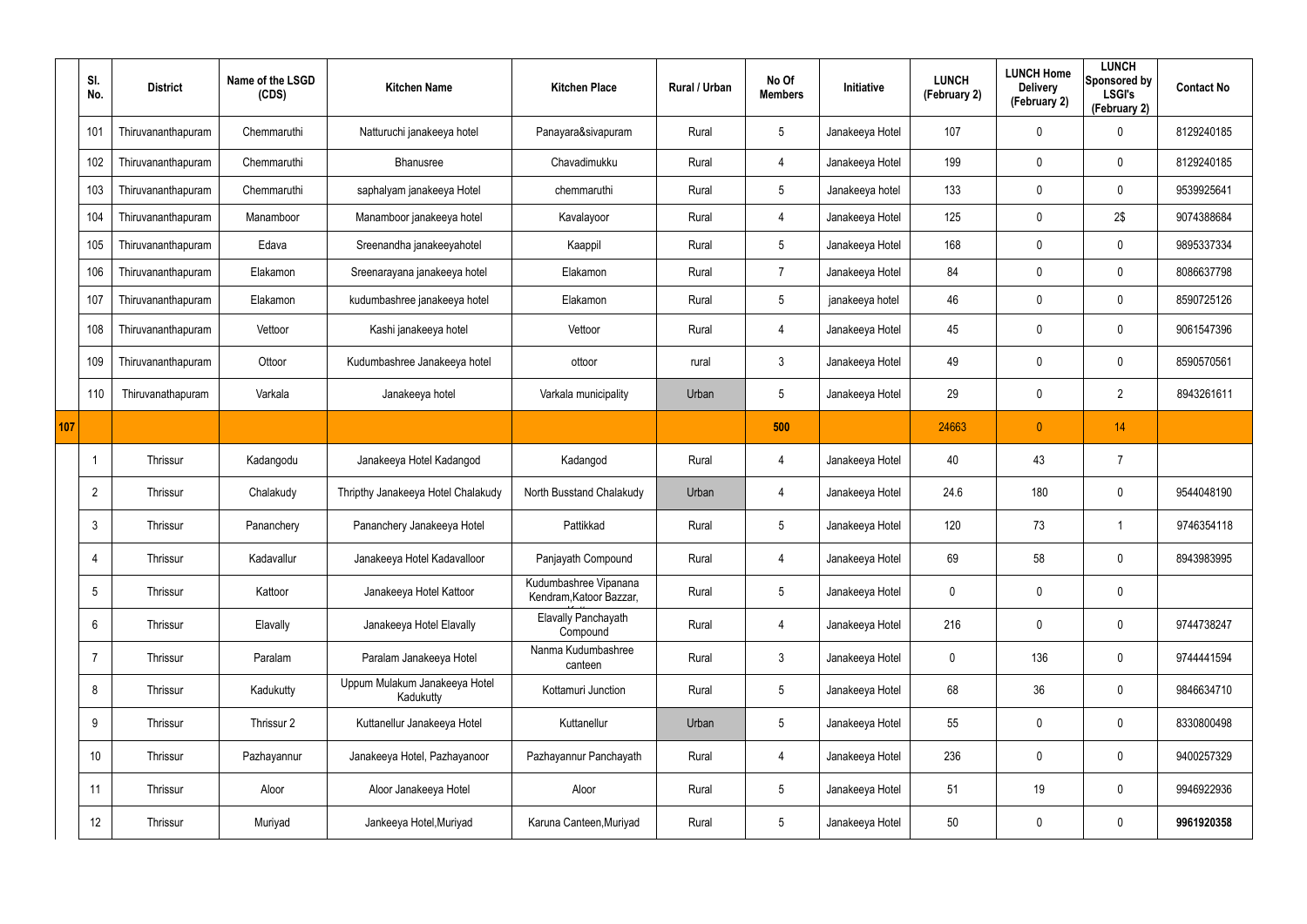| | Sl. No. | District | Name of the LSGD (CDS) | Kitchen Name | Kitchen Place | Rural / Urban | No Of Members | Initiative | LUNCH (February 2) | LUNCH Home Delivery (February 2) | LUNCH Sponsored by LSGI's (February 2) | Contact No |
|---|---|---|---|---|---|---|---|---|---|---|---|---|
| | 101 | Thiruvananthapuram | Chemmaruthi | Natturuchi janakeeya hotel | Panayara&sivapuram | Rural | 5 | Janakeeya Hotel | 107 | 0 | 0 | 8129240185 |
| | 102 | Thiruvananthapuram | Chemmaruthi | Bhanusree | Chavadimukku | Rural | 4 | Janakeeya Hotel | 199 | 0 | 0 | 8129240185 |
| | 103 | Thiruvananthapuram | Chemmaruthi | saphalyam janakeeya Hotel | chemmaruthi | Rural | 5 | Janakeeya hotel | 133 | 0 | 0 | 9539925641 |
| | 104 | Thiruvananthapuram | Manamboor | Manamboor janakeeya hotel | Kavalayoor | Rural | 4 | Janakeeya Hotel | 125 | 0 | 2$ | 9074388684 |
| | 105 | Thiruvananthapuram | Edava | Sreenandha janakeeyahotel | Kaappil | Rural | 5 | Janakeeya Hotel | 168 | 0 | 0 | 9895337334 |
| | 106 | Thiruvananthapuram | Elakamon | Sreenarayana janakeeya hotel | Elakamon | Rural | 7 | Janakeeya Hotel | 84 | 0 | 0 | 8086637798 |
| | 107 | Thiruvananthapuram | Elakamon | kudumbashree janakeeya hotel | Elakamon | Rural | 5 | janakeeya hotel | 46 | 0 | 0 | 8590725126 |
| | 108 | Thiruvananthapuram | Vettoor | Kashi janakeeya hotel | Vettoor | Rural | 4 | Janakeeya Hotel | 45 | 0 | 0 | 9061547396 |
| | 109 | Thiruvananthapuram | Ottoor | Kudumbashree Janakeeya hotel | ottoor | rural | 3 | Janakeeya Hotel | 49 | 0 | 0 | 8590570561 |
| | 110 | Thiruvanathapuram | Varkala | Janakeeya hotel | Varkala municipality | Urban | 5 | Janakeeya Hotel | 29 | 0 | 2 | 8943261611 |
| 107 | | | | | | | 500 | | 24663 | 0 | 14 | |
| | 1 | Thrissur | Kadangodu | Janakeeya Hotel Kadangod | Kadangod | Rural | 4 | Janakeeya Hotel | 40 | 43 | 7 | |
| | 2 | Thrissur | Chalakudy | Thripthy Janakeeya Hotel Chalakudy | North Busstand Chalakudy | Urban | 4 | Janakeeya Hotel | 24.6 | 180 | 0 | 9544048190 |
| | 3 | Thrissur | Pananchery | Pananchery Janakeeya Hotel | Pattikkad | Rural | 5 | Janakeeya Hotel | 120 | 73 | 1 | 9746354118 |
| | 4 | Thrissur | Kadavallur | Janakeeya Hotel Kadavalloor | Panjayath Compound | Rural | 4 | Janakeeya Hotel | 69 | 58 | 0 | 8943983995 |
| | 5 | Thrissur | Kattoor | Janakeeya Hotel Kattoor | Kudumbashree Vipanana Kendram,Katoor Bazzar, | Rural | 5 | Janakeeya Hotel | 0 | 0 | 0 | |
| | 6 | Thrissur | Elavally | Janakeeya Hotel Elavally | Elavally Panchayath Compound | Rural | 4 | Janakeeya Hotel | 216 | 0 | 0 | 9744738247 |
| | 7 | Thrissur | Paralam | Paralam Janakeeya Hotel | Nanma Kudumbashree canteen | Rural | 3 | Janakeeya Hotel | 0 | 136 | 0 | 9744441594 |
| | 8 | Thrissur | Kadukutty | Uppum Mulakum Janakeeya Hotel Kadukutty | Kottamuri Junction | Rural | 5 | Janakeeya Hotel | 68 | 36 | 0 | 9846634710 |
| | 9 | Thrissur | Thrissur 2 | Kuttanellur Janakeeya Hotel | Kuttanellur | Urban | 5 | Janakeeya Hotel | 55 | 0 | 0 | 8330800498 |
| | 10 | Thrissur | Pazhayannur | Janakeeya Hotel, Pazhayanoor | Pazhayannur Panchayath | Rural | 4 | Janakeeya Hotel | 236 | 0 | 0 | 9400257329 |
| | 11 | Thrissur | Aloor | Aloor Janakeeya Hotel | Aloor | Rural | 5 | Janakeeya Hotel | 51 | 19 | 0 | 9946922936 |
| | 12 | Thrissur | Muriyad | Jankeeya Hotel,Muriyad | Karuna Canteen,Muriyad | Rural | 5 | Janakeeya Hotel | 50 | 0 | 0 | **9961920358** |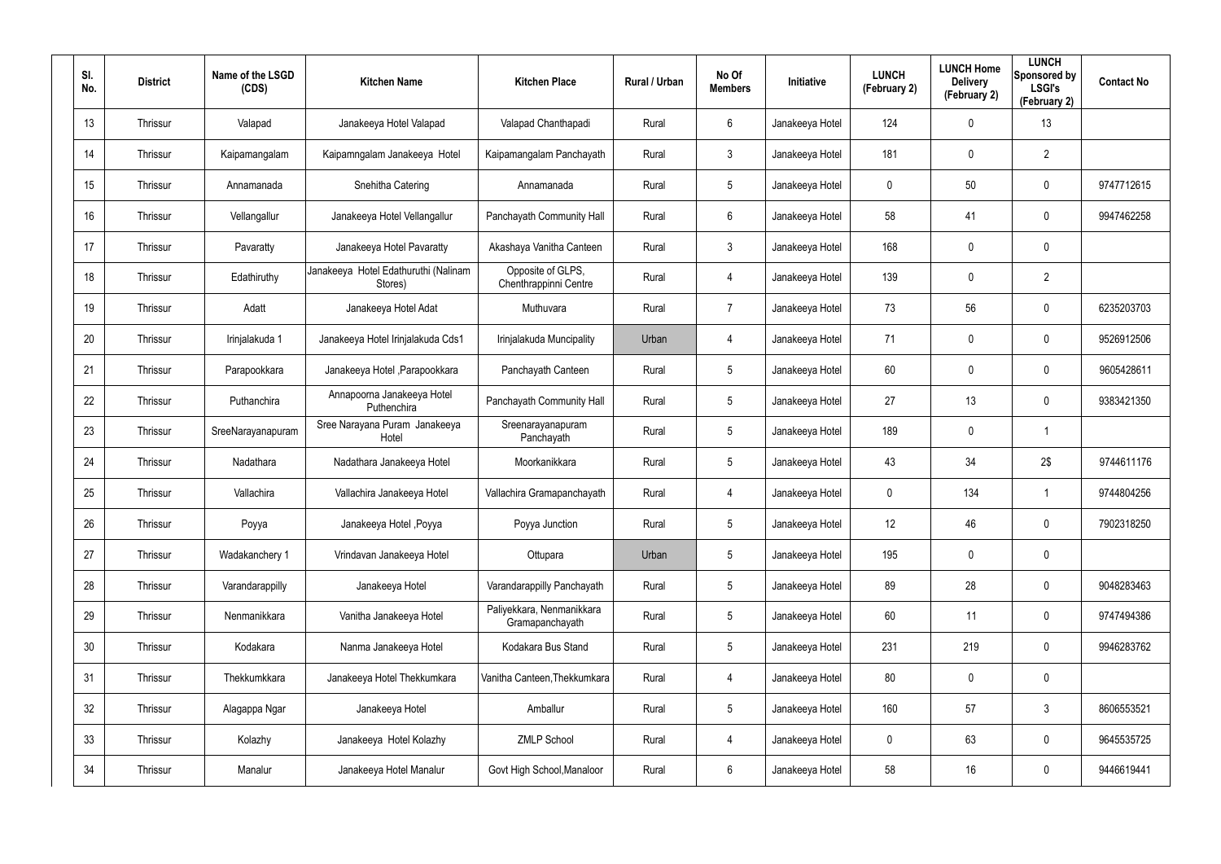| Sl. No. | District | Name of the LSGD (CDS) | Kitchen Name | Kitchen Place | Rural / Urban | No Of Members | Initiative | LUNCH (February 2) | LUNCH Home Delivery (February 2) | LUNCH Sponsored by LSGI's (February 2) | Contact No |
|---|---|---|---|---|---|---|---|---|---|---|---|
| 13 | Thrissur | Valapad | Janakeeya Hotel Valapad | Valapad Chanthapadi | Rural | 6 | Janakeeya Hotel | 124 | 0 | 13 | |
| 14 | Thrissur | Kaipamangalam | Kaipamngalam Janakeeya Hotel | Kaipamangalam Panchayath | Rural | 3 | Janakeeya Hotel | 181 | 0 | 2 | |
| 15 | Thrissur | Annamanada | Snehitha Catering | Annamanada | Rural | 5 | Janakeeya Hotel | 0 | 50 | 0 | 9747712615 |
| 16 | Thrissur | Vellangallur | Janakeeya Hotel Vellangallur | Panchayath Community Hall | Rural | 6 | Janakeeya Hotel | 58 | 41 | 0 | 9947462258 |
| 17 | Thrissur | Pavaratty | Janakeeya Hotel Pavaratty | Akashaya Vanitha Canteen | Rural | 3 | Janakeeya Hotel | 168 | 0 | 0 | |
| 18 | Thrissur | Edathiruthy | Janakeeya Hotel Edathuruthi (Nalinam Stores) | Opposite of GLPS, Chenthrappinni Centre | Rural | 4 | Janakeeya Hotel | 139 | 0 | 2 | |
| 19 | Thrissur | Adatt | Janakeeya Hotel Adat | Muthuvara | Rural | 7 | Janakeeya Hotel | 73 | 56 | 0 | 6235203703 |
| 20 | Thrissur | Irinjalakuda 1 | Janakeeya Hotel Irinjalakuda Cds1 | Irinjalakuda Muncipality | Urban | 4 | Janakeeya Hotel | 71 | 0 | 0 | 9526912506 |
| 21 | Thrissur | Parapookkara | Janakeeya Hotel ,Parapookkara | Panchayath Canteen | Rural | 5 | Janakeeya Hotel | 60 | 0 | 0 | 9605428611 |
| 22 | Thrissur | Puthanchira | Annapoorna Janakeeya Hotel Puthenchira | Panchayath Community Hall | Rural | 5 | Janakeeya Hotel | 27 | 13 | 0 | 9383421350 |
| 23 | Thrissur | SreeNarayanapuram | Sree Narayana Puram Janakeeya Hotel | Sreenarayanapuram Panchayath | Rural | 5 | Janakeeya Hotel | 189 | 0 | 1 | |
| 24 | Thrissur | Nadathara | Nadathara Janakeeya Hotel | Moorkanikkara | Rural | 5 | Janakeeya Hotel | 43 | 34 | 2$ | 9744611176 |
| 25 | Thrissur | Vallachira | Vallachira Janakeeya Hotel | Vallachira Gramapanchayath | Rural | 4 | Janakeeya Hotel | 0 | 134 | 1 | 9744804256 |
| 26 | Thrissur | Poyya | Janakeeya Hotel ,Poyya | Poyya Junction | Rural | 5 | Janakeeya Hotel | 12 | 46 | 0 | 7902318250 |
| 27 | Thrissur | Wadakanchery 1 | Vrindavan Janakeeya Hotel | Ottupara | Urban | 5 | Janakeeya Hotel | 195 | 0 | 0 | |
| 28 | Thrissur | Varandarappilly | Janakeeya Hotel | Varandarappilly Panchayath | Rural | 5 | Janakeeya Hotel | 89 | 28 | 0 | 9048283463 |
| 29 | Thrissur | Nenmanikkara | Vanitha Janakeeya Hotel | Paliyekkara, Nenmanikkara Gramapanchayath | Rural | 5 | Janakeeya Hotel | 60 | 11 | 0 | 9747494386 |
| 30 | Thrissur | Kodakara | Nanma Janakeeya Hotel | Kodakara Bus Stand | Rural | 5 | Janakeeya Hotel | 231 | 219 | 0 | 9946283762 |
| 31 | Thrissur | Thekkumkkara | Janakeeya Hotel Thekkumkara | Vanitha Canteen,Thekkumkara | Rural | 4 | Janakeeya Hotel | 80 | 0 | 0 | |
| 32 | Thrissur | Alagappa Ngar | Janakeeya Hotel | Amballur | Rural | 5 | Janakeeya Hotel | 160 | 57 | 3 | 8606553521 |
| 33 | Thrissur | Kolazhy | Janakeeya Hotel Kolazhy | ZMLP School | Rural | 4 | Janakeeya Hotel | 0 | 63 | 0 | 9645535725 |
| 34 | Thrissur | Manalur | Janakeeya Hotel Manalur | Govt High School,Manaloor | Rural | 6 | Janakeeya Hotel | 58 | 16 | 0 | 9446619441 |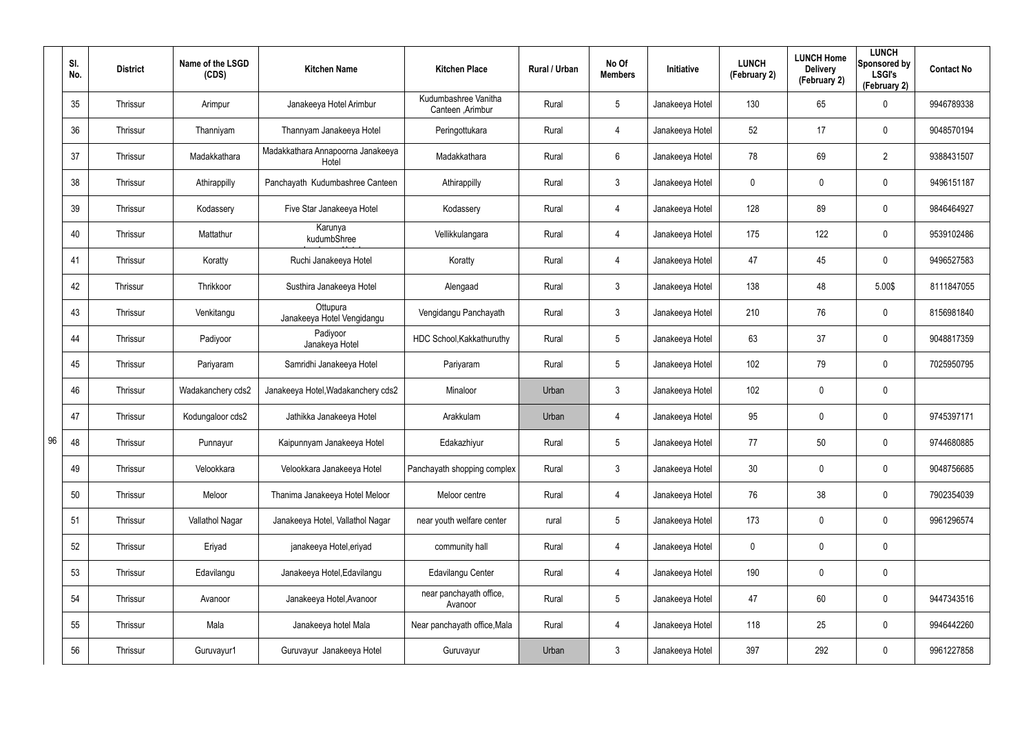| Sl. No. | District | Name of the LSGD (CDS) | Kitchen Name | Kitchen Place | Rural / Urban | No Of Members | Initiative | LUNCH (February 2) | LUNCH Home Delivery (February 2) | LUNCH Sponsored by LSGI's (February 2) | Contact No |
|---|---|---|---|---|---|---|---|---|---|---|---|
| 35 | Thrissur | Arimpur | Janakeeya Hotel Arimbur | Kudumbashree Vanitha Canteen ,Arimbur | Rural | 5 | Janakeeya Hotel | 130 | 65 | 0 | 9946789338 |
| 36 | Thrissur | Thanniyam | Thannyam Janakeeya Hotel | Peringottukara | Rural | 4 | Janakeeya Hotel | 52 | 17 | 0 | 9048570194 |
| 37 | Thrissur | Madakkathara | Madakkathara Annapoorna Janakeeya Hotel | Madakkathara | Rural | 6 | Janakeeya Hotel | 78 | 69 | 2 | 9388431507 |
| 38 | Thrissur | Athirappilly | Panchayath Kudumbashree Canteen | Athirappilly | Rural | 3 | Janakeeya Hotel | 0 | 0 | 0 | 9496151187 |
| 39 | Thrissur | Kodassery | Five Star Janakeeya Hotel | Kodassery | Rural | 4 | Janakeeya Hotel | 128 | 89 | 0 | 9846464927 |
| 40 | Thrissur | Mattathur | Karunya kudumbShree | Vellikkulangara | Rural | 4 | Janakeeya Hotel | 175 | 122 | 0 | 9539102486 |
| 41 | Thrissur | Koratty | Ruchi Janakeeya Hotel | Koratty | Rural | 4 | Janakeeya Hotel | 47 | 45 | 0 | 9496527583 |
| 42 | Thrissur | Thrikkoor | Susthira Janakeeya Hotel | Alengaad | Rural | 3 | Janakeeya Hotel | 138 | 48 | 5.00$ | 8111847055 |
| 43 | Thrissur | Venkitangu | Ottupura Janakeeya Hotel Vengidangu | Vengidangu Panchayath | Rural | 3 | Janakeeya Hotel | 210 | 76 | 0 | 8156981840 |
| 44 | Thrissur | Padiyoor | Padiyoor Janakeya Hotel | HDC School,Kakkathuruthy | Rural | 5 | Janakeeya Hotel | 63 | 37 | 0 | 9048817359 |
| 45 | Thrissur | Pariyaram | Samridhi Janakeeya Hotel | Pariyaram | Rural | 5 | Janakeeya Hotel | 102 | 79 | 0 | 7025950795 |
| 46 | Thrissur | Wadakanchery cds2 | Janakeeya Hotel,Wadakanchery cds2 | Minaloor | Urban | 3 | Janakeeya Hotel | 102 | 0 | 0 | |
| 47 | Thrissur | Kodungaloor cds2 | Jathikka Janakeeya Hotel | Arakkulam | Urban | 4 | Janakeeya Hotel | 95 | 0 | 0 | 9745397171 |
| 48 | Thrissur | Punnayur | Kaipunnyam Janakeeya Hotel | Edakazhiyur | Rural | 5 | Janakeeya Hotel | 77 | 50 | 0 | 9744680885 |
| 49 | Thrissur | Velookkara | Velookkara Janakeeya Hotel | Panchayath shopping complex | Rural | 3 | Janakeeya Hotel | 30 | 0 | 0 | 9048756685 |
| 50 | Thrissur | Meloor | Thanima Janakeeya Hotel Meloor | Meloor centre | Rural | 4 | Janakeeya Hotel | 76 | 38 | 0 | 7902354039 |
| 51 | Thrissur | Vallathol Nagar | Janakeeya Hotel, Vallathol Nagar | near youth welfare center | rural | 5 | Janakeeya Hotel | 173 | 0 | 0 | 9961296574 |
| 52 | Thrissur | Eriyad | janakeeya Hotel,eriyad | community hall | Rural | 4 | Janakeeya Hotel | 0 | 0 | 0 | |
| 53 | Thrissur | Edavilangu | Janakeeya Hotel,Edavilangu | Edavilangu Center | Rural | 4 | Janakeeya Hotel | 190 | 0 | 0 | |
| 54 | Thrissur | Avanoor | Janakeeya Hotel,Avanoor | near panchayath office, Avanoor | Rural | 5 | Janakeeya Hotel | 47 | 60 | 0 | 9447343516 |
| 55 | Thrissur | Mala | Janakeeya hotel Mala | Near panchayath office,Mala | Rural | 4 | Janakeeya Hotel | 118 | 25 | 0 | 9946442260 |
| 56 | Thrissur | Guruvayur1 | Guruvayur Janakeeya Hotel | Guruvayur | Urban | 3 | Janakeeya Hotel | 397 | 292 | 0 | 9961227858 |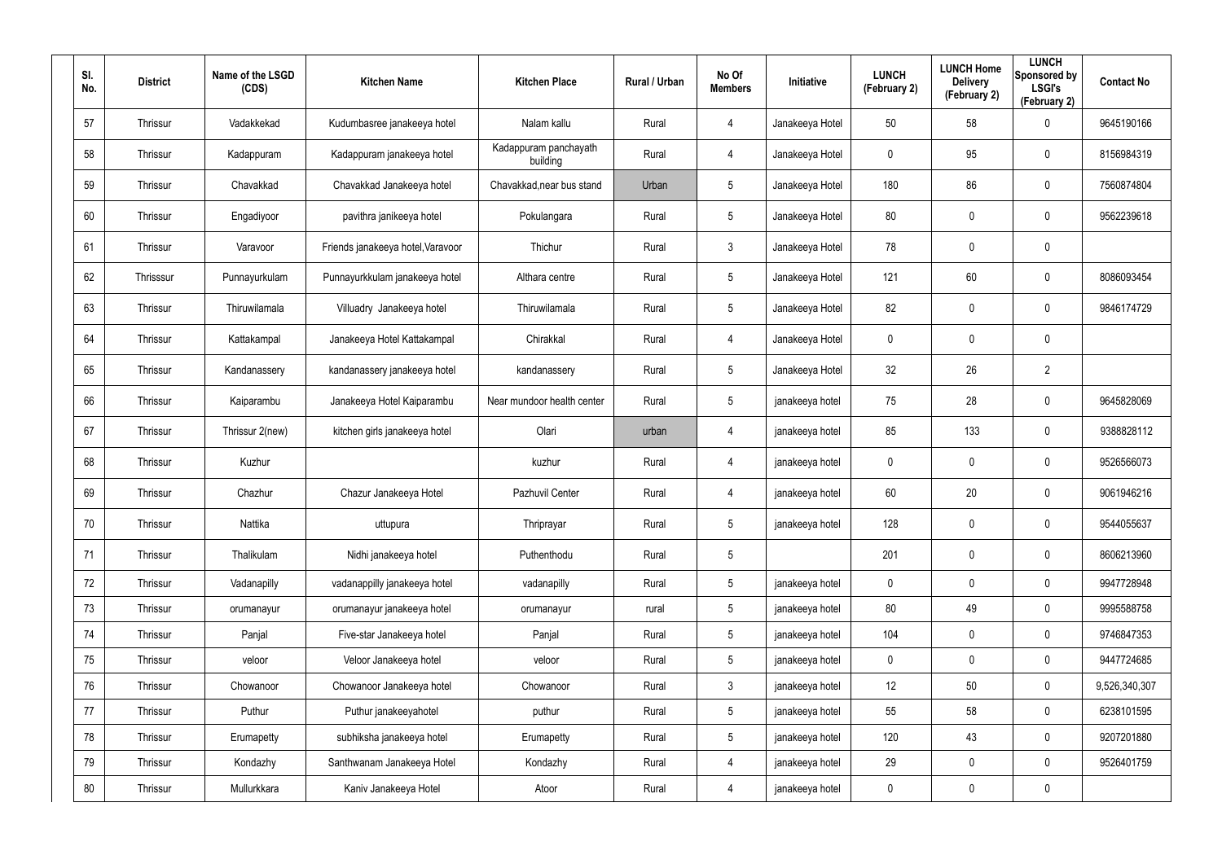| Sl. No. | District | Name of the LSGD (CDS) | Kitchen Name | Kitchen Place | Rural / Urban | No Of Members | Initiative | LUNCH (February 2) | LUNCH Home Delivery (February 2) | LUNCH Sponsored by LSGI's (February 2) | Contact No |
|---|---|---|---|---|---|---|---|---|---|---|---|
| 57 | Thrissur | Vadakkekad | Kudumbasree janakeeya hotel | Nalam kallu | Rural | 4 | Janakeeya Hotel | 50 | 58 | 0 | 9645190166 |
| 58 | Thrissur | Kadappuram | Kadappuram janakeeya hotel | Kadappuram panchayath building | Rural | 4 | Janakeeya Hotel | 0 | 95 | 0 | 8156984319 |
| 59 | Thrissur | Chavakkad | Chavakkad Janakeeya hotel | Chavakkad,near bus stand | Urban | 5 | Janakeeya Hotel | 180 | 86 | 0 | 7560874804 |
| 60 | Thrissur | Engadiyoor | pavithra janikeeya hotel | Pokulangara | Rural | 5 | Janakeeya Hotel | 80 | 0 | 0 | 9562239618 |
| 61 | Thrissur | Varavoor | Friends janakeeya hotel,Varavoor | Thichur | Rural | 3 | Janakeeya Hotel | 78 | 0 | 0 | |
| 62 | Thrisssur | Punnayurkulam | Punnayurkkulam janakeeya hotel | Althara centre | Rural | 5 | Janakeeya Hotel | 121 | 60 | 0 | 8086093454 |
| 63 | Thrissur | Thiruwilamala | Villuadry Janakeeya hotel | Thiruwilamala | Rural | 5 | Janakeeya Hotel | 82 | 0 | 0 | 9846174729 |
| 64 | Thrissur | Kattakampal | Janakeeya Hotel Kattakampal | Chirakkal | Rural | 4 | Janakeeya Hotel | 0 | 0 | 0 | |
| 65 | Thrissur | Kandanassery | kandanassery janakeeya hotel | kandanassery | Rural | 5 | Janakeeya Hotel | 32 | 26 | 2 | |
| 66 | Thrissur | Kaiparambu | Janakeeya Hotel Kaiparambu | Near mundoor health center | Rural | 5 | janakeeya hotel | 75 | 28 | 0 | 9645828069 |
| 67 | Thrissur | Thrissur 2(new) | kitchen girls janakeeya hotel | Olari | urban | 4 | janakeeya hotel | 85 | 133 | 0 | 9388828112 |
| 68 | Thrissur | Kuzhur | | kuzhur | Rural | 4 | janakeeya hotel | 0 | 0 | 0 | 9526566073 |
| 69 | Thrissur | Chazhur | Chazur Janakeeya Hotel | Pazhuvil Center | Rural | 4 | janakeeya hotel | 60 | 20 | 0 | 9061946216 |
| 70 | Thrissur | Nattika | uttupura | Thriprayar | Rural | 5 | janakeeya hotel | 128 | 0 | 0 | 9544055637 |
| 71 | Thrissur | Thalikulam | Nidhi janakeeya hotel | Puthenthodu | Rural | 5 | | 201 | 0 | 0 | 8606213960 |
| 72 | Thrissur | Vadanapilly | vadanappilly janakeeya hotel | vadanapilly | Rural | 5 | janakeeya hotel | 0 | 0 | 0 | 9947728948 |
| 73 | Thrissur | orumanayur | orumanayur janakeeya hotel | orumanayur | rural | 5 | janakeeya hotel | 80 | 49 | 0 | 9995588758 |
| 74 | Thrissur | Panjal | Five-star Janakeeya hotel | Panjal | Rural | 5 | janakeeya hotel | 104 | 0 | 0 | 9746847353 |
| 75 | Thrissur | veloor | Veloor Janakeeya hotel | veloor | Rural | 5 | janakeeya hotel | 0 | 0 | 0 | 9447724685 |
| 76 | Thrissur | Chowanoor | Chowanoor Janakeeya hotel | Chowanoor | Rural | 3 | janakeeya hotel | 12 | 50 | 0 | 9,526,340,307 |
| 77 | Thrissur | Puthur | Puthur janakeeyahotel | puthur | Rural | 5 | janakeeya hotel | 55 | 58 | 0 | 6238101595 |
| 78 | Thrissur | Erumapetty | subhiksha janakeeya hotel | Erumapetty | Rural | 5 | janakeeya hotel | 120 | 43 | 0 | 9207201880 |
| 79 | Thrissur | Kondazhy | Santhwanam Janakeeya Hotel | Kondazhy | Rural | 4 | janakeeya hotel | 29 | 0 | 0 | 9526401759 |
| 80 | Thrissur | Mullurkkara | Kaniv Janakeeya Hotel | Atoor | Rural | 4 | janakeeya hotel | 0 | 0 | 0 | |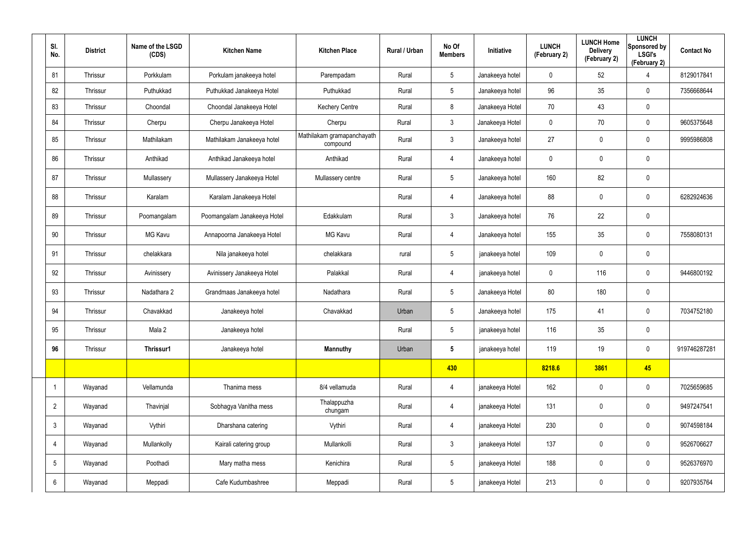| Sl. No. | District | Name of the LSGD (CDS) | Kitchen Name | Kitchen Place | Rural / Urban | No Of Members | Initiative | LUNCH (February 2) | LUNCH Home Delivery (February 2) | LUNCH Sponsored by LSGI's (February 2) | Contact No |
|---|---|---|---|---|---|---|---|---|---|---|---|
| 81 | Thrissur | Porkkulam | Porkulam janakeeya hotel | Parempadam | Rural | 5 | Janakeeya hotel | 0 | 52 | 4 | 8129017841 |
| 82 | Thrissur | Puthukkad | Puthukkad Janakeeya Hotel | Puthukkad | Rural | 5 | Janakeeya hotel | 96 | 35 | 0 | 7356668644 |
| 83 | Thrissur | Choondal | Choondal Janakeeya Hotel | Kechery Centre | Rural | 8 | Janakeeya Hotel | 70 | 43 | 0 | |
| 84 | Thrissur | Cherpu | Cherpu Janakeeya Hotel | Cherpu | Rural | 3 | Janakeeya Hotel | 0 | 70 | 0 | 9605375648 |
| 85 | Thrissur | Mathilakam | Mathilakam Janakeeya hotel | Mathilakam gramapanchayath compound | Rural | 3 | Janakeeya hotel | 27 | 0 | 0 | 9995986808 |
| 86 | Thrissur | Anthikad | Anthikad Janakeeya hotel | Anthikad | Rural | 4 | Janakeeya hotel | 0 | 0 | 0 | |
| 87 | Thrissur | Mullassery | Mullassery Janakeeya Hotel | Mullassery centre | Rural | 5 | Janakeeya hotel | 160 | 82 | 0 | |
| 88 | Thrissur | Karalam | Karalam Janakeeya Hotel | | Rural | 4 | Janakeeya hotel | 88 | 0 | 0 | 6282924636 |
| 89 | Thrissur | Poomangalam | Poomangalam Janakeeya Hotel | Edakkulam | Rural | 3 | Janakeeya hotel | 76 | 22 | 0 | |
| 90 | Thrissur | MG Kavu | Annapoorna Janakeeya Hotel | MG Kavu | Rural | 4 | Janakeeya hotel | 155 | 35 | 0 | 7558080131 |
| 91 | Thrissur | chelakkara | Nila janakeeya hotel | chelakkara | rural | 5 | janakeeya hotel | 109 | 0 | 0 | |
| 92 | Thrissur | Avinissery | Avinissery Janakeeya Hotel | Palakkal | Rural | 4 | janakeeya hotel | 0 | 116 | 0 | 9446800192 |
| 93 | Thrissur | Nadathara 2 | Grandmaas Janakeeya hotel | Nadathara | Rural | 5 | Janakeeya Hotel | 80 | 180 | 0 | |
| 94 | Thrissur | Chavakkad | Janakeeya hotel | Chavakkad | Urban | 5 | Janakeeya hotel | 175 | 41 | 0 | 7034752180 |
| 95 | Thrissur | Mala 2 | Janakeeya hotel | | Rural | 5 | janakeeya hotel | 116 | 35 | 0 | |
| **96** | Thrissur | **Thrissur1** | Janakeeya hotel | **Mannuthy** | Urban | **5** | janakeeya hotel | 119 | 19 | 0 | 919746287281 |
| | | | | | | **430** | | **8218.6** | **3861** | **45** | |
| 1 | Wayanad | Vellamunda | Thanima mess | 8/4 vellamuda | Rural | 4 | janakeeya Hotel | 162 | 0 | 0 | 7025659685 |
| 2 | Wayanad | Thavinjal | Sobhagya Vanitha mess | Thalappuzha chungam | Rural | 4 | janakeeya Hotel | 131 | 0 | 0 | 9497247541 |
| 3 | Wayanad | Vythiri | Dharshana catering | Vythiri | Rural | 4 | janakeeya Hotel | 230 | 0 | 0 | 9074598184 |
| 4 | Wayanad | Mullankolly | Kairali catering group | Mullankolli | Rural | 3 | janakeeya Hotel | 137 | 0 | 0 | 9526706627 |
| 5 | Wayanad | Poothadi | Mary matha mess | Kenichira | Rural | 5 | janakeeya Hotel | 188 | 0 | 0 | 9526376970 |
| 6 | Wayanad | Meppadi | Cafe Kudumbashree | Meppadi | Rural | 5 | janakeeya Hotel | 213 | 0 | 0 | 9207935764 |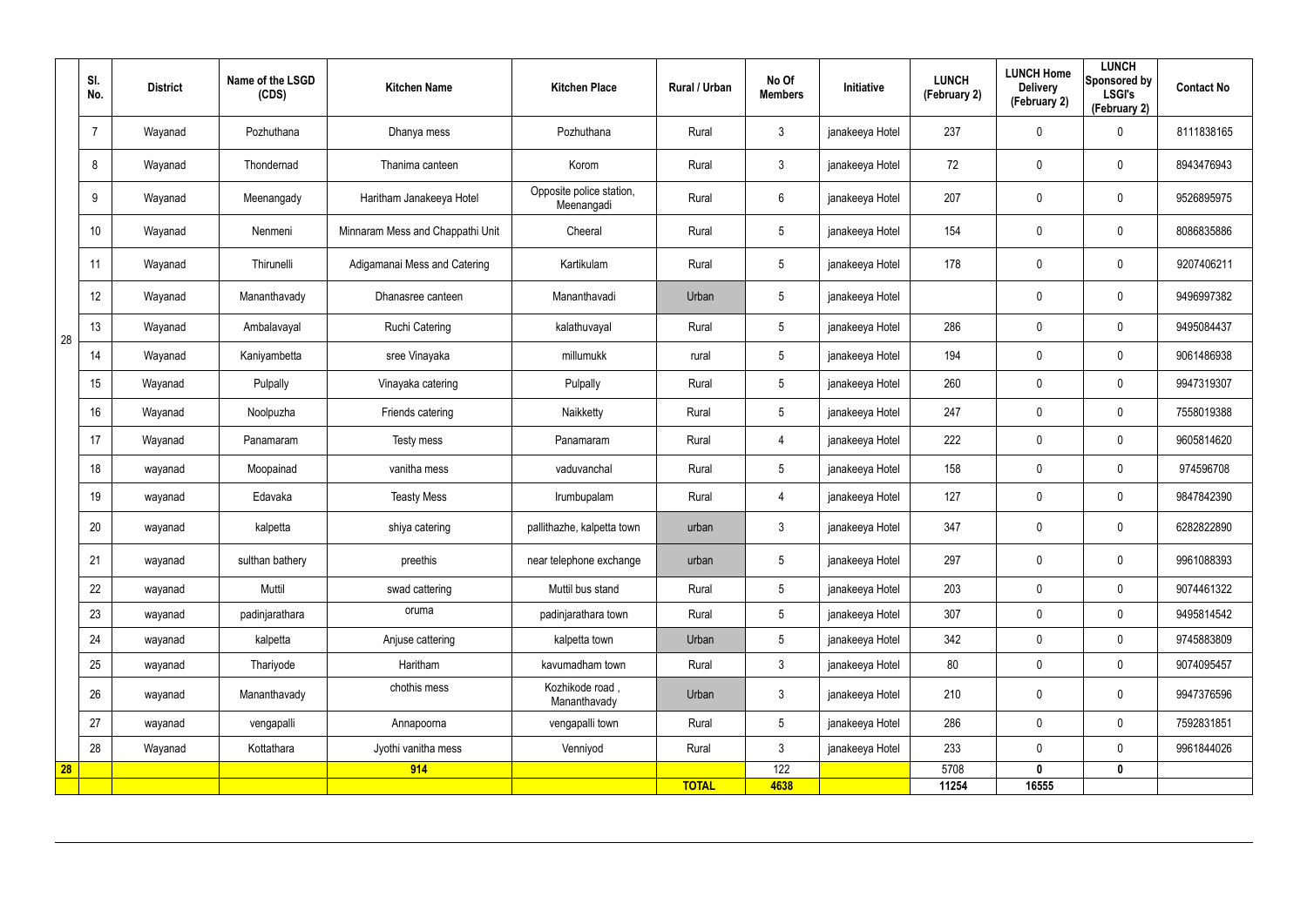| | Sl. No. | District | Name of the LSGD (CDS) | Kitchen Name | Kitchen Place | Rural / Urban | No Of Members | Initiative | LUNCH (February 2) | LUNCH Home Delivery (February 2) | LUNCH Sponsored by LSGI's (February 2) | Contact No |
|---|---|---|---|---|---|---|---|---|---|---|---|---|
| 28 | 7 | Wayanad | Pozhuthana | Dhanya mess | Pozhuthana | Rural | 3 | janakeeya Hotel | 237 | 0 | 0 | 8111838165 |
| | 8 | Wayanad | Thondernad | Thanima canteen | Korom | Rural | 3 | janakeeya Hotel | 72 | 0 | 0 | 8943476943 |
| | 9 | Wayanad | Meenangady | Haritham Janakeeya Hotel | Opposite police station, Meenangadi | Rural | 6 | janakeeya Hotel | 207 | 0 | 0 | 9526895975 |
| | 10 | Wayanad | Nenmeni | Minnaram Mess and Chappathi Unit | Cheeral | Rural | 5 | janakeeya Hotel | 154 | 0 | 0 | 8086835886 |
| | 11 | Wayanad | Thirunelli | Adigamanai Mess and Catering | Kartikulam | Rural | 5 | janakeeya Hotel | 178 | 0 | 0 | 9207406211 |
| | 12 | Wayanad | Mananthavady | Dhanasree canteen | Mananthavadi | Urban | 5 | janakeeya Hotel | | 0 | 0 | 9496997382 |
| | 13 | Wayanad | Ambalavayal | Ruchi Catering | kalathuvayal | Rural | 5 | janakeeya Hotel | 286 | 0 | 0 | 9495084437 |
| | 14 | Wayanad | Kaniyambetta | sree Vinayaka | millumukk | rural | 5 | janakeeya Hotel | 194 | 0 | 0 | 9061486938 |
| | 15 | Wayanad | Pulpally | Vinayaka catering | Pulpally | Rural | 5 | janakeeya Hotel | 260 | 0 | 0 | 9947319307 |
| | 16 | Wayanad | Noolpuzha | Friends catering | Naikketty | Rural | 5 | janakeeya Hotel | 247 | 0 | 0 | 7558019388 |
| | 17 | Wayanad | Panamaram | Testy mess | Panamaram | Rural | 4 | janakeeya Hotel | 222 | 0 | 0 | 9605814620 |
| | 18 | wayanad | Moopainad | vanitha mess | vaduvanchal | Rural | 5 | janakeeya Hotel | 158 | 0 | 0 | 974596708 |
| | 19 | wayanad | Edavaka | Teasty Mess | Irumbupalam | Rural | 4 | janakeeya Hotel | 127 | 0 | 0 | 9847842390 |
| | 20 | wayanad | kalpetta | shiya catering | pallithazhe, kalpetta town | urban | 3 | janakeeya Hotel | 347 | 0 | 0 | 6282822890 |
| | 21 | wayanad | sulthan bathery | preethis | near telephone exchange | urban | 5 | janakeeya Hotel | 297 | 0 | 0 | 9961088393 |
| | 22 | wayanad | Muttil | swad cattering | Muttil bus stand | Rural | 5 | janakeeya Hotel | 203 | 0 | 0 | 9074461322 |
| | 23 | wayanad | padinjarathara | oruma | padinjarathara town | Rural | 5 | janakeeya Hotel | 307 | 0 | 0 | 9495814542 |
| | 24 | wayanad | kalpetta | Anjuse cattering | kalpetta town | Urban | 5 | janakeeya Hotel | 342 | 0 | 0 | 9745883809 |
| | 25 | wayanad | Thariyode | Haritham | kavumadham town | Rural | 3 | janakeeya Hotel | 80 | 0 | 0 | 9074095457 |
| | 26 | wayanad | Mananthavady | chothis mess | Kozhikode road , Mananthavady | Urban | 3 | janakeeya Hotel | 210 | 0 | 0 | 9947376596 |
| | 27 | wayanad | vengapalli | Annapoorna | vengapalli town | Rural | 5 | janakeeya Hotel | 286 | 0 | 0 | 7592831851 |
| | 28 | Wayanad | Kottathara | Jyothi vanitha mess | Venniyod | Rural | 3 | janakeeya Hotel | 233 | 0 | 0 | 9961844026 |
| **28** | | | | **914** | | | 122 | | 5708 | **0** | **0** | |
| | | | | | | **TOTAL** | **4638** | | **11254** | **16555** | | |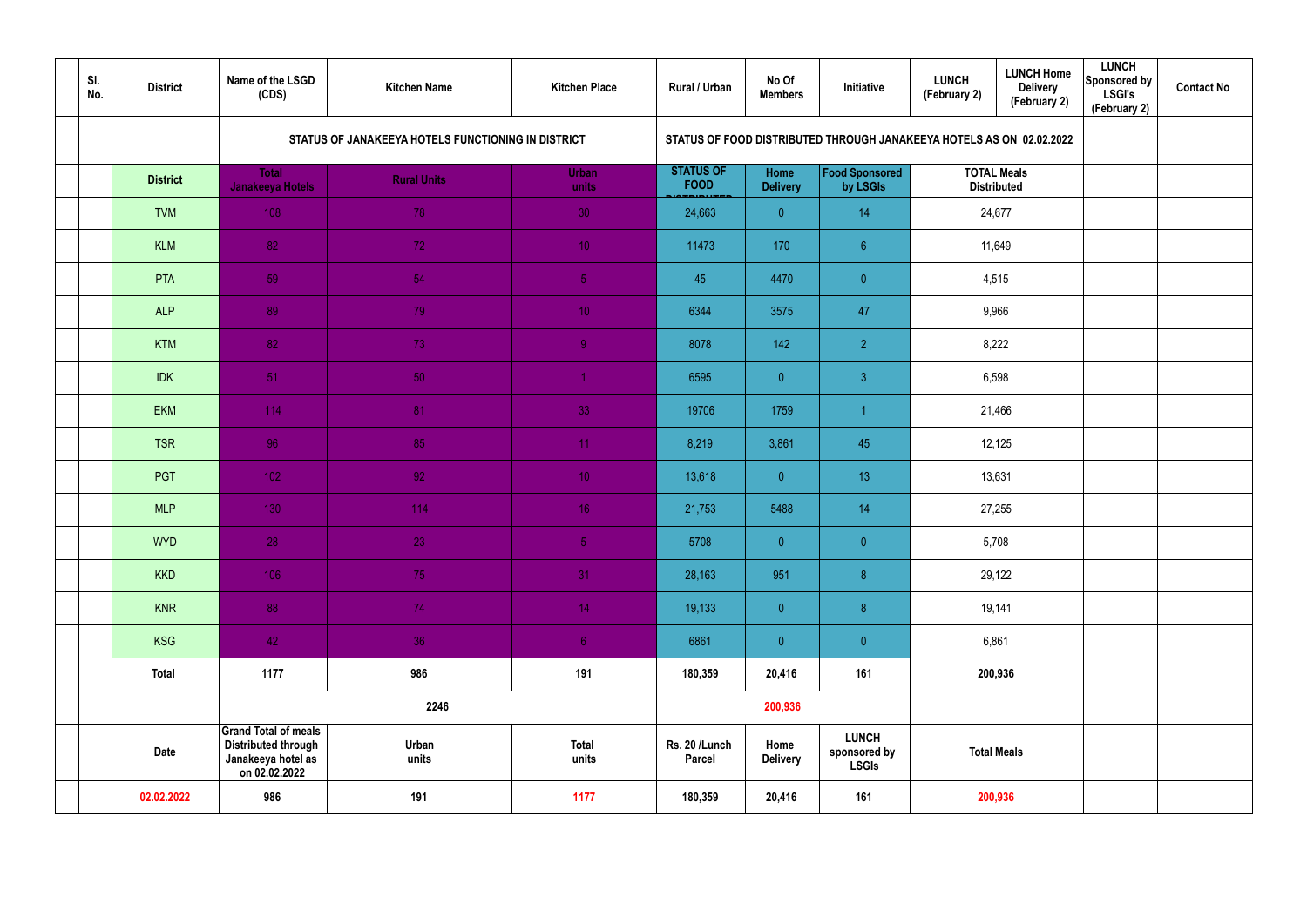| | Sl. No. | District | Name of the LSGD (CDS) | Kitchen Name | Kitchen Place | Rural / Urban | No Of Members | Initiative | LUNCH (February 2) | LUNCH Home Delivery (February 2) | LUNCH Sponsored by LSGI's (February 2) | Contact No |
|---|---|---|---|---|---|---|---|---|---|---|---|---|
| | | | STATUS OF JANAKEEYA HOTELS FUNCTIONING IN DISTRICT | | | STATUS OF FOOD DISTRIBUTED THROUGH JANAKEEYA HOTELS AS ON 02.02.2022 | | | | | | |
| | | District | Total Janakeeya Hotels | Rural Units | Urban units | STATUS OF FOOD DISTRIBUTED | Home Delivery | Food Sponsored by LSGIs | TOTAL Meals Distributed | | | |
| | | TVM | 108 | 78 | 30 | 24,663 | 0 | 14 | 24,677 | | | |
| | | KLM | 82 | 72 | 10 | 11473 | 170 | 6 | 11,649 | | | |
| | | PTA | 59 | 54 | 5 | 45 | 4470 | 0 | 4,515 | | | |
| | | ALP | 89 | 79 | 10 | 6344 | 3575 | 47 | 9,966 | | | |
| | | KTM | 82 | 73 | 9 | 8078 | 142 | 2 | 8,222 | | | |
| | | IDK | 51 | 50 | 1 | 6595 | 0 | 3 | 6,598 | | | |
| | | EKM | 114 | 81 | 33 | 19706 | 1759 | 1 | 21,466 | | | |
| | | TSR | 96 | 85 | 11 | 8,219 | 3,861 | 45 | 12,125 | | | |
| | | PGT | 102 | 92 | 10 | 13,618 | 0 | 13 | 13,631 | | | |
| | | MLP | 130 | 114 | 16 | 21,753 | 5488 | 14 | 27,255 | | | |
| | | WYD | 28 | 23 | 5 | 5708 | 0 | 0 | 5,708 | | | |
| | | KKD | 106 | 75 | 31 | 28,163 | 951 | 8 | 29,122 | | | |
| | | KNR | 88 | 74 | 14 | 19,133 | 0 | 8 | 19,141 | | | |
| | | KSG | 42 | 36 | 6 | 6861 | 0 | 0 | 6,861 | | | |
| | | Total | 1177 | 986 | 191 | 180,359 | 20,416 | 161 | 200,936 | | | |
| | | | 2246 | | | | 200,936 | | | | | |
| | | Date | Grand Total of meals Distributed through Janakeeya hotel as on 02.02.2022 | Urban units | Total units | Rs. 20 /Lunch Parcel | Home Delivery | LUNCH sponsored by LSGIs | Total Meals | | | |
| | | 02.02.2022 | 986 | 191 | 1177 | 180,359 | 20,416 | 161 | 200,936 | | | |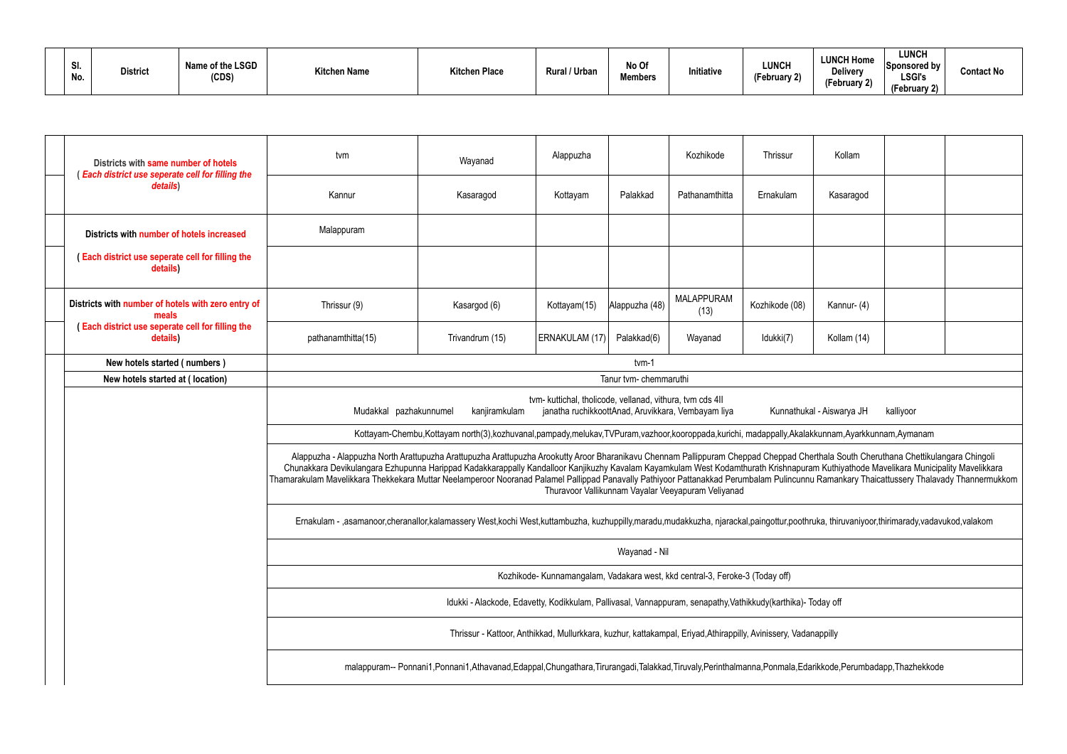| Sl. No. | District | Name of the LSGD (CDS) | Kitchen Name | Kitchen Place | Rural / Urban | No Of Members | Initiative | LUNCH (February 2) | LUNCH Home Delivery (February 2) | LUNCH Sponsored by LSGI's (February 2) | Contact No |
|---|---|---|---|---|---|---|---|---|---|---|---|

| | | | | | | | | | |
|---|---|---|---|---|---|---|---|---|---|
| | Districts with same number of hotels ( *Each district use seperate cell for filling the details*) | tvm | Wayanad | Alappuzha | | Kozhikode | Thrissur | Kollam | | |
| | | Kannur | Kasaragod | Kottayam | Palakkad | Pathanamthitta | Ernakulam | Kasaragod | | |
| | Districts with number of hotels increased | Malappuram | | | | | | | | |
| | ( Each district use seperate cell for filling the details) | | | | | | | | | |
| | Districts with number of hotels with zero entry of meals ( Each district use seperate cell for filling the details) | Thrissur (9) | Kasargod (6) | Kottayam(15) | Alappuzha (48) | MALAPPURAM (13) | Kozhikode (08) | Kannur- (4) | | |
| | | pathanamthitta(15) | Trivandrum (15) | ERNAKULAM (17) | Palakkad(6) | Wayanad | Idukki(7) | Kollam (14) | | |
| | New hotels started ( numbers ) | tvm-1 | | | | | | | | |
| | New hotels started at ( location) | Tanur tvm- chemmaruthi | | | | | | | | |
| | | Mudakkal pazhakunnumel kanjiramkulam tvm- kuttichal, tholicode, vellanad, vithura, tvm cds 4II janatha ruchikkoottAnad, Aruvikkara, Vembayam liya Kunnathukal - Aiswarya JH kalliyoor | | | | | | | | |
| | | Kottayam-Chembu,Kottayam north(3),kozhuvanal,pampady,melukav,TVPuram,vazhoor,kooroppada,kurichi, madappally,Akalakkunnam,Ayarkkunnam,Aymanam | | | | | | | | |
| | | Alappuzha - Alappuzha North Arattupuzha Arattupuzha Arattupuzha Arookutty Aroor Bharanikavu Chennam Pallippuram Cheppad Cheppad Cherthala South Cheruthana Chettikulangara Chingoli Chunakkara Devikulangara Ezhupunna Harippad Kadakkarappally Kandalloor Kanjikuzhy Kavalam Kayamkulam West Kodamthurath Krishnapuram Kuthiyathode Mavelikara Municipality Mavelikkara Thamarakulam Mavelikkara Thekkekara Muttar Neelamperoor Nooranad Palamel Pallippad Panavally Pathiyoor Pattanakkad Perumbalam Pulincunnu Ramankary Thaicattussery Thalavady Thannermukkom Thuravoor Vallikunnam Vayalar Veeyapuram Veliyanad | | | | | | | | |
| | | Ernakulam - ,asamanoor,cheranallor,kalamassery West,kochi West,kuttambuzha, kuzhuppilly,maradu,mudakkuzha, njarackal,paingottur,poothruka, thiruvaniyoor,thirimarady,vadavukod,valakom | | | | | | | | |
| | | Wayanad - Nil | | | | | | | | |
| | | Kozhikode- Kunnamangalam, Vadakara west, kkd central-3, Feroke-3 (Today off) | | | | | | | | |
| | | Idukki - Alackode, Edavetty, Kodikkulam, Pallivasal, Vannappuram, senapathy,Vathikkudy(karthika)- Today off | | | | | | | | |
| | | Thrissur - Kattoor, Anthikkad, Mullurkkara, kuzhur, kattakampal, Eriyad,Athirappilly, Avinissery, Vadanappilly | | | | | | | | |
| | | malappuram-- Ponnani1,Ponnani1,Athavanad,Edappal,Chungathara,Tirurangadi,Talakkad,Tiruvaly,Perinthalmanna,Ponmala,Edarikkode,Perumbadapp,Thazhekkode | | | | | | | | |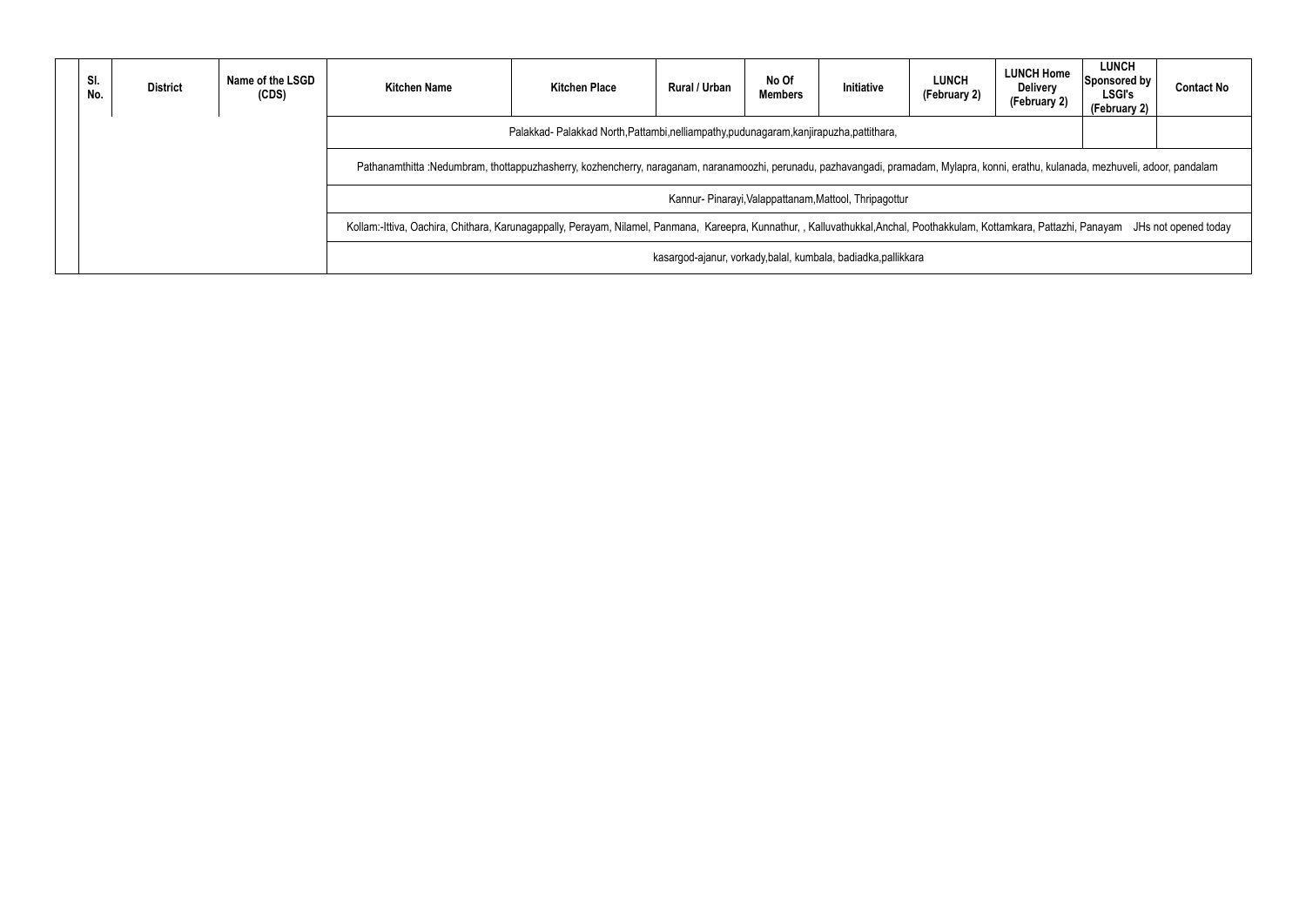| | Sl. No. | District | Name of the LSGD (CDS) | Kitchen Name | Kitchen Place | Rural / Urban | No Of Members | Initiative | LUNCH (February 2) | LUNCH Home Delivery (February 2) | LUNCH Sponsored by LSGI's (February 2) | Contact No |
|---|---|---|---|---|---|---|---|---|---|---|---|---|
| | | | | Palakkad- Palakkad North,Pattambi,nelliampathy,pudunagaram,kanjirapuzha,pattithara, | | | | | | | | |
| | | | | Pathanamthitta :Nedumbram, thottappuzhasherry, kozhencherry, naraganam, naranamoozhi, perunadu, pazhavangadi, pramadam, Mylapra, konni, erathu, kulanada, mezhuveli, adoor, pandalam | | | | | | | | |
| | | | | Kannur- Pinarayi,Valappattanam,Mattool, Thripagottur | | | | | | | | |
| | | | | Kollam:-Ittiva, Oachira, Chithara, Karunagappally, Perayam, Nilamel, Panmana, Kareepra, Kunnathur, , Kalluvathukkal,Anchal, Poothakkulam, Kottamkara, Pattazhi, Panayam JHs not opened today | | | | | | | | |
| | | | | kasargod-ajanur, vorkady,balal, kumbala, badiadka,pallikkara | | | | | | | | |